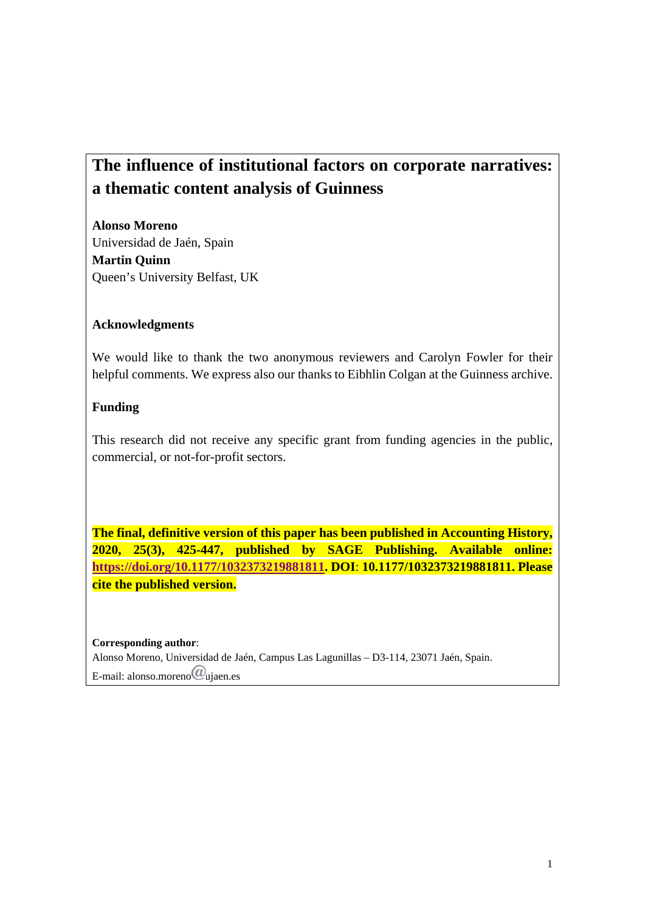# The influence of institutional factors on corporate narratives: a thematic content analysis of Guinness

**Alonso Moreno**
Universidad de Jaén, Spain
**Martin Quinn**
Queen's University Belfast, UK

## Acknowledgments

We would like to thank the two anonymous reviewers and Carolyn Fowler for their helpful comments. We express also our thanks to Eibhlin Colgan at the Guinness archive.

## Funding

This research did not receive any specific grant from funding agencies in the public, commercial, or not-for-profit sectors.

**The final, definitive version of this paper has been published in Accounting History, 2020, 25(3), 425-447, published by SAGE Publishing. Available online: https://doi.org/10.1177/1032373219881811. DOI: 10.1177/1032373219881811. Please cite the published version.**

**Corresponding author**:
Alonso Moreno, Universidad de Jaén, Campus Las Lagunillas – D3-114, 23071 Jaén, Spain.
E-mail: alonso.moreno@ujaen.es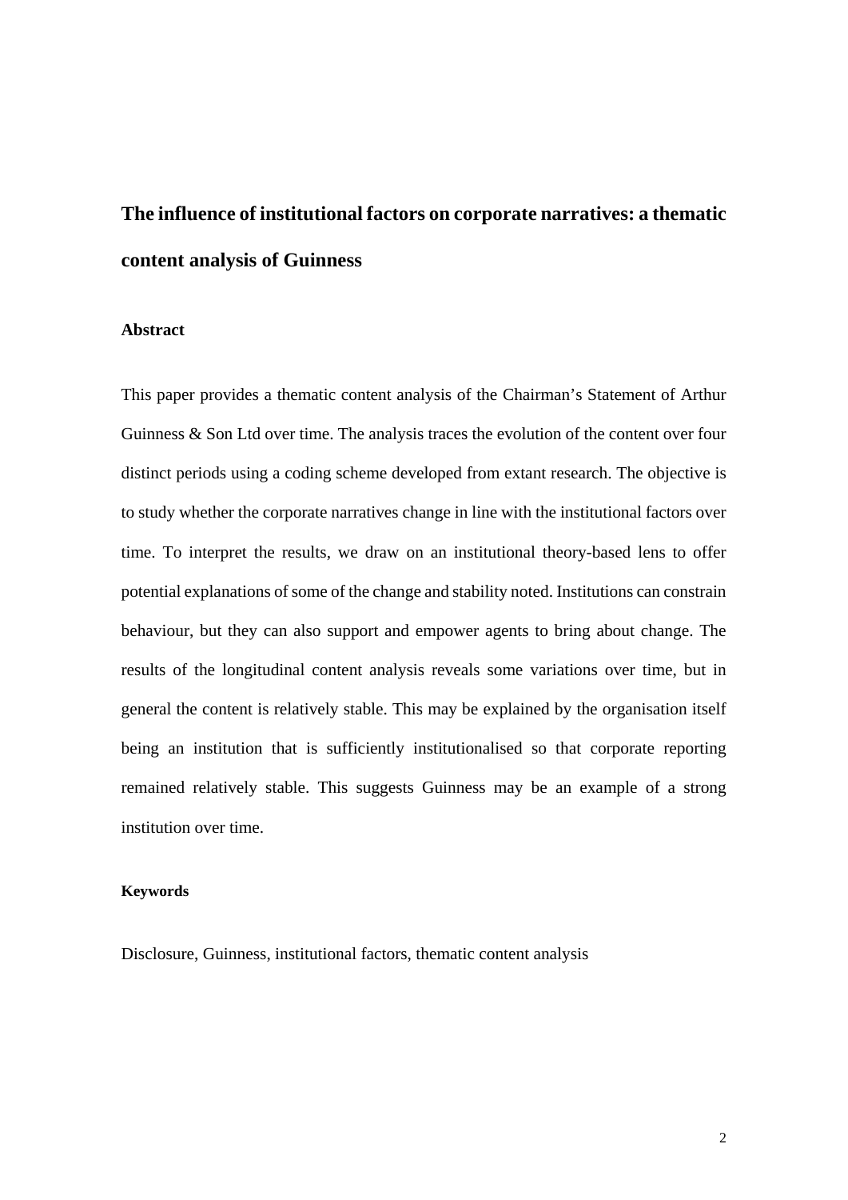# The influence of institutional factors on corporate narratives: a thematic content analysis of Guinness

## Abstract

This paper provides a thematic content analysis of the Chairman's Statement of Arthur Guinness & Son Ltd over time. The analysis traces the evolution of the content over four distinct periods using a coding scheme developed from extant research. The objective is to study whether the corporate narratives change in line with the institutional factors over time. To interpret the results, we draw on an institutional theory-based lens to offer potential explanations of some of the change and stability noted. Institutions can constrain behaviour, but they can also support and empower agents to bring about change. The results of the longitudinal content analysis reveals some variations over time, but in general the content is relatively stable. This may be explained by the organisation itself being an institution that is sufficiently institutionalised so that corporate reporting remained relatively stable. This suggests Guinness may be an example of a strong institution over time.

#### Keywords

Disclosure, Guinness, institutional factors, thematic content analysis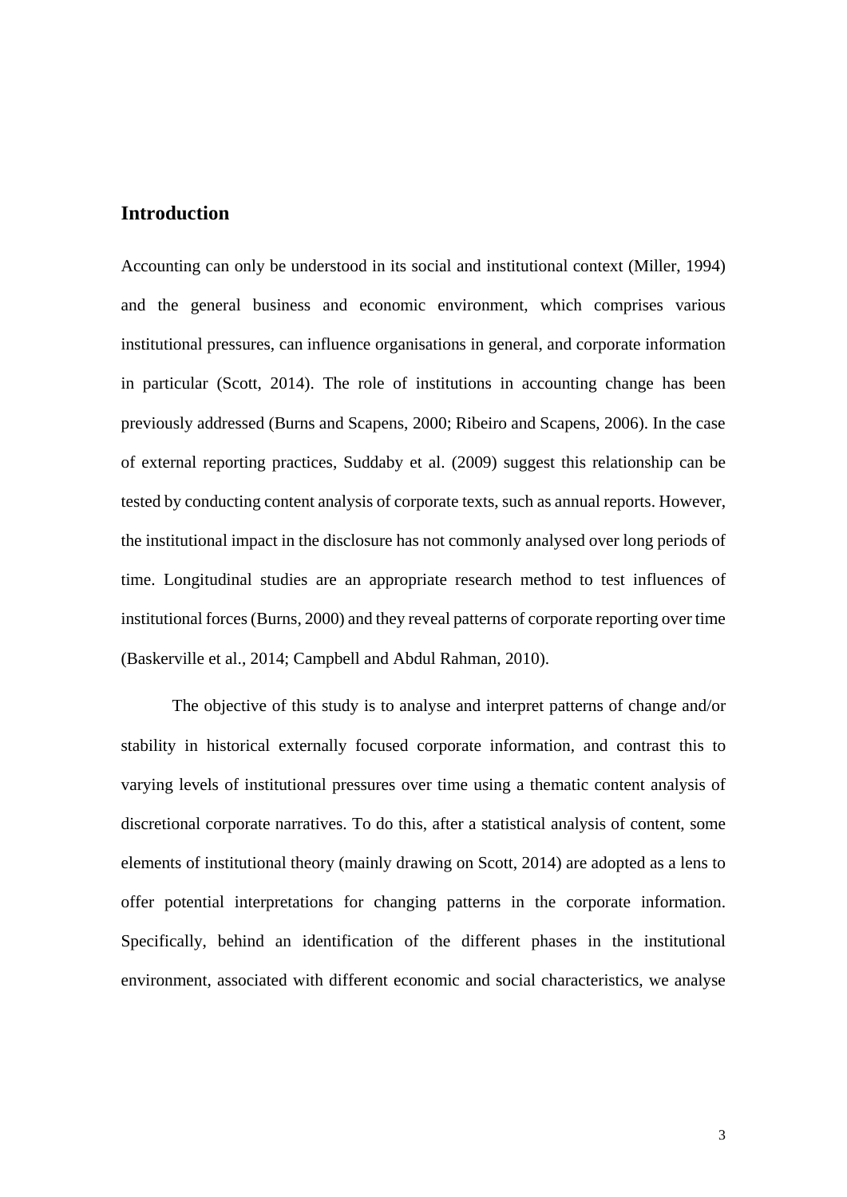## Introduction

Accounting can only be understood in its social and institutional context (Miller, 1994) and the general business and economic environment, which comprises various institutional pressures, can influence organisations in general, and corporate information in particular (Scott, 2014). The role of institutions in accounting change has been previously addressed (Burns and Scapens, 2000; Ribeiro and Scapens, 2006). In the case of external reporting practices, Suddaby et al. (2009) suggest this relationship can be tested by conducting content analysis of corporate texts, such as annual reports. However, the institutional impact in the disclosure has not commonly analysed over long periods of time. Longitudinal studies are an appropriate research method to test influences of institutional forces (Burns, 2000) and they reveal patterns of corporate reporting over time (Baskerville et al., 2014; Campbell and Abdul Rahman, 2010).

The objective of this study is to analyse and interpret patterns of change and/or stability in historical externally focused corporate information, and contrast this to varying levels of institutional pressures over time using a thematic content analysis of discretional corporate narratives. To do this, after a statistical analysis of content, some elements of institutional theory (mainly drawing on Scott, 2014) are adopted as a lens to offer potential interpretations for changing patterns in the corporate information. Specifically, behind an identification of the different phases in the institutional environment, associated with different economic and social characteristics, we analyse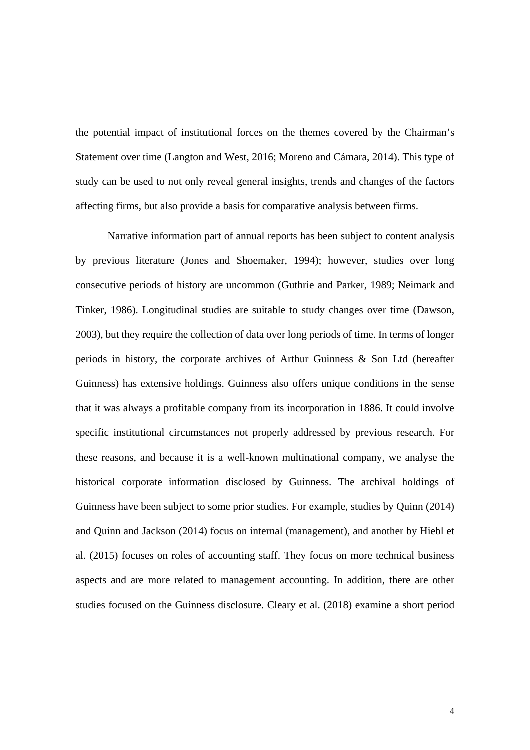the potential impact of institutional forces on the themes covered by the Chairman's Statement over time (Langton and West, 2016; Moreno and Cámara, 2014). This type of study can be used to not only reveal general insights, trends and changes of the factors affecting firms, but also provide a basis for comparative analysis between firms.

Narrative information part of annual reports has been subject to content analysis by previous literature (Jones and Shoemaker, 1994); however, studies over long consecutive periods of history are uncommon (Guthrie and Parker, 1989; Neimark and Tinker, 1986). Longitudinal studies are suitable to study changes over time (Dawson, 2003), but they require the collection of data over long periods of time. In terms of longer periods in history, the corporate archives of Arthur Guinness & Son Ltd (hereafter Guinness) has extensive holdings. Guinness also offers unique conditions in the sense that it was always a profitable company from its incorporation in 1886. It could involve specific institutional circumstances not properly addressed by previous research. For these reasons, and because it is a well-known multinational company, we analyse the historical corporate information disclosed by Guinness. The archival holdings of Guinness have been subject to some prior studies. For example, studies by Quinn (2014) and Quinn and Jackson (2014) focus on internal (management), and another by Hiebl et al. (2015) focuses on roles of accounting staff. They focus on more technical business aspects and are more related to management accounting. In addition, there are other studies focused on the Guinness disclosure. Cleary et al. (2018) examine a short period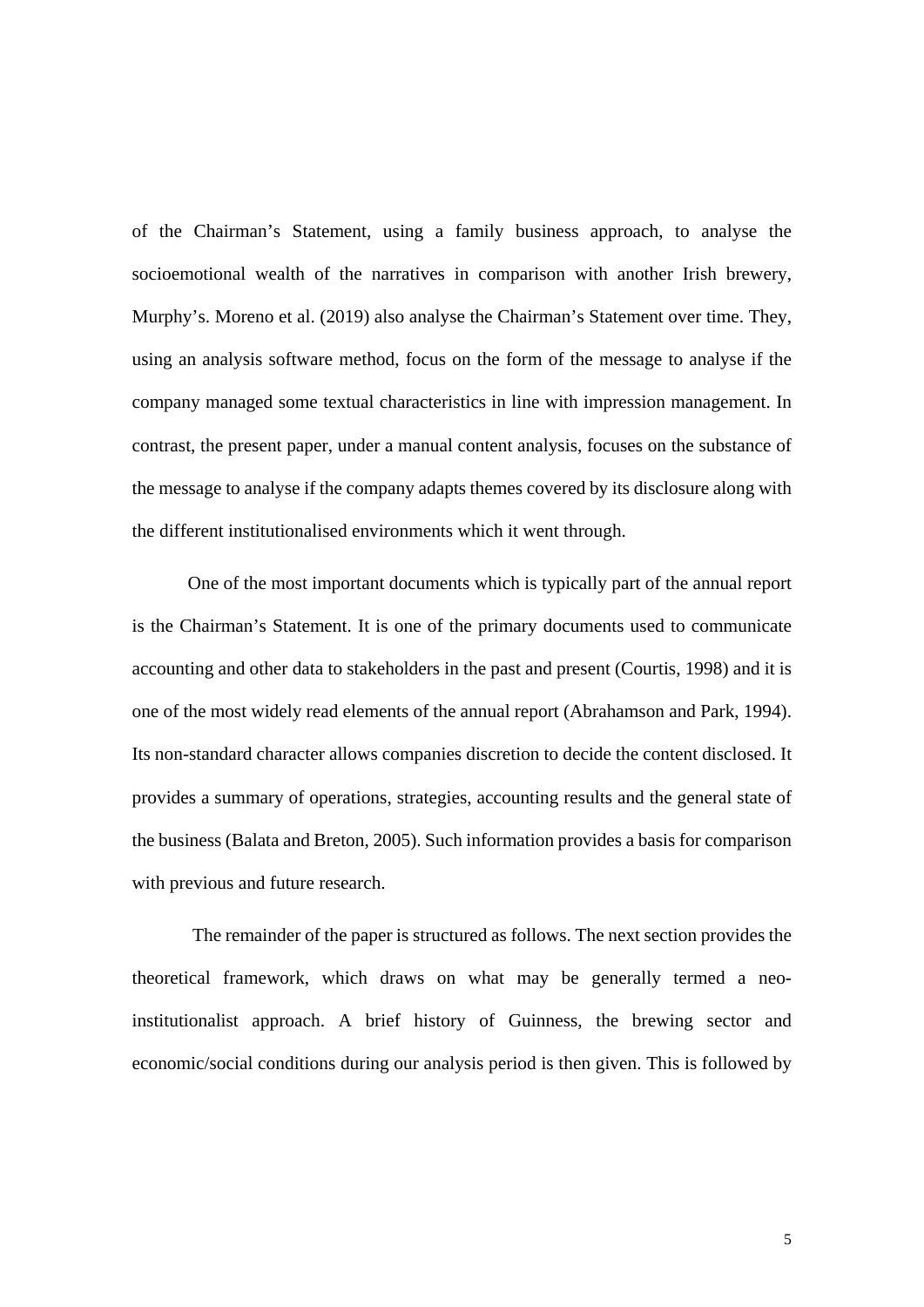of the Chairman's Statement, using a family business approach, to analyse the socioemotional wealth of the narratives in comparison with another Irish brewery, Murphy's. Moreno et al. (2019) also analyse the Chairman's Statement over time. They, using an analysis software method, focus on the form of the message to analyse if the company managed some textual characteristics in line with impression management. In contrast, the present paper, under a manual content analysis, focuses on the substance of the message to analyse if the company adapts themes covered by its disclosure along with the different institutionalised environments which it went through.

One of the most important documents which is typically part of the annual report is the Chairman's Statement. It is one of the primary documents used to communicate accounting and other data to stakeholders in the past and present (Courtis, 1998) and it is one of the most widely read elements of the annual report (Abrahamson and Park, 1994). Its non-standard character allows companies discretion to decide the content disclosed. It provides a summary of operations, strategies, accounting results and the general state of the business (Balata and Breton, 2005). Such information provides a basis for comparison with previous and future research.

The remainder of the paper is structured as follows. The next section provides the theoretical framework, which draws on what may be generally termed a neo-institutionalist approach. A brief history of Guinness, the brewing sector and economic/social conditions during our analysis period is then given. This is followed by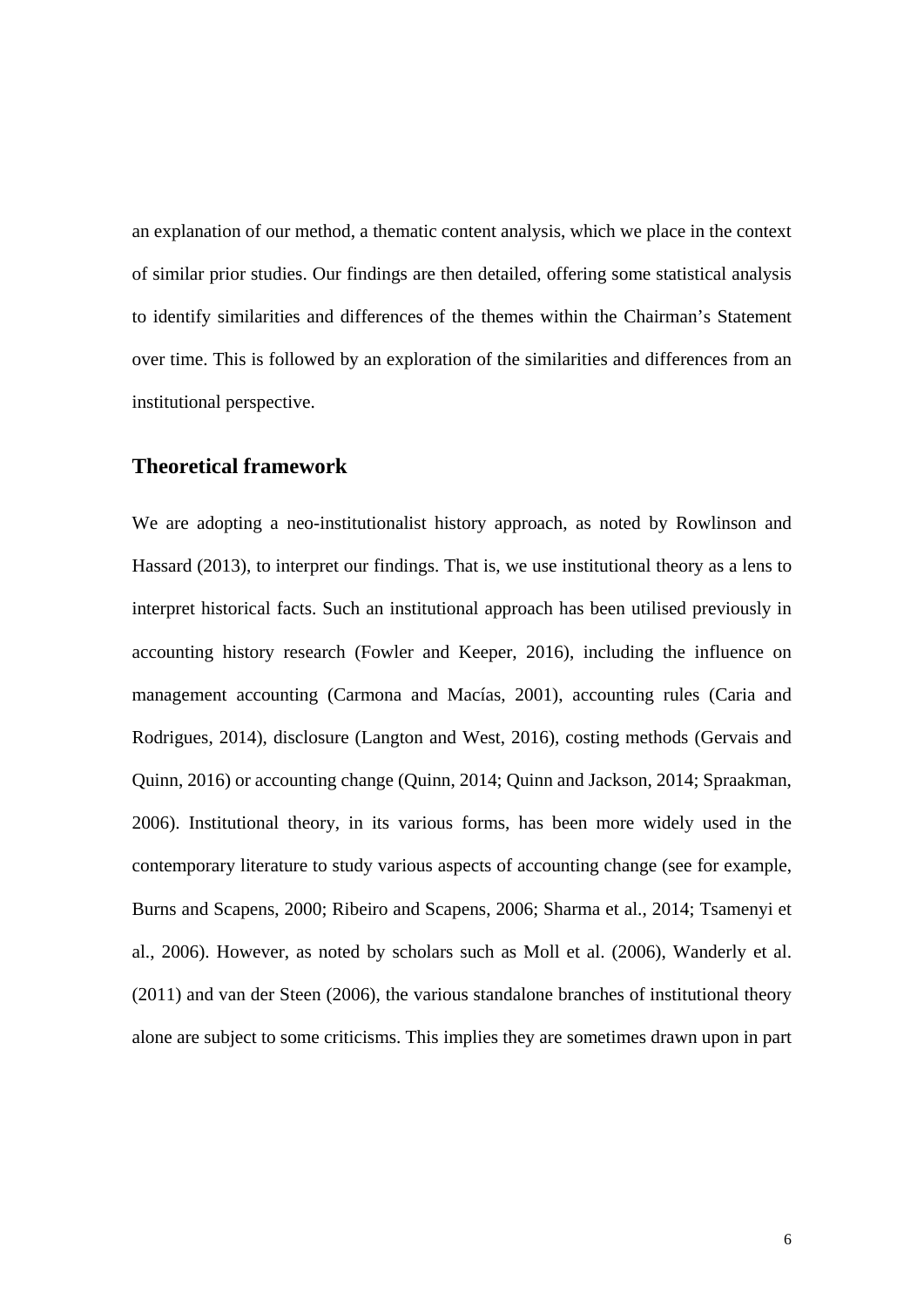an explanation of our method, a thematic content analysis, which we place in the context of similar prior studies. Our findings are then detailed, offering some statistical analysis to identify similarities and differences of the themes within the Chairman's Statement over time. This is followed by an exploration of the similarities and differences from an institutional perspective.

## Theoretical framework

We are adopting a neo-institutionalist history approach, as noted by Rowlinson and Hassard (2013), to interpret our findings. That is, we use institutional theory as a lens to interpret historical facts. Such an institutional approach has been utilised previously in accounting history research (Fowler and Keeper, 2016), including the influence on management accounting (Carmona and Macías, 2001), accounting rules (Caria and Rodrigues, 2014), disclosure (Langton and West, 2016), costing methods (Gervais and Quinn, 2016) or accounting change (Quinn, 2014; Quinn and Jackson, 2014; Spraakman, 2006). Institutional theory, in its various forms, has been more widely used in the contemporary literature to study various aspects of accounting change (see for example, Burns and Scapens, 2000; Ribeiro and Scapens, 2006; Sharma et al., 2014; Tsamenyi et al., 2006). However, as noted by scholars such as Moll et al. (2006), Wanderly et al. (2011) and van der Steen (2006), the various standalone branches of institutional theory alone are subject to some criticisms. This implies they are sometimes drawn upon in part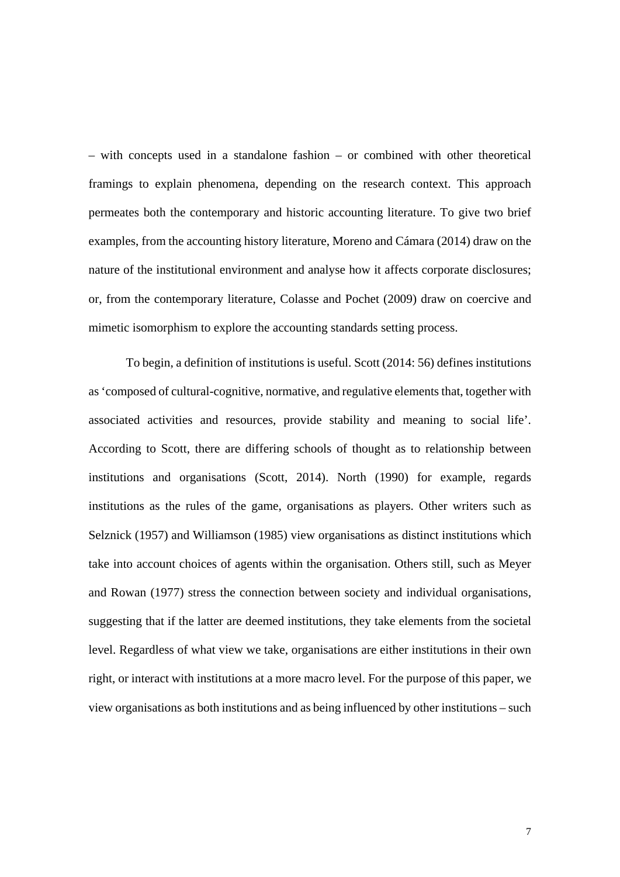– with concepts used in a standalone fashion – or combined with other theoretical framings to explain phenomena, depending on the research context. This approach permeates both the contemporary and historic accounting literature. To give two brief examples, from the accounting history literature, Moreno and Cámara (2014) draw on the nature of the institutional environment and analyse how it affects corporate disclosures; or, from the contemporary literature, Colasse and Pochet (2009) draw on coercive and mimetic isomorphism to explore the accounting standards setting process.

To begin, a definition of institutions is useful. Scott (2014: 56) defines institutions as 'composed of cultural-cognitive, normative, and regulative elements that, together with associated activities and resources, provide stability and meaning to social life'. According to Scott, there are differing schools of thought as to relationship between institutions and organisations (Scott, 2014). North (1990) for example, regards institutions as the rules of the game, organisations as players. Other writers such as Selznick (1957) and Williamson (1985) view organisations as distinct institutions which take into account choices of agents within the organisation. Others still, such as Meyer and Rowan (1977) stress the connection between society and individual organisations, suggesting that if the latter are deemed institutions, they take elements from the societal level. Regardless of what view we take, organisations are either institutions in their own right, or interact with institutions at a more macro level. For the purpose of this paper, we view organisations as both institutions and as being influenced by other institutions – such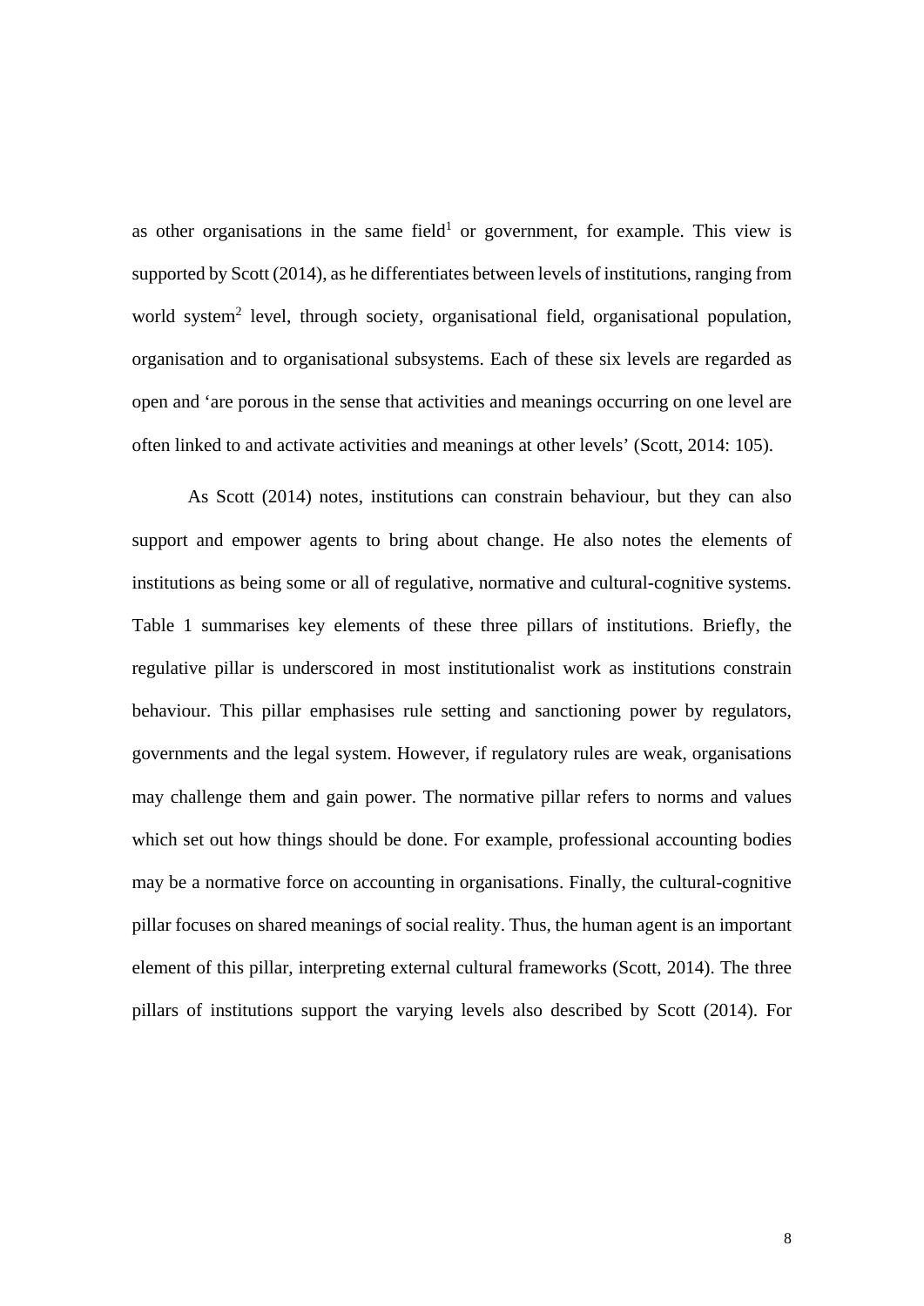as other organisations in the same field[1] or government, for example. This view is supported by Scott (2014), as he differentiates between levels of institutions, ranging from world system[2] level, through society, organisational field, organisational population, organisation and to organisational subsystems. Each of these six levels are regarded as open and 'are porous in the sense that activities and meanings occurring on one level are often linked to and activate activities and meanings at other levels' (Scott, 2014: 105).

As Scott (2014) notes, institutions can constrain behaviour, but they can also support and empower agents to bring about change. He also notes the elements of institutions as being some or all of regulative, normative and cultural-cognitive systems. Table 1 summarises key elements of these three pillars of institutions. Briefly, the regulative pillar is underscored in most institutionalist work as institutions constrain behaviour. This pillar emphasises rule setting and sanctioning power by regulators, governments and the legal system. However, if regulatory rules are weak, organisations may challenge them and gain power. The normative pillar refers to norms and values which set out how things should be done. For example, professional accounting bodies may be a normative force on accounting in organisations. Finally, the cultural-cognitive pillar focuses on shared meanings of social reality. Thus, the human agent is an important element of this pillar, interpreting external cultural frameworks (Scott, 2014). The three pillars of institutions support the varying levels also described by Scott (2014). For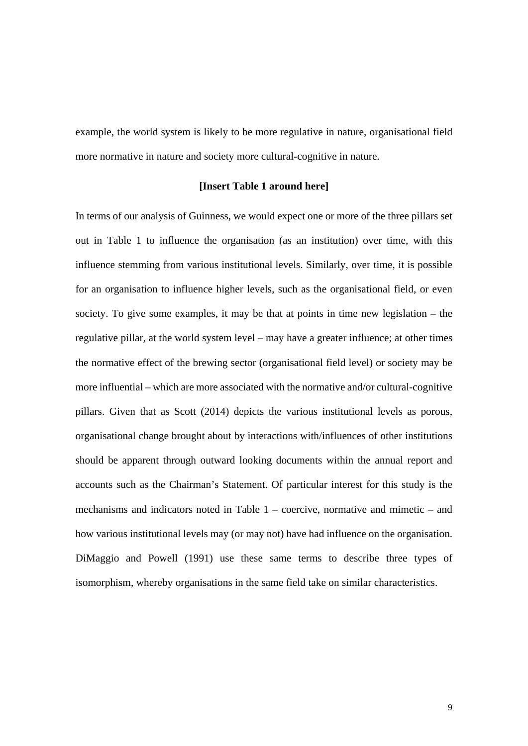example, the world system is likely to be more regulative in nature, organisational field more normative in nature and society more cultural-cognitive in nature.

**[Insert Table 1 around here]**

In terms of our analysis of Guinness, we would expect one or more of the three pillars set out in Table 1 to influence the organisation (as an institution) over time, with this influence stemming from various institutional levels. Similarly, over time, it is possible for an organisation to influence higher levels, such as the organisational field, or even society. To give some examples, it may be that at points in time new legislation – the regulative pillar, at the world system level – may have a greater influence; at other times the normative effect of the brewing sector (organisational field level) or society may be more influential – which are more associated with the normative and/or cultural-cognitive pillars. Given that as Scott (2014) depicts the various institutional levels as porous, organisational change brought about by interactions with/influences of other institutions should be apparent through outward looking documents within the annual report and accounts such as the Chairman's Statement. Of particular interest for this study is the mechanisms and indicators noted in Table 1 – coercive, normative and mimetic – and how various institutional levels may (or may not) have had influence on the organisation. DiMaggio and Powell (1991) use these same terms to describe three types of isomorphism, whereby organisations in the same field take on similar characteristics.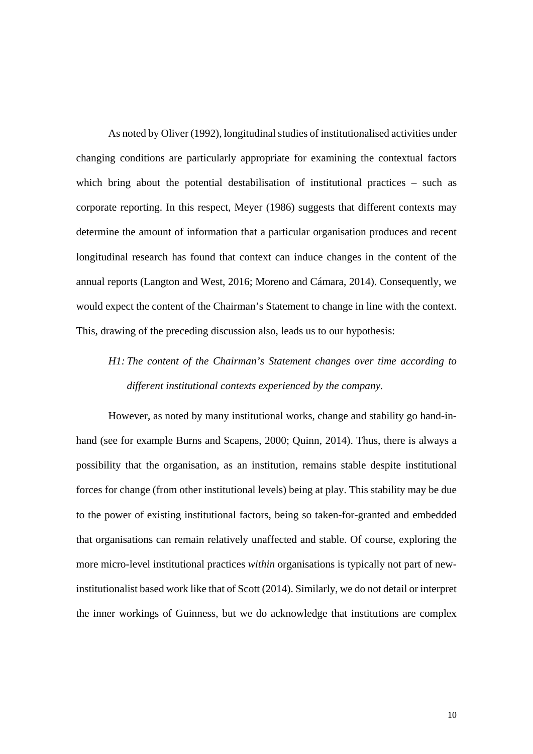As noted by Oliver (1992), longitudinal studies of institutionalised activities under changing conditions are particularly appropriate for examining the contextual factors which bring about the potential destabilisation of institutional practices – such as corporate reporting. In this respect, Meyer (1986) suggests that different contexts may determine the amount of information that a particular organisation produces and recent longitudinal research has found that context can induce changes in the content of the annual reports (Langton and West, 2016; Moreno and Cámara, 2014). Consequently, we would expect the content of the Chairman's Statement to change in line with the context. This, drawing of the preceding discussion also, leads us to our hypothesis:

> *H1: The content of the Chairman's Statement changes over time according to different institutional contexts experienced by the company.*

However, as noted by many institutional works, change and stability go hand-in-hand (see for example Burns and Scapens, 2000; Quinn, 2014). Thus, there is always a possibility that the organisation, as an institution, remains stable despite institutional forces for change (from other institutional levels) being at play. This stability may be due to the power of existing institutional factors, being so taken-for-granted and embedded that organisations can remain relatively unaffected and stable. Of course, exploring the more micro-level institutional practices *within* organisations is typically not part of new-institutionalist based work like that of Scott (2014). Similarly, we do not detail or interpret the inner workings of Guinness, but we do acknowledge that institutions are complex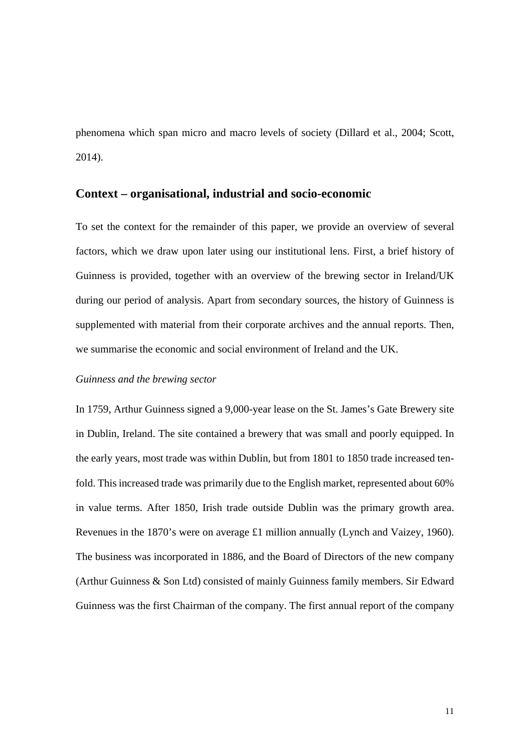phenomena which span micro and macro levels of society (Dillard et al., 2004; Scott, 2014).

## Context – organisational, industrial and socio-economic

To set the context for the remainder of this paper, we provide an overview of several factors, which we draw upon later using our institutional lens. First, a brief history of Guinness is provided, together with an overview of the brewing sector in Ireland/UK during our period of analysis. Apart from secondary sources, the history of Guinness is supplemented with material from their corporate archives and the annual reports. Then, we summarise the economic and social environment of Ireland and the UK.

### *Guinness and the brewing sector*

In 1759, Arthur Guinness signed a 9,000-year lease on the St. James's Gate Brewery site in Dublin, Ireland. The site contained a brewery that was small and poorly equipped. In the early years, most trade was within Dublin, but from 1801 to 1850 trade increased ten-fold. This increased trade was primarily due to the English market, represented about 60% in value terms. After 1850, Irish trade outside Dublin was the primary growth area. Revenues in the 1870's were on average £1 million annually (Lynch and Vaizey, 1960). The business was incorporated in 1886, and the Board of Directors of the new company (Arthur Guinness & Son Ltd) consisted of mainly Guinness family members. Sir Edward Guinness was the first Chairman of the company. The first annual report of the company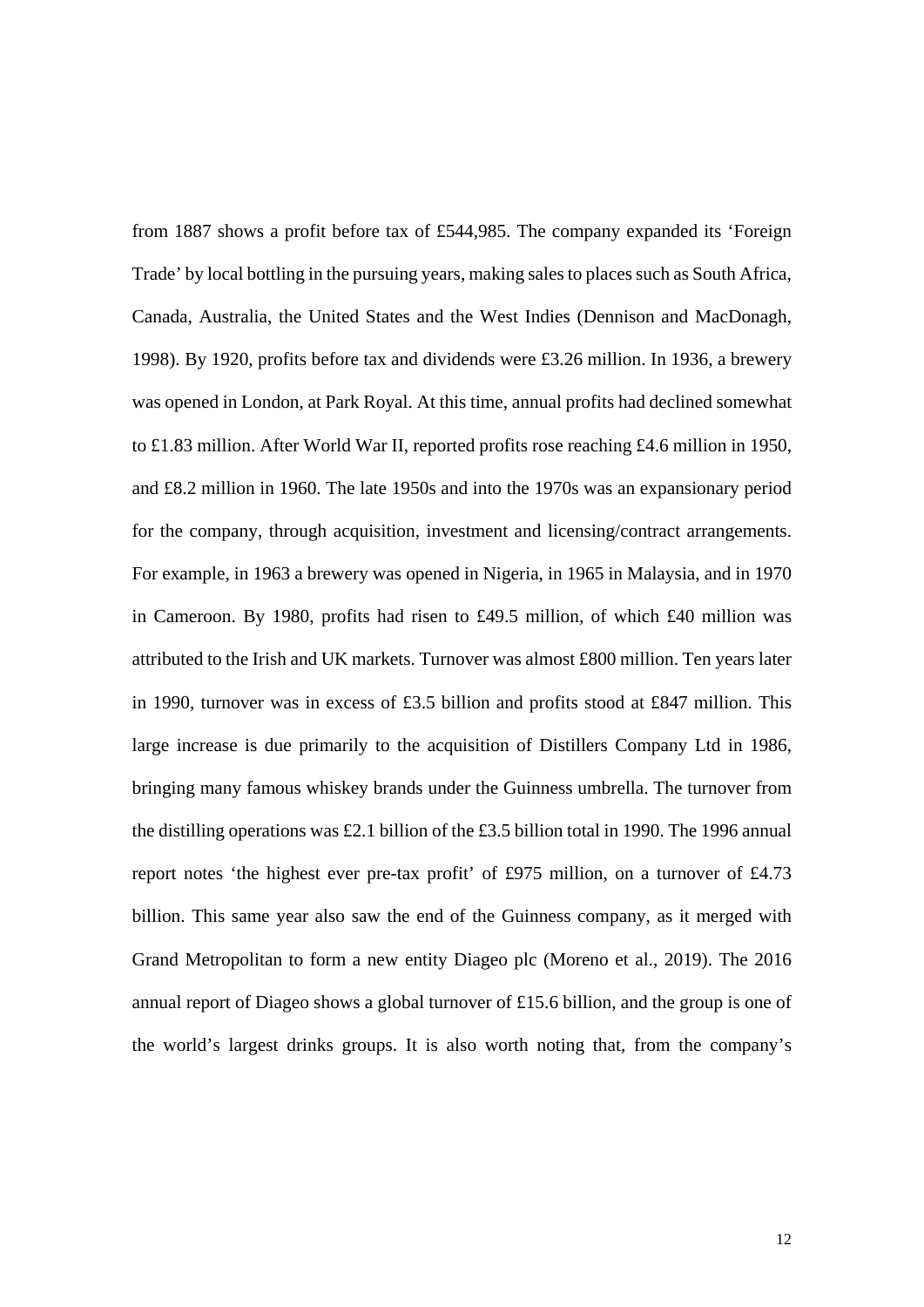from 1887 shows a profit before tax of £544,985. The company expanded its 'Foreign Trade' by local bottling in the pursuing years, making sales to places such as South Africa, Canada, Australia, the United States and the West Indies (Dennison and MacDonagh, 1998). By 1920, profits before tax and dividends were £3.26 million. In 1936, a brewery was opened in London, at Park Royal. At this time, annual profits had declined somewhat to £1.83 million. After World War II, reported profits rose reaching £4.6 million in 1950, and £8.2 million in 1960. The late 1950s and into the 1970s was an expansionary period for the company, through acquisition, investment and licensing/contract arrangements. For example, in 1963 a brewery was opened in Nigeria, in 1965 in Malaysia, and in 1970 in Cameroon. By 1980, profits had risen to £49.5 million, of which £40 million was attributed to the Irish and UK markets. Turnover was almost £800 million. Ten years later in 1990, turnover was in excess of £3.5 billion and profits stood at £847 million. This large increase is due primarily to the acquisition of Distillers Company Ltd in 1986, bringing many famous whiskey brands under the Guinness umbrella. The turnover from the distilling operations was £2.1 billion of the £3.5 billion total in 1990. The 1996 annual report notes 'the highest ever pre-tax profit' of £975 million, on a turnover of £4.73 billion. This same year also saw the end of the Guinness company, as it merged with Grand Metropolitan to form a new entity Diageo plc (Moreno et al., 2019). The 2016 annual report of Diageo shows a global turnover of £15.6 billion, and the group is one of the world's largest drinks groups. It is also worth noting that, from the company's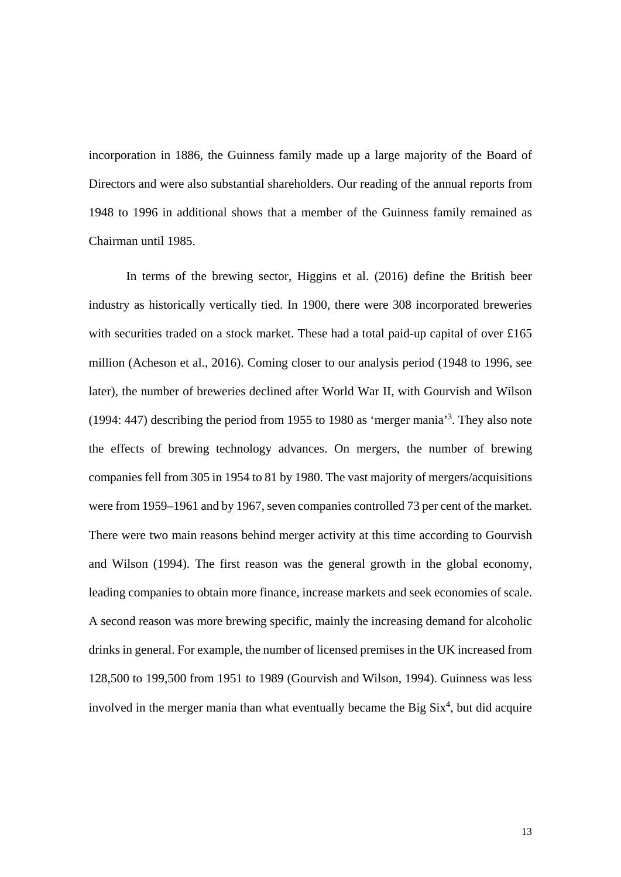incorporation in 1886, the Guinness family made up a large majority of the Board of Directors and were also substantial shareholders. Our reading of the annual reports from 1948 to 1996 in additional shows that a member of the Guinness family remained as Chairman until 1985.

In terms of the brewing sector, Higgins et al. (2016) define the British beer industry as historically vertically tied. In 1900, there were 308 incorporated breweries with securities traded on a stock market. These had a total paid-up capital of over £165 million (Acheson et al., 2016). Coming closer to our analysis period (1948 to 1996, see later), the number of breweries declined after World War II, with Gourvish and Wilson (1994: 447) describing the period from 1955 to 1980 as 'merger mania'[3]. They also note the effects of brewing technology advances. On mergers, the number of brewing companies fell from 305 in 1954 to 81 by 1980. The vast majority of mergers/acquisitions were from 1959–1961 and by 1967, seven companies controlled 73 per cent of the market. There were two main reasons behind merger activity at this time according to Gourvish and Wilson (1994). The first reason was the general growth in the global economy, leading companies to obtain more finance, increase markets and seek economies of scale. A second reason was more brewing specific, mainly the increasing demand for alcoholic drinks in general. For example, the number of licensed premises in the UK increased from 128,500 to 199,500 from 1951 to 1989 (Gourvish and Wilson, 1994). Guinness was less involved in the merger mania than what eventually became the Big Six[4], but did acquire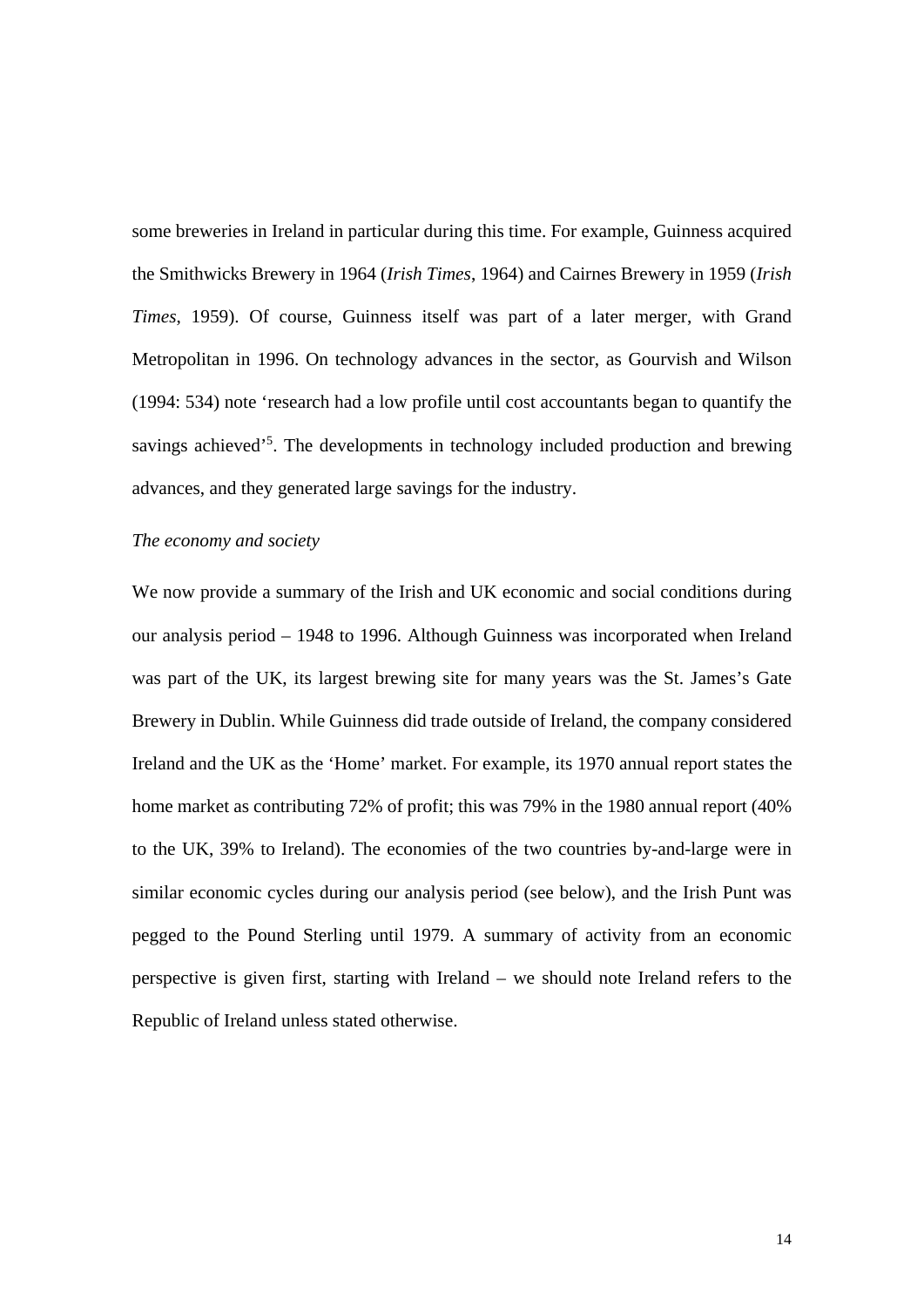some breweries in Ireland in particular during this time. For example, Guinness acquired the Smithwicks Brewery in 1964 (*Irish Times*, 1964) and Cairnes Brewery in 1959 (*Irish Times*, 1959). Of course, Guinness itself was part of a later merger, with Grand Metropolitan in 1996. On technology advances in the sector, as Gourvish and Wilson (1994: 534) note 'research had a low profile until cost accountants began to quantify the savings achieved'[5]. The developments in technology included production and brewing advances, and they generated large savings for the industry.

*The economy and society*

We now provide a summary of the Irish and UK economic and social conditions during our analysis period – 1948 to 1996. Although Guinness was incorporated when Ireland was part of the UK, its largest brewing site for many years was the St. James's Gate Brewery in Dublin. While Guinness did trade outside of Ireland, the company considered Ireland and the UK as the 'Home' market. For example, its 1970 annual report states the home market as contributing 72% of profit; this was 79% in the 1980 annual report (40% to the UK, 39% to Ireland). The economies of the two countries by-and-large were in similar economic cycles during our analysis period (see below), and the Irish Punt was pegged to the Pound Sterling until 1979. A summary of activity from an economic perspective is given first, starting with Ireland – we should note Ireland refers to the Republic of Ireland unless stated otherwise.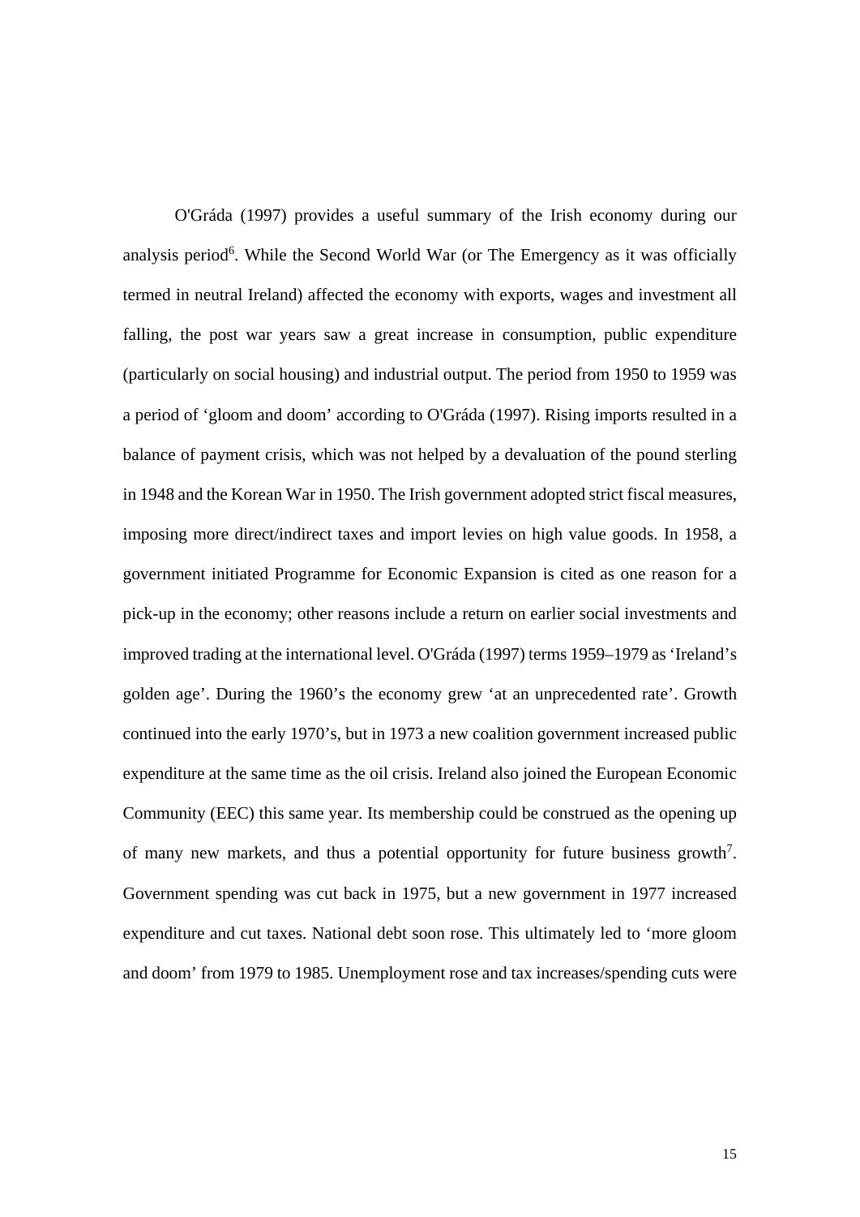O'Gráda (1997) provides a useful summary of the Irish economy during our analysis period[6]. While the Second World War (or The Emergency as it was officially termed in neutral Ireland) affected the economy with exports, wages and investment all falling, the post war years saw a great increase in consumption, public expenditure (particularly on social housing) and industrial output. The period from 1950 to 1959 was a period of 'gloom and doom' according to O'Gráda (1997). Rising imports resulted in a balance of payment crisis, which was not helped by a devaluation of the pound sterling in 1948 and the Korean War in 1950. The Irish government adopted strict fiscal measures, imposing more direct/indirect taxes and import levies on high value goods. In 1958, a government initiated Programme for Economic Expansion is cited as one reason for a pick-up in the economy; other reasons include a return on earlier social investments and improved trading at the international level. O'Gráda (1997) terms 1959–1979 as 'Ireland's golden age'. During the 1960's the economy grew 'at an unprecedented rate'. Growth continued into the early 1970's, but in 1973 a new coalition government increased public expenditure at the same time as the oil crisis. Ireland also joined the European Economic Community (EEC) this same year. Its membership could be construed as the opening up of many new markets, and thus a potential opportunity for future business growth[7]. Government spending was cut back in 1975, but a new government in 1977 increased expenditure and cut taxes. National debt soon rose. This ultimately led to 'more gloom and doom' from 1979 to 1985. Unemployment rose and tax increases/spending cuts were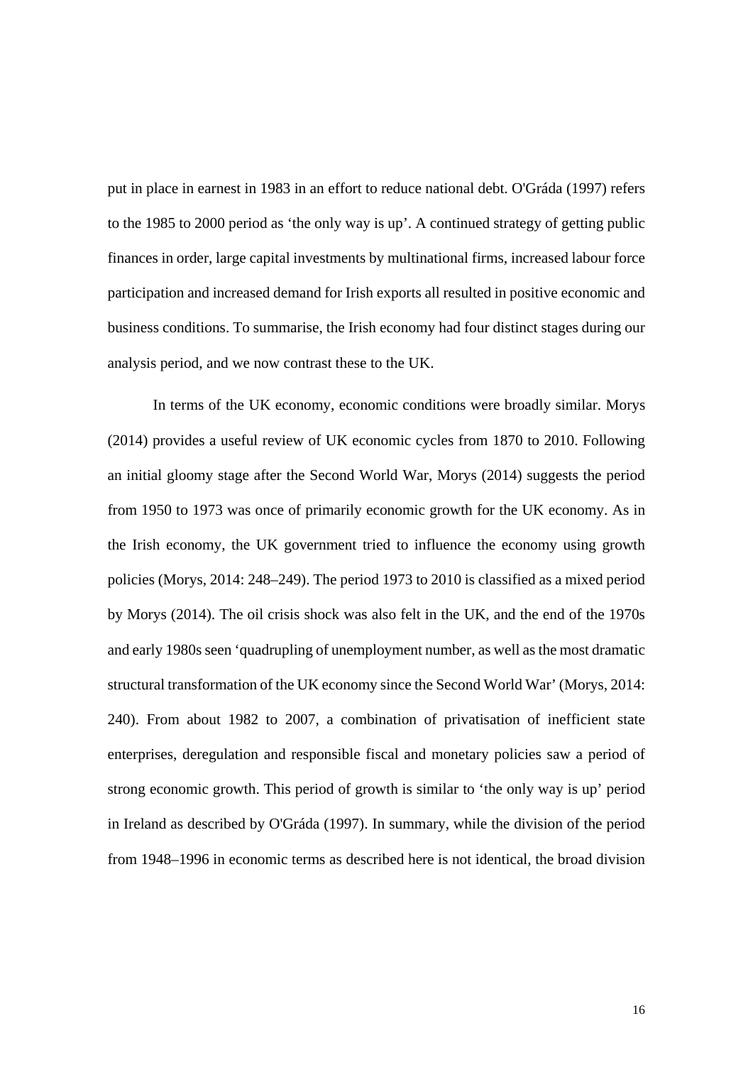put in place in earnest in 1983 in an effort to reduce national debt. O'Gráda (1997) refers to the 1985 to 2000 period as 'the only way is up'. A continued strategy of getting public finances in order, large capital investments by multinational firms, increased labour force participation and increased demand for Irish exports all resulted in positive economic and business conditions. To summarise, the Irish economy had four distinct stages during our analysis period, and we now contrast these to the UK.

In terms of the UK economy, economic conditions were broadly similar. Morys (2014) provides a useful review of UK economic cycles from 1870 to 2010. Following an initial gloomy stage after the Second World War, Morys (2014) suggests the period from 1950 to 1973 was once of primarily economic growth for the UK economy. As in the Irish economy, the UK government tried to influence the economy using growth policies (Morys, 2014: 248–249). The period 1973 to 2010 is classified as a mixed period by Morys (2014). The oil crisis shock was also felt in the UK, and the end of the 1970s and early 1980s seen 'quadrupling of unemployment number, as well as the most dramatic structural transformation of the UK economy since the Second World War' (Morys, 2014: 240). From about 1982 to 2007, a combination of privatisation of inefficient state enterprises, deregulation and responsible fiscal and monetary policies saw a period of strong economic growth. This period of growth is similar to 'the only way is up' period in Ireland as described by O'Gráda (1997). In summary, while the division of the period from 1948–1996 in economic terms as described here is not identical, the broad division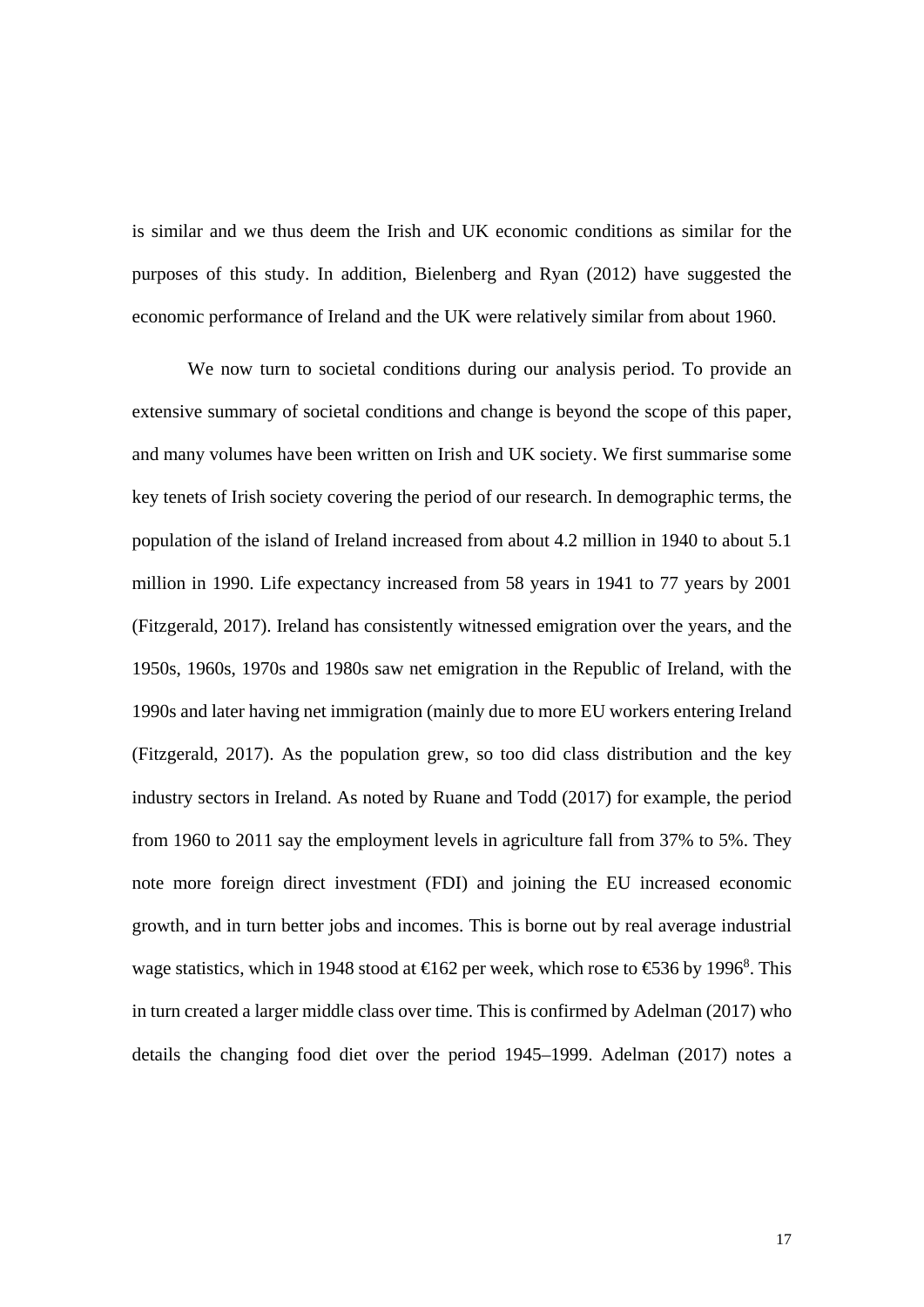is similar and we thus deem the Irish and UK economic conditions as similar for the purposes of this study. In addition, Bielenberg and Ryan (2012) have suggested the economic performance of Ireland and the UK were relatively similar from about 1960.

We now turn to societal conditions during our analysis period. To provide an extensive summary of societal conditions and change is beyond the scope of this paper, and many volumes have been written on Irish and UK society. We first summarise some key tenets of Irish society covering the period of our research. In demographic terms, the population of the island of Ireland increased from about 4.2 million in 1940 to about 5.1 million in 1990. Life expectancy increased from 58 years in 1941 to 77 years by 2001 (Fitzgerald, 2017). Ireland has consistently witnessed emigration over the years, and the 1950s, 1960s, 1970s and 1980s saw net emigration in the Republic of Ireland, with the 1990s and later having net immigration (mainly due to more EU workers entering Ireland (Fitzgerald, 2017). As the population grew, so too did class distribution and the key industry sectors in Ireland. As noted by Ruane and Todd (2017) for example, the period from 1960 to 2011 say the employment levels in agriculture fall from 37% to 5%. They note more foreign direct investment (FDI) and joining the EU increased economic growth, and in turn better jobs and incomes. This is borne out by real average industrial wage statistics, which in 1948 stood at €162 per week, which rose to €536 by 1996[8]. This in turn created a larger middle class over time. This is confirmed by Adelman (2017) who details the changing food diet over the period 1945–1999. Adelman (2017) notes a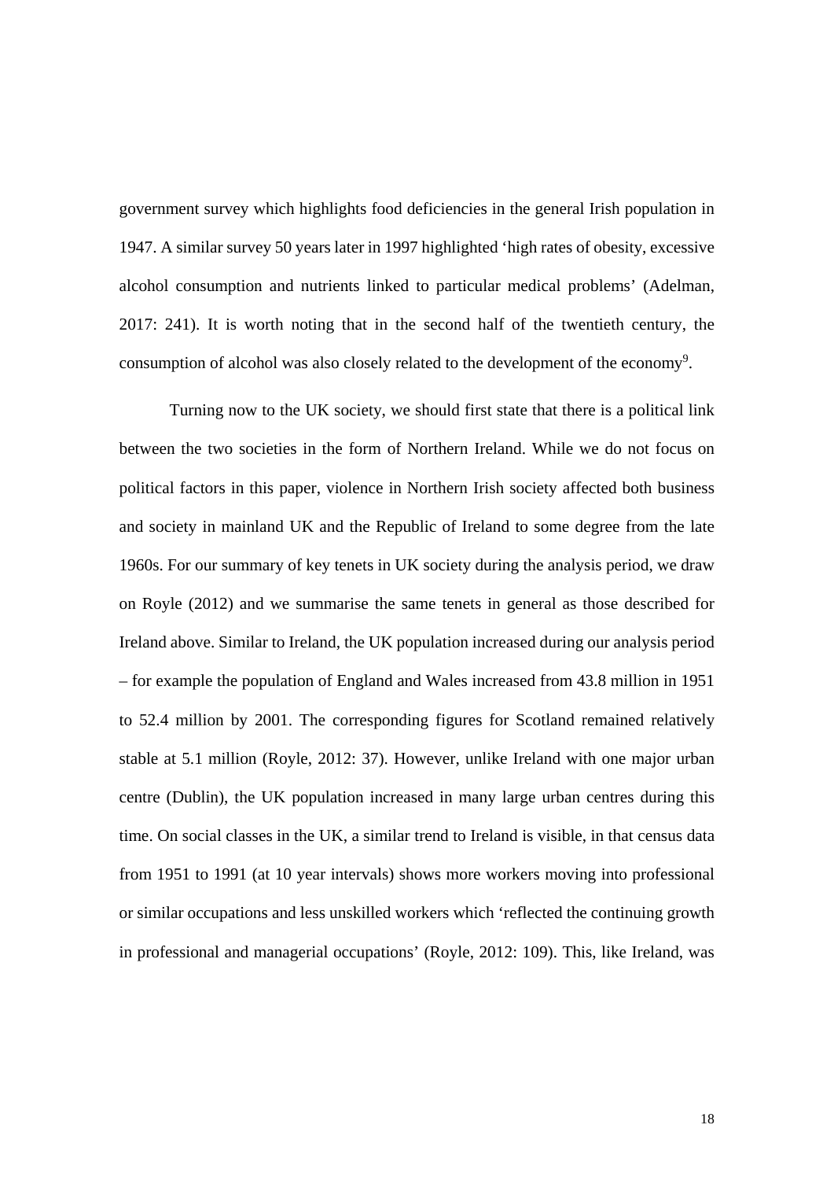government survey which highlights food deficiencies in the general Irish population in 1947. A similar survey 50 years later in 1997 highlighted 'high rates of obesity, excessive alcohol consumption and nutrients linked to particular medical problems' (Adelman, 2017: 241). It is worth noting that in the second half of the twentieth century, the consumption of alcohol was also closely related to the development of the economy[9].

Turning now to the UK society, we should first state that there is a political link between the two societies in the form of Northern Ireland. While we do not focus on political factors in this paper, violence in Northern Irish society affected both business and society in mainland UK and the Republic of Ireland to some degree from the late 1960s. For our summary of key tenets in UK society during the analysis period, we draw on Royle (2012) and we summarise the same tenets in general as those described for Ireland above. Similar to Ireland, the UK population increased during our analysis period – for example the population of England and Wales increased from 43.8 million in 1951 to 52.4 million by 2001. The corresponding figures for Scotland remained relatively stable at 5.1 million (Royle, 2012: 37). However, unlike Ireland with one major urban centre (Dublin), the UK population increased in many large urban centres during this time. On social classes in the UK, a similar trend to Ireland is visible, in that census data from 1951 to 1991 (at 10 year intervals) shows more workers moving into professional or similar occupations and less unskilled workers which 'reflected the continuing growth in professional and managerial occupations' (Royle, 2012: 109). This, like Ireland, was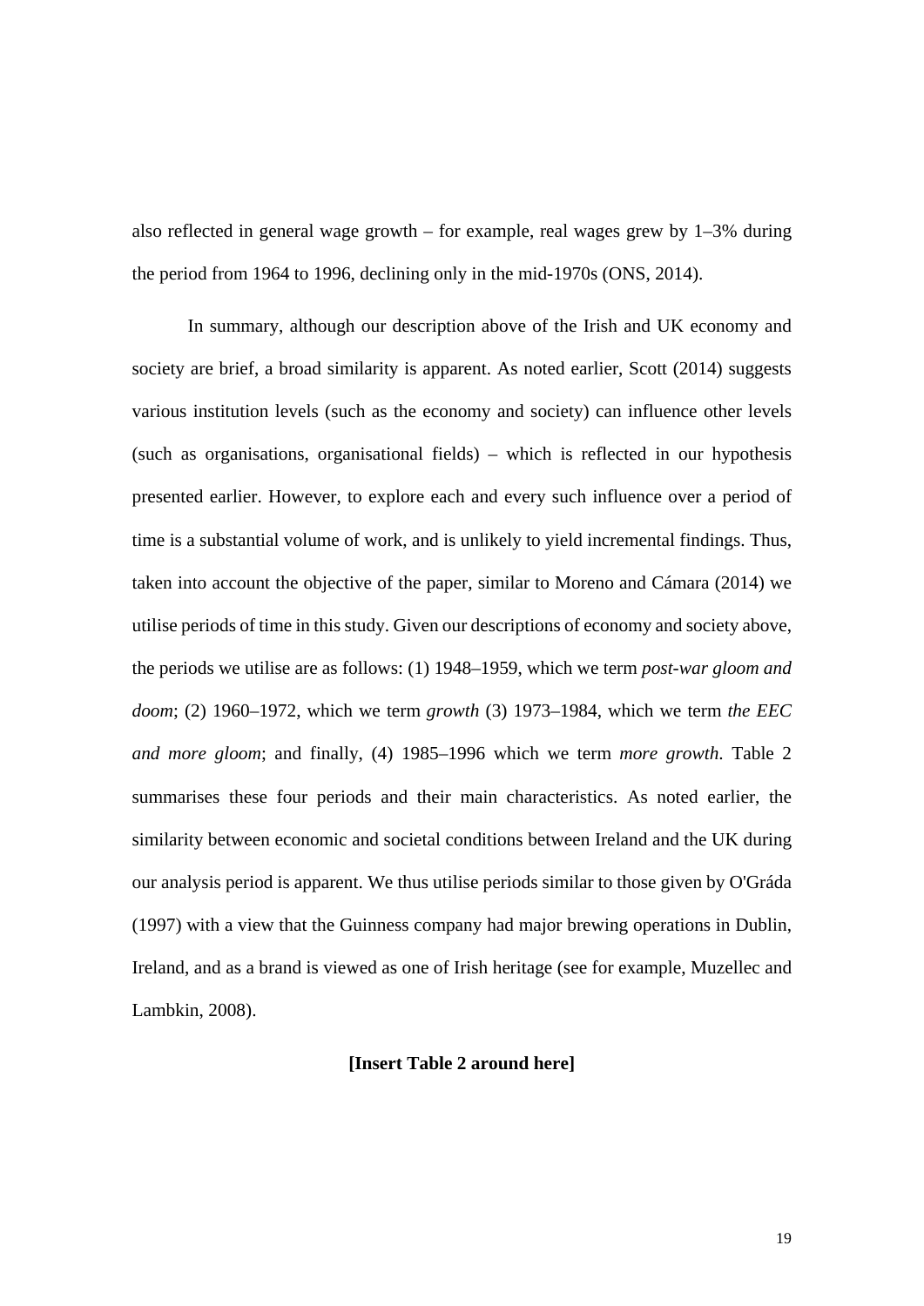also reflected in general wage growth – for example, real wages grew by 1–3% during the period from 1964 to 1996, declining only in the mid-1970s (ONS, 2014).

In summary, although our description above of the Irish and UK economy and society are brief, a broad similarity is apparent. As noted earlier, Scott (2014) suggests various institution levels (such as the economy and society) can influence other levels (such as organisations, organisational fields) – which is reflected in our hypothesis presented earlier. However, to explore each and every such influence over a period of time is a substantial volume of work, and is unlikely to yield incremental findings. Thus, taken into account the objective of the paper, similar to Moreno and Cámara (2014) we utilise periods of time in this study. Given our descriptions of economy and society above, the periods we utilise are as follows: (1) 1948–1959, which we term *post-war gloom and doom*; (2) 1960–1972, which we term *growth* (3) 1973–1984, which we term *the EEC and more gloom*; and finally, (4) 1985–1996 which we term *more growth*. Table 2 summarises these four periods and their main characteristics. As noted earlier, the similarity between economic and societal conditions between Ireland and the UK during our analysis period is apparent. We thus utilise periods similar to those given by O'Gráda (1997) with a view that the Guinness company had major brewing operations in Dublin, Ireland, and as a brand is viewed as one of Irish heritage (see for example, Muzellec and Lambkin, 2008).

**[Insert Table 2 around here]**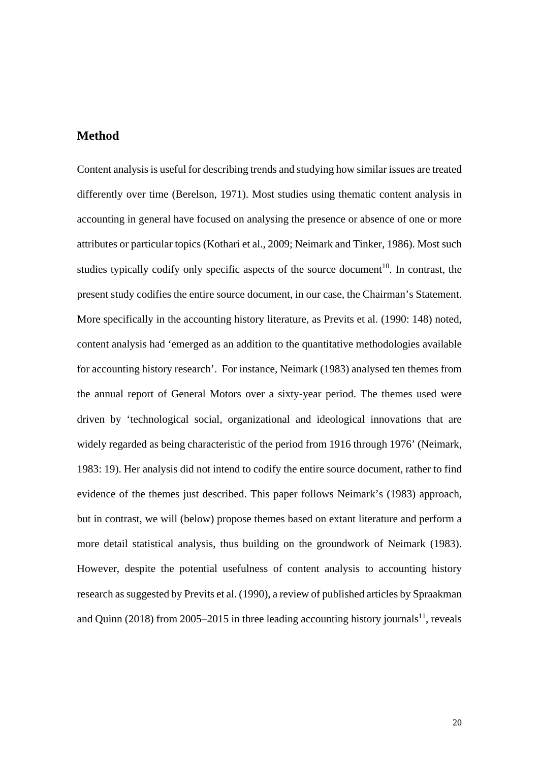## Method

Content analysis is useful for describing trends and studying how similar issues are treated differently over time (Berelson, 1971). Most studies using thematic content analysis in accounting in general have focused on analysing the presence or absence of one or more attributes or particular topics (Kothari et al., 2009; Neimark and Tinker, 1986). Most such studies typically codify only specific aspects of the source document[10]. In contrast, the present study codifies the entire source document, in our case, the Chairman's Statement. More specifically in the accounting history literature, as Previts et al. (1990: 148) noted, content analysis had 'emerged as an addition to the quantitative methodologies available for accounting history research'. For instance, Neimark (1983) analysed ten themes from the annual report of General Motors over a sixty-year period. The themes used were driven by 'technological social, organizational and ideological innovations that are widely regarded as being characteristic of the period from 1916 through 1976' (Neimark, 1983: 19). Her analysis did not intend to codify the entire source document, rather to find evidence of the themes just described. This paper follows Neimark's (1983) approach, but in contrast, we will (below) propose themes based on extant literature and perform a more detail statistical analysis, thus building on the groundwork of Neimark (1983). However, despite the potential usefulness of content analysis to accounting history research as suggested by Previts et al. (1990), a review of published articles by Spraakman and Quinn (2018) from 2005–2015 in three leading accounting history journals[11], reveals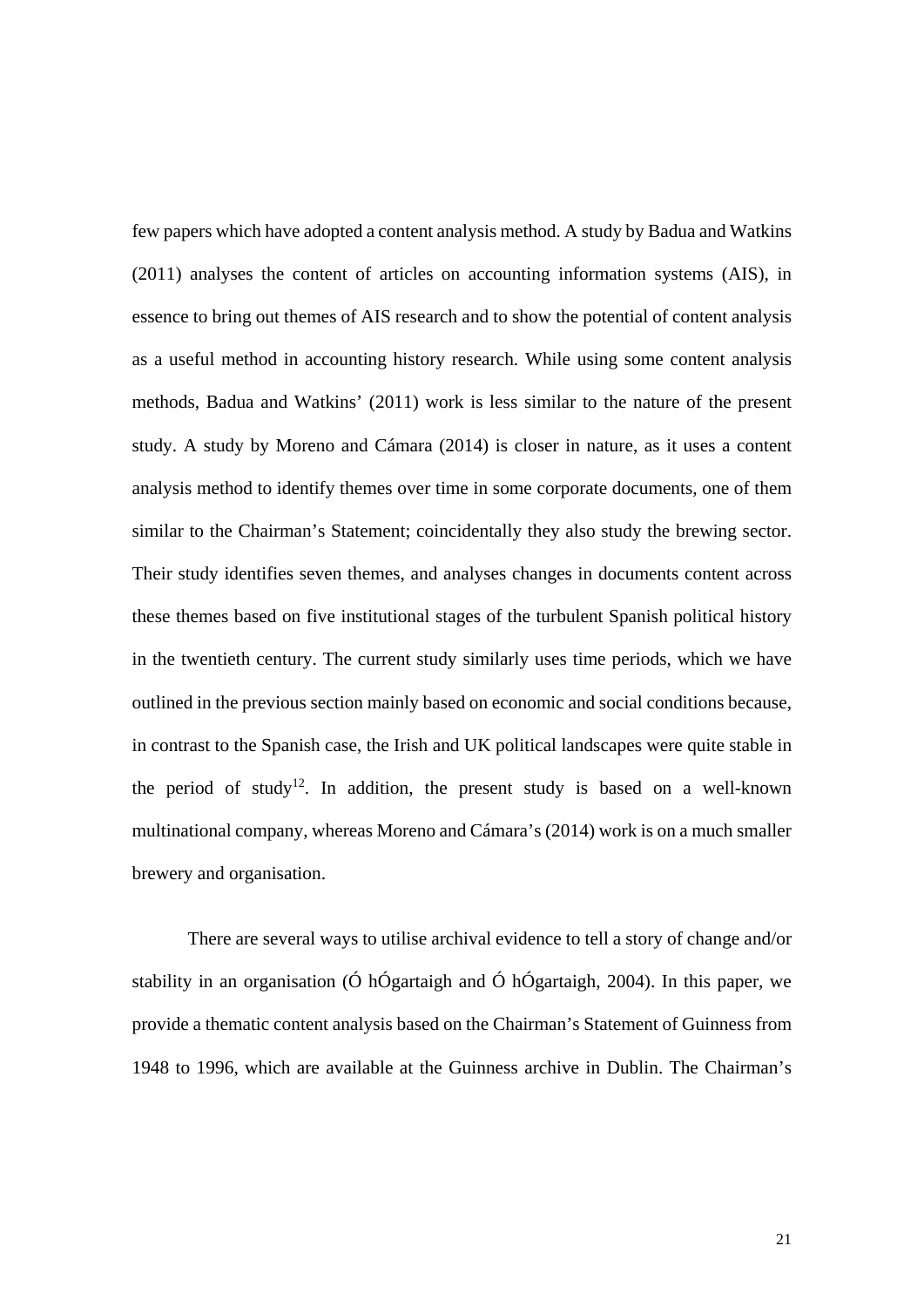few papers which have adopted a content analysis method. A study by Badua and Watkins (2011) analyses the content of articles on accounting information systems (AIS), in essence to bring out themes of AIS research and to show the potential of content analysis as a useful method in accounting history research. While using some content analysis methods, Badua and Watkins' (2011) work is less similar to the nature of the present study. A study by Moreno and Cámara (2014) is closer in nature, as it uses a content analysis method to identify themes over time in some corporate documents, one of them similar to the Chairman's Statement; coincidentally they also study the brewing sector. Their study identifies seven themes, and analyses changes in documents content across these themes based on five institutional stages of the turbulent Spanish political history in the twentieth century. The current study similarly uses time periods, which we have outlined in the previous section mainly based on economic and social conditions because, in contrast to the Spanish case, the Irish and UK political landscapes were quite stable in the period of study[12]. In addition, the present study is based on a well-known multinational company, whereas Moreno and Cámara's (2014) work is on a much smaller brewery and organisation.

There are several ways to utilise archival evidence to tell a story of change and/or stability in an organisation (Ó hÓgartaigh and Ó hÓgartaigh, 2004). In this paper, we provide a thematic content analysis based on the Chairman's Statement of Guinness from 1948 to 1996, which are available at the Guinness archive in Dublin. The Chairman's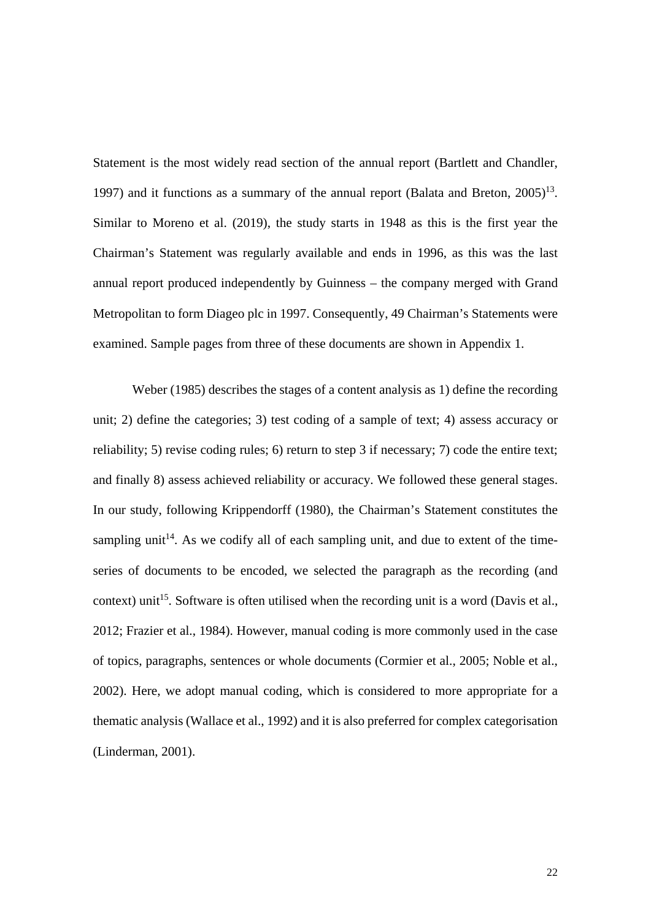Statement is the most widely read section of the annual report (Bartlett and Chandler, 1997) and it functions as a summary of the annual report (Balata and Breton, 2005)[13]. Similar to Moreno et al. (2019), the study starts in 1948 as this is the first year the Chairman's Statement was regularly available and ends in 1996, as this was the last annual report produced independently by Guinness – the company merged with Grand Metropolitan to form Diageo plc in 1997. Consequently, 49 Chairman's Statements were examined. Sample pages from three of these documents are shown in Appendix 1.

Weber (1985) describes the stages of a content analysis as 1) define the recording unit; 2) define the categories; 3) test coding of a sample of text; 4) assess accuracy or reliability; 5) revise coding rules; 6) return to step 3 if necessary; 7) code the entire text; and finally 8) assess achieved reliability or accuracy. We followed these general stages. In our study, following Krippendorff (1980), the Chairman's Statement constitutes the sampling unit[14]. As we codify all of each sampling unit, and due to extent of the time-series of documents to be encoded, we selected the paragraph as the recording (and context) unit[15]. Software is often utilised when the recording unit is a word (Davis et al., 2012; Frazier et al., 1984). However, manual coding is more commonly used in the case of topics, paragraphs, sentences or whole documents (Cormier et al., 2005; Noble et al., 2002). Here, we adopt manual coding, which is considered to more appropriate for a thematic analysis (Wallace et al., 1992) and it is also preferred for complex categorisation (Linderman, 2001).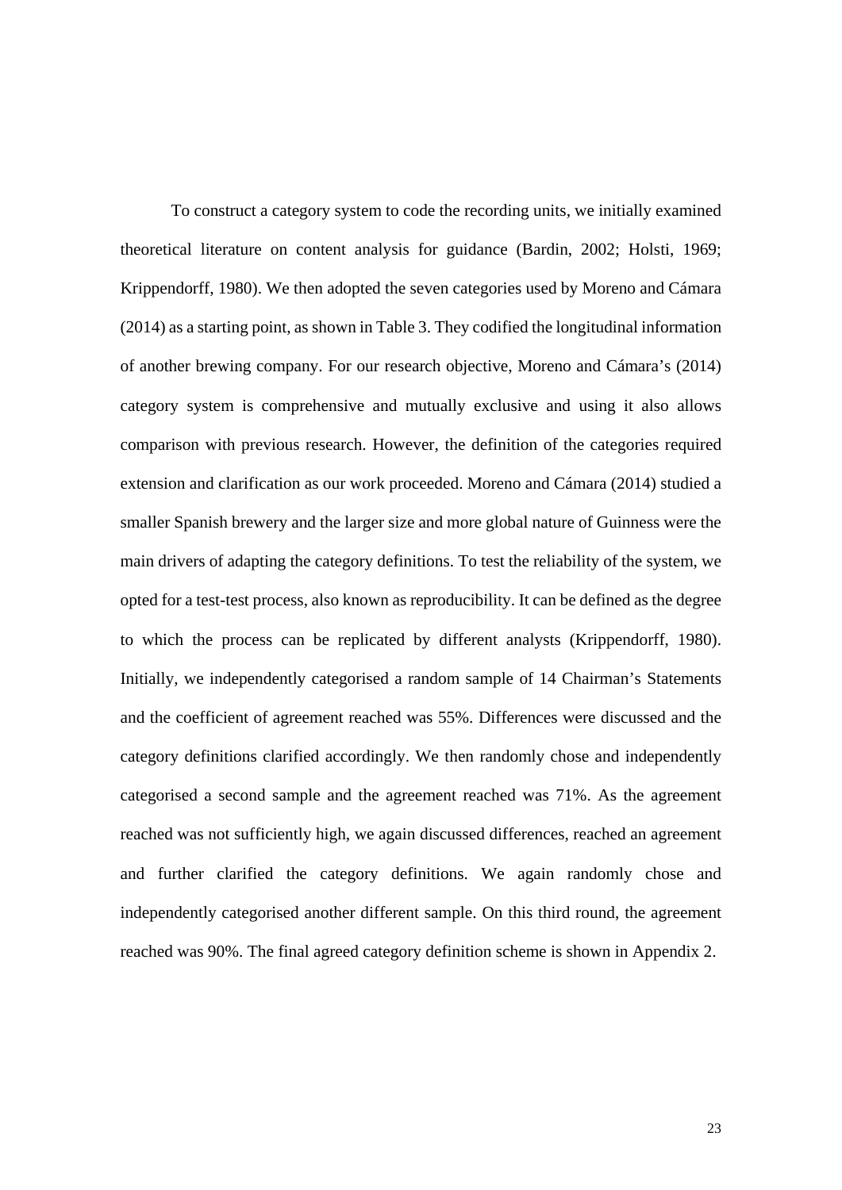To construct a category system to code the recording units, we initially examined theoretical literature on content analysis for guidance (Bardin, 2002; Holsti, 1969; Krippendorff, 1980). We then adopted the seven categories used by Moreno and Cámara (2014) as a starting point, as shown in Table 3. They codified the longitudinal information of another brewing company. For our research objective, Moreno and Cámara's (2014) category system is comprehensive and mutually exclusive and using it also allows comparison with previous research. However, the definition of the categories required extension and clarification as our work proceeded. Moreno and Cámara (2014) studied a smaller Spanish brewery and the larger size and more global nature of Guinness were the main drivers of adapting the category definitions. To test the reliability of the system, we opted for a test-test process, also known as reproducibility. It can be defined as the degree to which the process can be replicated by different analysts (Krippendorff, 1980). Initially, we independently categorised a random sample of 14 Chairman's Statements and the coefficient of agreement reached was 55%. Differences were discussed and the category definitions clarified accordingly. We then randomly chose and independently categorised a second sample and the agreement reached was 71%. As the agreement reached was not sufficiently high, we again discussed differences, reached an agreement and further clarified the category definitions. We again randomly chose and independently categorised another different sample. On this third round, the agreement reached was 90%. The final agreed category definition scheme is shown in Appendix 2.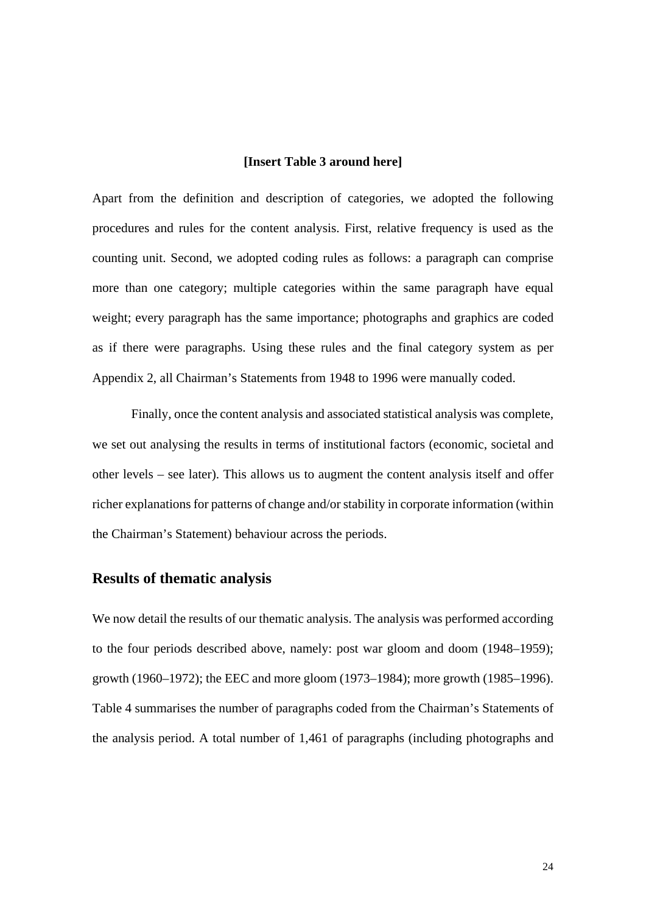**[Insert Table 3 around here]**

Apart from the definition and description of categories, we adopted the following procedures and rules for the content analysis. First, relative frequency is used as the counting unit. Second, we adopted coding rules as follows: a paragraph can comprise more than one category; multiple categories within the same paragraph have equal weight; every paragraph has the same importance; photographs and graphics are coded as if there were paragraphs. Using these rules and the final category system as per Appendix 2, all Chairman's Statements from 1948 to 1996 were manually coded.

Finally, once the content analysis and associated statistical analysis was complete, we set out analysing the results in terms of institutional factors (economic, societal and other levels – see later). This allows us to augment the content analysis itself and offer richer explanations for patterns of change and/or stability in corporate information (within the Chairman's Statement) behaviour across the periods.

## Results of thematic analysis

We now detail the results of our thematic analysis. The analysis was performed according to the four periods described above, namely: post war gloom and doom (1948–1959); growth (1960–1972); the EEC and more gloom (1973–1984); more growth (1985–1996). Table 4 summarises the number of paragraphs coded from the Chairman's Statements of the analysis period. A total number of 1,461 of paragraphs (including photographs and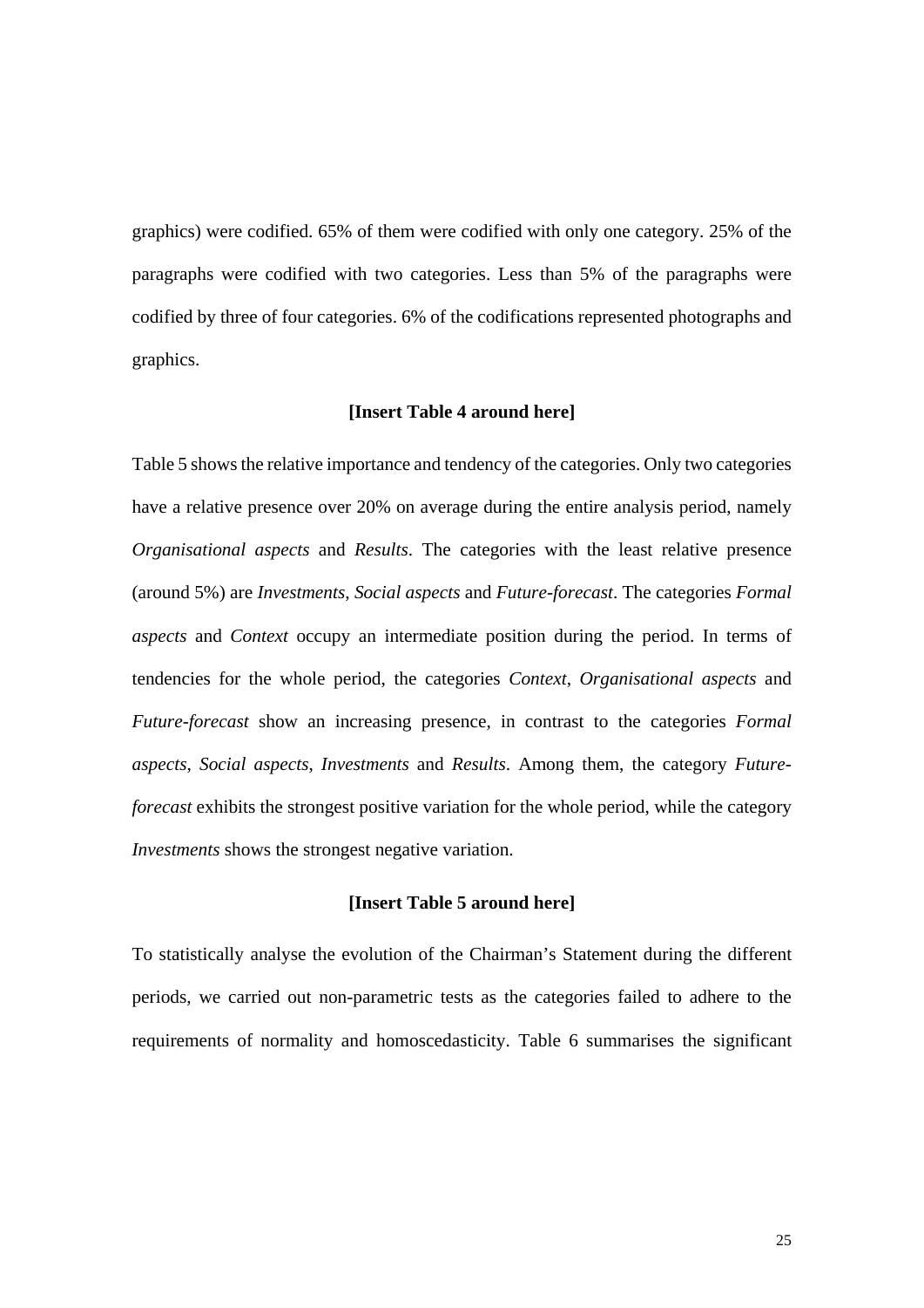graphics) were codified. 65% of them were codified with only one category. 25% of the paragraphs were codified with two categories. Less than 5% of the paragraphs were codified by three of four categories. 6% of the codifications represented photographs and graphics.

**[Insert Table 4 around here]**

Table 5 shows the relative importance and tendency of the categories. Only two categories have a relative presence over 20% on average during the entire analysis period, namely *Organisational aspects* and *Results*. The categories with the least relative presence (around 5%) are *Investments*, *Social aspects* and *Future-forecast*. The categories *Formal aspects* and *Context* occupy an intermediate position during the period. In terms of tendencies for the whole period, the categories *Context*, *Organisational aspects* and *Future-forecast* show an increasing presence, in contrast to the categories *Formal aspects*, *Social aspects*, *Investments* and *Results*. Among them, the category *Future-forecast* exhibits the strongest positive variation for the whole period, while the category *Investments* shows the strongest negative variation.

**[Insert Table 5 around here]**

To statistically analyse the evolution of the Chairman's Statement during the different periods, we carried out non-parametric tests as the categories failed to adhere to the requirements of normality and homoscedasticity. Table 6 summarises the significant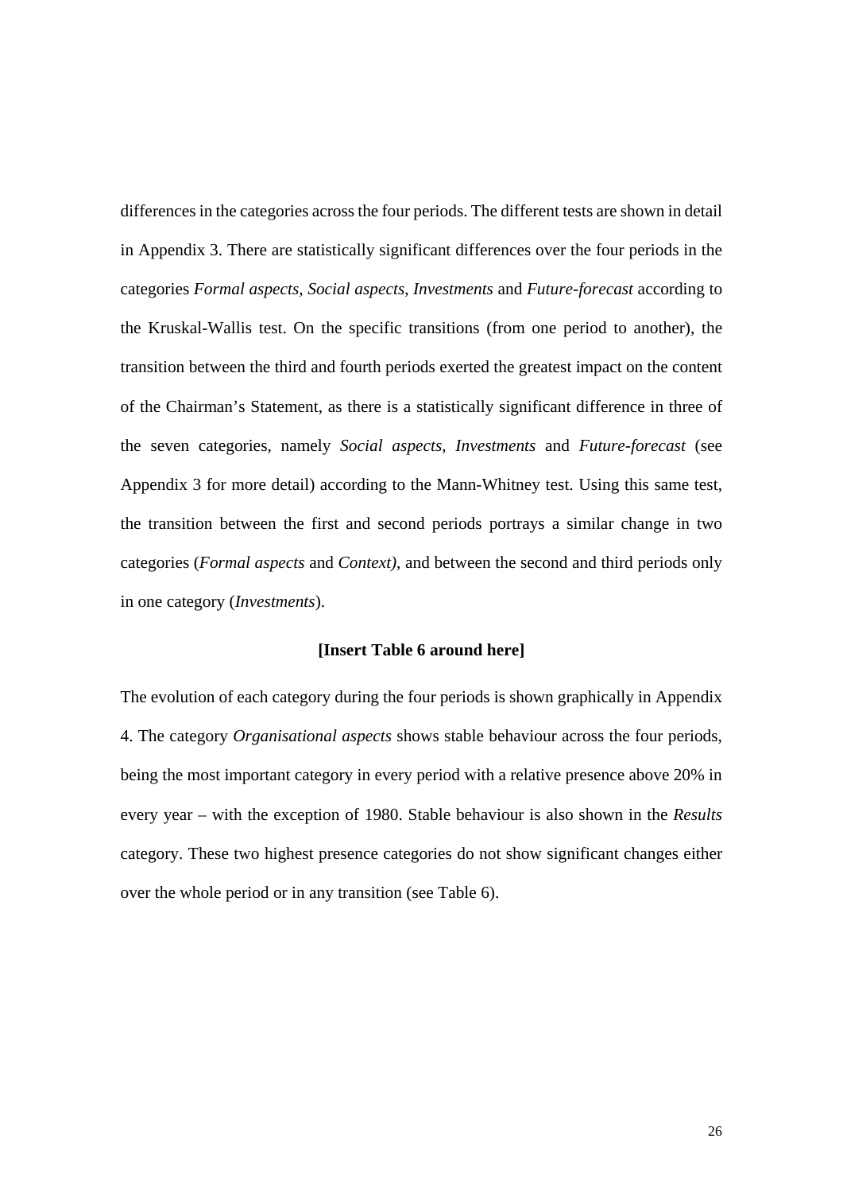differences in the categories across the four periods. The different tests are shown in detail in Appendix 3. There are statistically significant differences over the four periods in the categories *Formal aspects*, *Social aspects*, *Investments* and *Future-forecast* according to the Kruskal-Wallis test. On the specific transitions (from one period to another), the transition between the third and fourth periods exerted the greatest impact on the content of the Chairman's Statement, as there is a statistically significant difference in three of the seven categories, namely *Social aspects*, *Investments* and *Future-forecast* (see Appendix 3 for more detail) according to the Mann-Whitney test. Using this same test, the transition between the first and second periods portrays a similar change in two categories (*Formal aspects* and *Context)*, and between the second and third periods only in one category (*Investments*).

**[Insert Table 6 around here]**

The evolution of each category during the four periods is shown graphically in Appendix 4. The category *Organisational aspects* shows stable behaviour across the four periods, being the most important category in every period with a relative presence above 20% in every year – with the exception of 1980. Stable behaviour is also shown in the *Results* category. These two highest presence categories do not show significant changes either over the whole period or in any transition (see Table 6).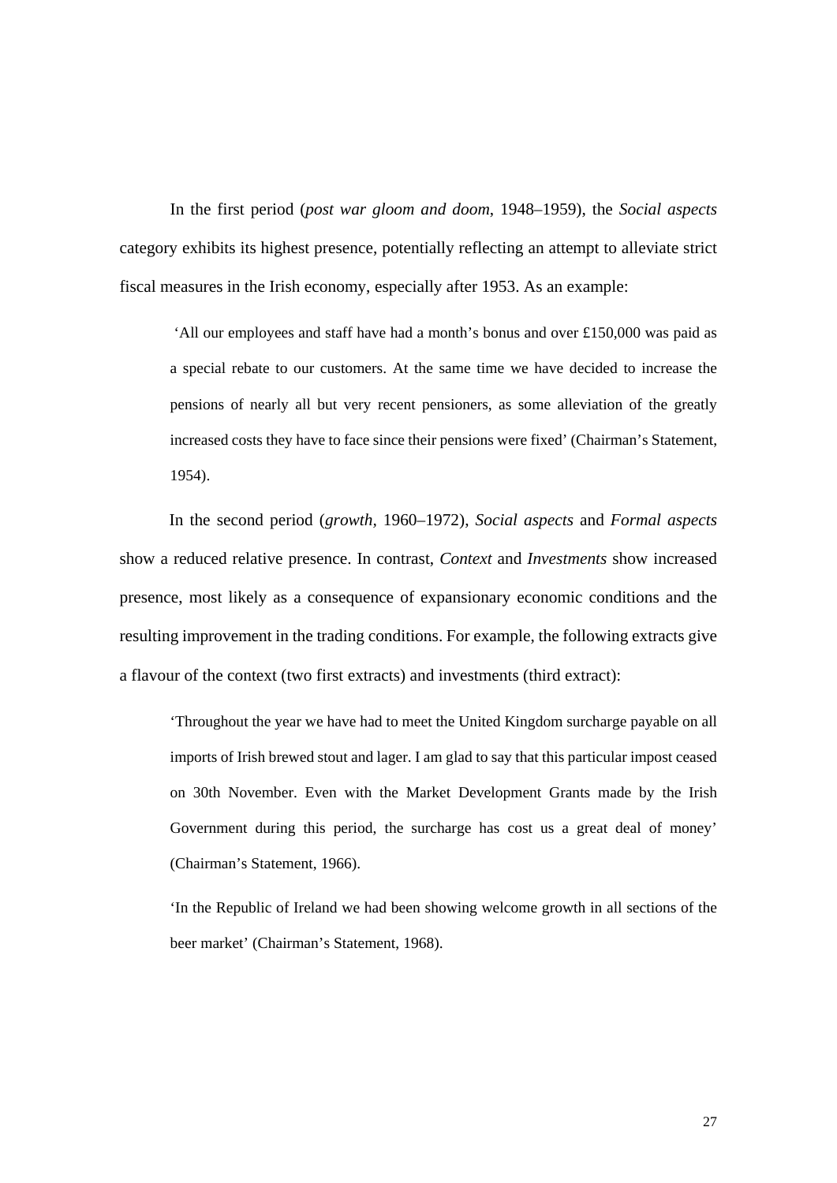In the first period (*post war gloom and doom*, 1948–1959), the *Social aspects* category exhibits its highest presence, potentially reflecting an attempt to alleviate strict fiscal measures in the Irish economy, especially after 1953. As an example:

> 'All our employees and staff have had a month's bonus and over £150,000 was paid as a special rebate to our customers. At the same time we have decided to increase the pensions of nearly all but very recent pensioners, as some alleviation of the greatly increased costs they have to face since their pensions were fixed' (Chairman's Statement, 1954).

In the second period (*growth*, 1960–1972), *Social aspects* and *Formal aspects* show a reduced relative presence. In contrast, *Context* and *Investments* show increased presence, most likely as a consequence of expansionary economic conditions and the resulting improvement in the trading conditions. For example, the following extracts give a flavour of the context (two first extracts) and investments (third extract):

> 'Throughout the year we have had to meet the United Kingdom surcharge payable on all imports of Irish brewed stout and lager. I am glad to say that this particular impost ceased on 30th November. Even with the Market Development Grants made by the Irish Government during this period, the surcharge has cost us a great deal of money' (Chairman's Statement, 1966).

> 'In the Republic of Ireland we had been showing welcome growth in all sections of the beer market' (Chairman's Statement, 1968).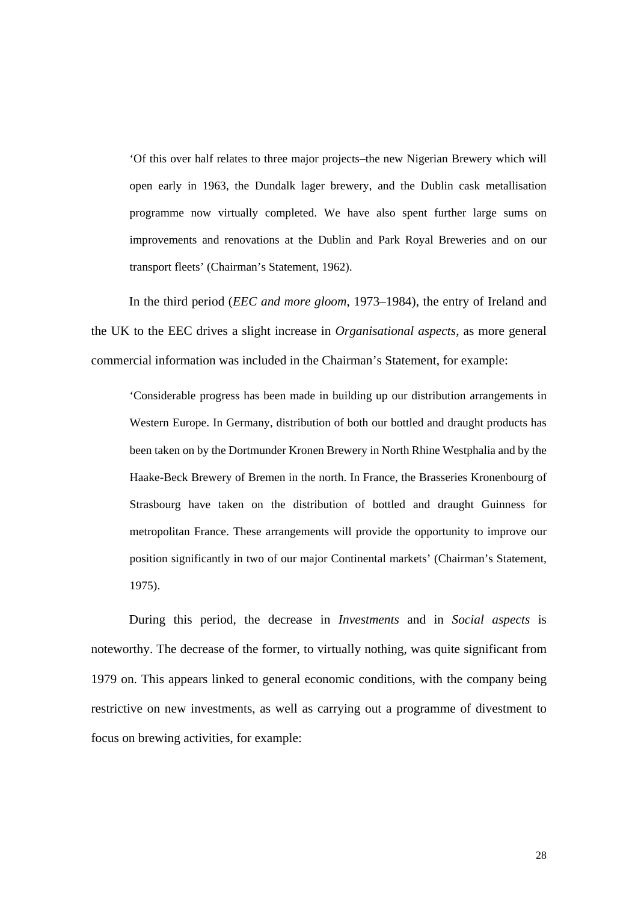> 'Of this over half relates to three major projects–the new Nigerian Brewery which will open early in 1963, the Dundalk lager brewery, and the Dublin cask metallisation programme now virtually completed. We have also spent further large sums on improvements and renovations at the Dublin and Park Royal Breweries and on our transport fleets' (Chairman's Statement, 1962).

In the third period (*EEC and more gloom*, 1973–1984), the entry of Ireland and the UK to the EEC drives a slight increase in *Organisational aspects*, as more general commercial information was included in the Chairman's Statement, for example:

> 'Considerable progress has been made in building up our distribution arrangements in Western Europe. In Germany, distribution of both our bottled and draught products has been taken on by the Dortmunder Kronen Brewery in North Rhine Westphalia and by the Haake-Beck Brewery of Bremen in the north. In France, the Brasseries Kronenbourg of Strasbourg have taken on the distribution of bottled and draught Guinness for metropolitan France. These arrangements will provide the opportunity to improve our position significantly in two of our major Continental markets' (Chairman's Statement, 1975).

During this period, the decrease in *Investments* and in *Social aspects* is noteworthy. The decrease of the former, to virtually nothing, was quite significant from 1979 on. This appears linked to general economic conditions, with the company being restrictive on new investments, as well as carrying out a programme of divestment to focus on brewing activities, for example: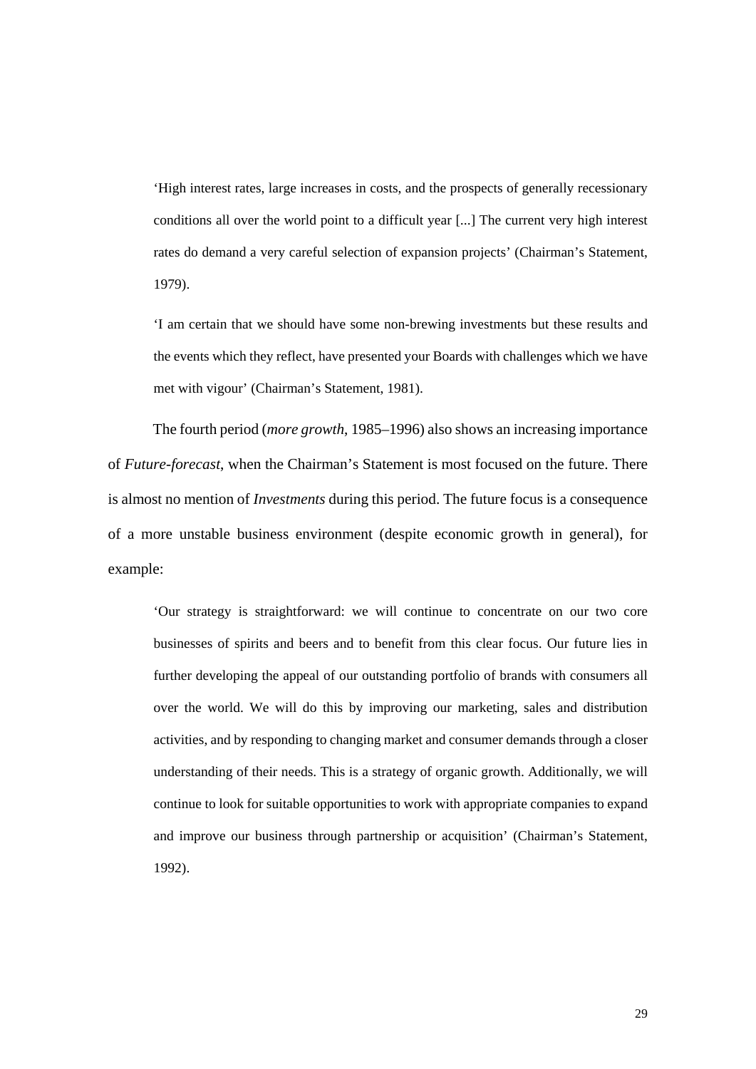> 'High interest rates, large increases in costs, and the prospects of generally recessionary conditions all over the world point to a difficult year [...] The current very high interest rates do demand a very careful selection of expansion projects' (Chairman's Statement, 1979).

> 'I am certain that we should have some non-brewing investments but these results and the events which they reflect, have presented your Boards with challenges which we have met with vigour' (Chairman's Statement, 1981).

The fourth period (*more growth*, 1985–1996) also shows an increasing importance of *Future-forecast*, when the Chairman's Statement is most focused on the future. There is almost no mention of *Investments* during this period. The future focus is a consequence of a more unstable business environment (despite economic growth in general), for example:

> 'Our strategy is straightforward: we will continue to concentrate on our two core businesses of spirits and beers and to benefit from this clear focus. Our future lies in further developing the appeal of our outstanding portfolio of brands with consumers all over the world. We will do this by improving our marketing, sales and distribution activities, and by responding to changing market and consumer demands through a closer understanding of their needs. This is a strategy of organic growth. Additionally, we will continue to look for suitable opportunities to work with appropriate companies to expand and improve our business through partnership or acquisition' (Chairman's Statement, 1992).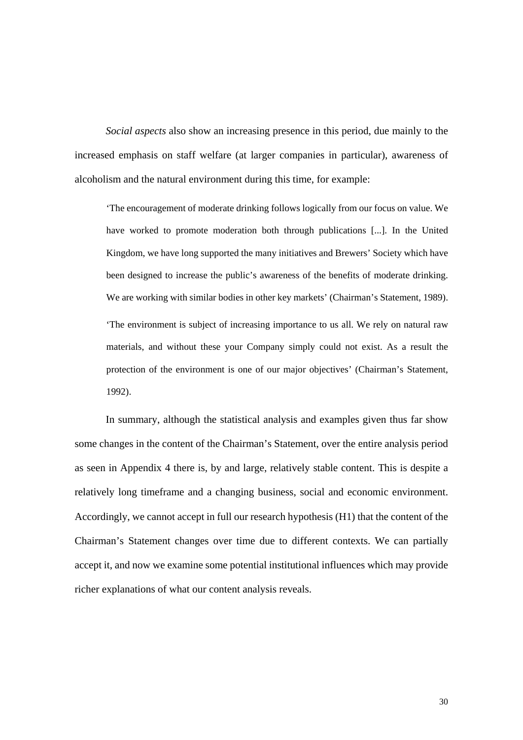*Social aspects* also show an increasing presence in this period, due mainly to the increased emphasis on staff welfare (at larger companies in particular), awareness of alcoholism and the natural environment during this time, for example:

> 'The encouragement of moderate drinking follows logically from our focus on value. We have worked to promote moderation both through publications [...]. In the United Kingdom, we have long supported the many initiatives and Brewers' Society which have been designed to increase the public's awareness of the benefits of moderate drinking. We are working with similar bodies in other key markets' (Chairman's Statement, 1989).
>
> 'The environment is subject of increasing importance to us all. We rely on natural raw materials, and without these your Company simply could not exist. As a result the protection of the environment is one of our major objectives' (Chairman's Statement, 1992).

In summary, although the statistical analysis and examples given thus far show some changes in the content of the Chairman's Statement, over the entire analysis period as seen in Appendix 4 there is, by and large, relatively stable content. This is despite a relatively long timeframe and a changing business, social and economic environment. Accordingly, we cannot accept in full our research hypothesis (H1) that the content of the Chairman's Statement changes over time due to different contexts. We can partially accept it, and now we examine some potential institutional influences which may provide richer explanations of what our content analysis reveals.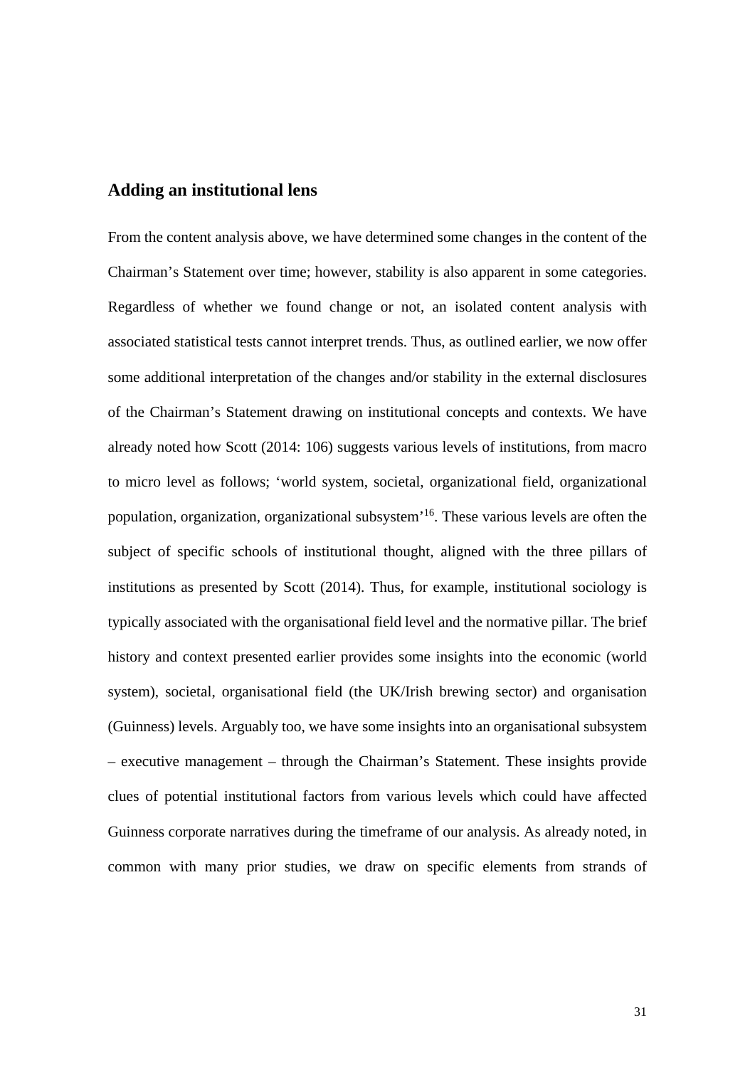## Adding an institutional lens

From the content analysis above, we have determined some changes in the content of the Chairman's Statement over time; however, stability is also apparent in some categories. Regardless of whether we found change or not, an isolated content analysis with associated statistical tests cannot interpret trends. Thus, as outlined earlier, we now offer some additional interpretation of the changes and/or stability in the external disclosures of the Chairman's Statement drawing on institutional concepts and contexts. We have already noted how Scott (2014: 106) suggests various levels of institutions, from macro to micro level as follows; 'world system, societal, organizational field, organizational population, organization, organizational subsystem'[16]. These various levels are often the subject of specific schools of institutional thought, aligned with the three pillars of institutions as presented by Scott (2014). Thus, for example, institutional sociology is typically associated with the organisational field level and the normative pillar. The brief history and context presented earlier provides some insights into the economic (world system), societal, organisational field (the UK/Irish brewing sector) and organisation (Guinness) levels. Arguably too, we have some insights into an organisational subsystem – executive management – through the Chairman's Statement. These insights provide clues of potential institutional factors from various levels which could have affected Guinness corporate narratives during the timeframe of our analysis. As already noted, in common with many prior studies, we draw on specific elements from strands of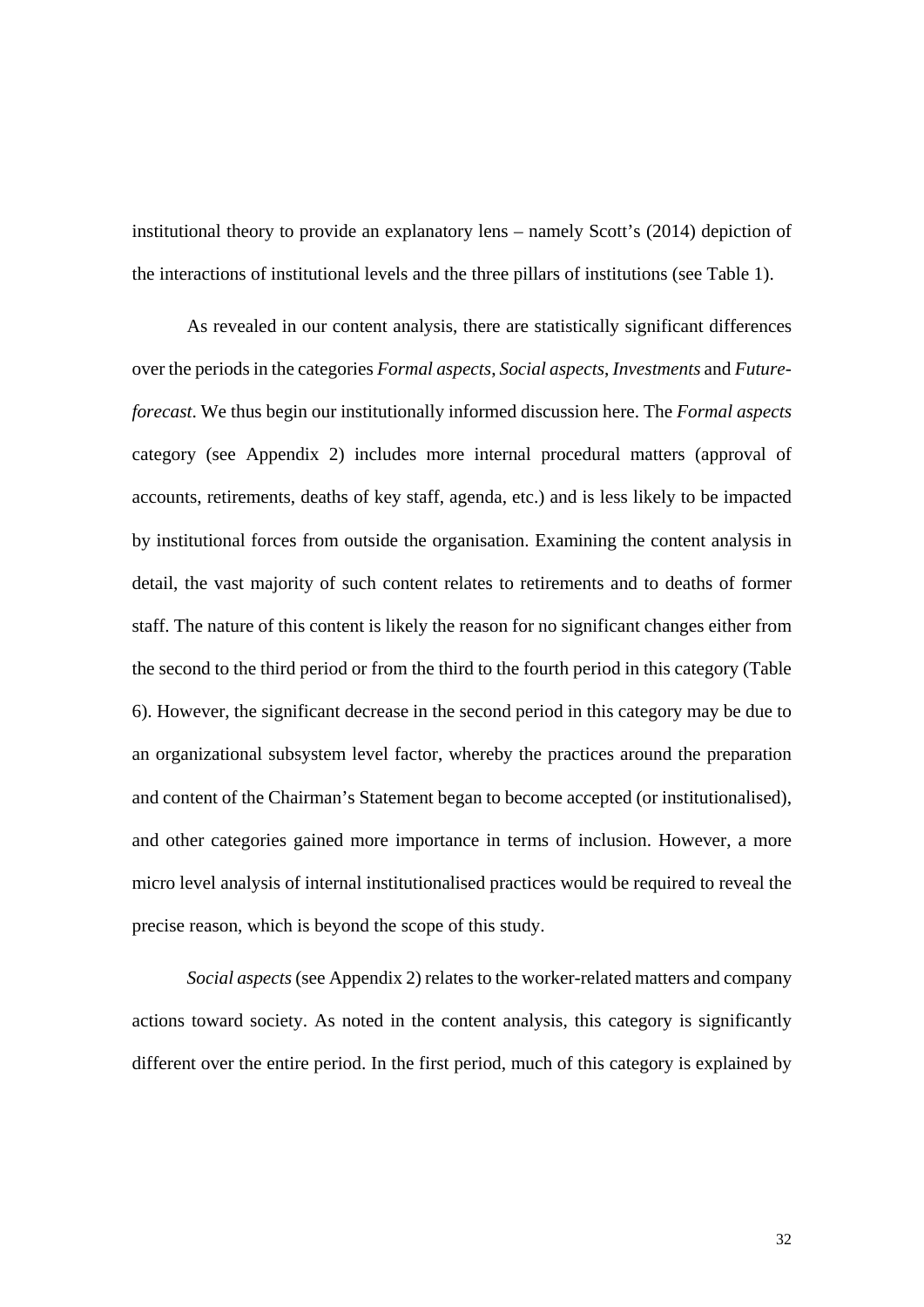institutional theory to provide an explanatory lens – namely Scott's (2014) depiction of the interactions of institutional levels and the three pillars of institutions (see Table 1).

As revealed in our content analysis, there are statistically significant differences over the periods in the categories *Formal aspects*, *Social aspects*, *Investments* and *Future-forecast*. We thus begin our institutionally informed discussion here. The *Formal aspects* category (see Appendix 2) includes more internal procedural matters (approval of accounts, retirements, deaths of key staff, agenda, etc.) and is less likely to be impacted by institutional forces from outside the organisation. Examining the content analysis in detail, the vast majority of such content relates to retirements and to deaths of former staff. The nature of this content is likely the reason for no significant changes either from the second to the third period or from the third to the fourth period in this category (Table 6). However, the significant decrease in the second period in this category may be due to an organizational subsystem level factor, whereby the practices around the preparation and content of the Chairman's Statement began to become accepted (or institutionalised), and other categories gained more importance in terms of inclusion. However, a more micro level analysis of internal institutionalised practices would be required to reveal the precise reason, which is beyond the scope of this study.

*Social aspects* (see Appendix 2) relates to the worker-related matters and company actions toward society. As noted in the content analysis, this category is significantly different over the entire period. In the first period, much of this category is explained by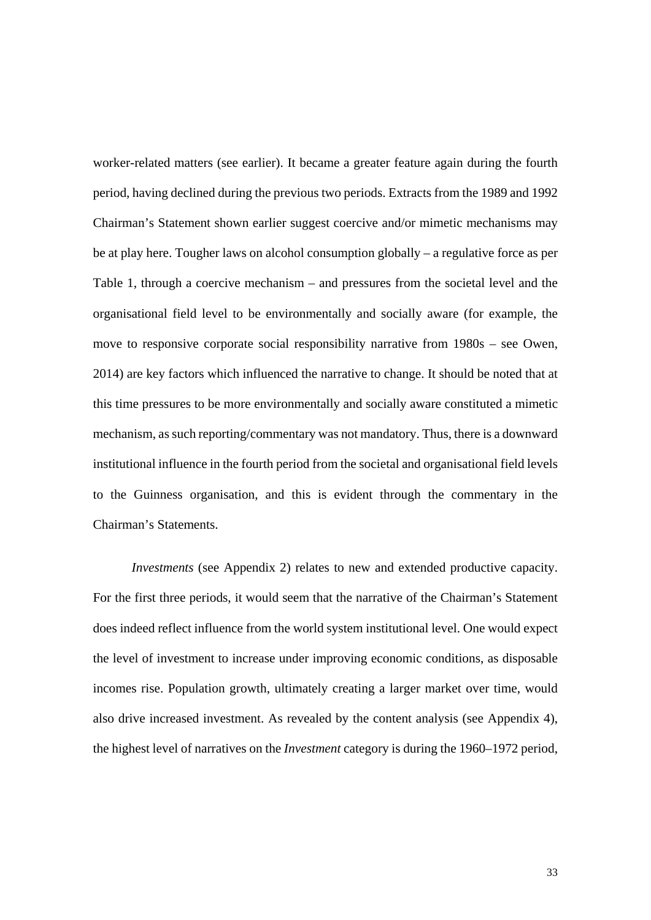worker-related matters (see earlier). It became a greater feature again during the fourth period, having declined during the previous two periods. Extracts from the 1989 and 1992 Chairman's Statement shown earlier suggest coercive and/or mimetic mechanisms may be at play here. Tougher laws on alcohol consumption globally – a regulative force as per Table 1, through a coercive mechanism – and pressures from the societal level and the organisational field level to be environmentally and socially aware (for example, the move to responsive corporate social responsibility narrative from 1980s – see Owen, 2014) are key factors which influenced the narrative to change. It should be noted that at this time pressures to be more environmentally and socially aware constituted a mimetic mechanism, as such reporting/commentary was not mandatory. Thus, there is a downward institutional influence in the fourth period from the societal and organisational field levels to the Guinness organisation, and this is evident through the commentary in the Chairman's Statements.

*Investments* (see Appendix 2) relates to new and extended productive capacity. For the first three periods, it would seem that the narrative of the Chairman's Statement does indeed reflect influence from the world system institutional level. One would expect the level of investment to increase under improving economic conditions, as disposable incomes rise. Population growth, ultimately creating a larger market over time, would also drive increased investment. As revealed by the content analysis (see Appendix 4), the highest level of narratives on the *Investment* category is during the 1960–1972 period,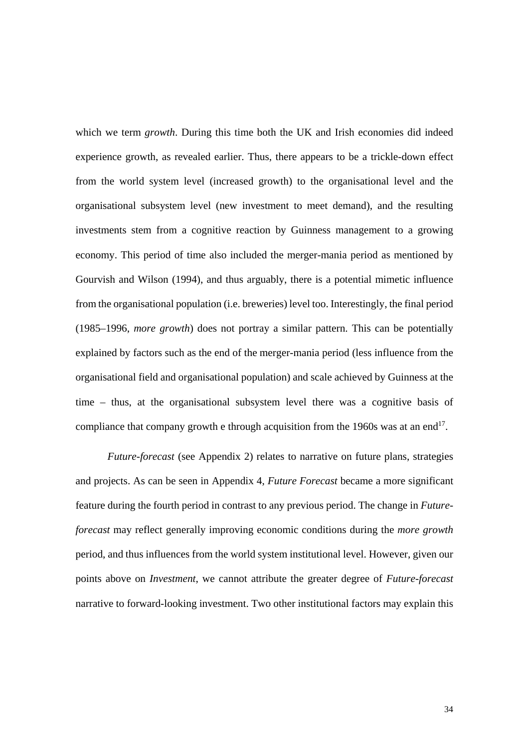which we term *growth*. During this time both the UK and Irish economies did indeed experience growth, as revealed earlier. Thus, there appears to be a trickle-down effect from the world system level (increased growth) to the organisational level and the organisational subsystem level (new investment to meet demand), and the resulting investments stem from a cognitive reaction by Guinness management to a growing economy. This period of time also included the merger-mania period as mentioned by Gourvish and Wilson (1994), and thus arguably, there is a potential mimetic influence from the organisational population (i.e. breweries) level too. Interestingly, the final period (1985–1996, *more growth*) does not portray a similar pattern. This can be potentially explained by factors such as the end of the merger-mania period (less influence from the organisational field and organisational population) and scale achieved by Guinness at the time – thus, at the organisational subsystem level there was a cognitive basis of compliance that company growth e through acquisition from the 1960s was at an end[17].

*Future-forecast* (see Appendix 2) relates to narrative on future plans, strategies and projects. As can be seen in Appendix 4, *Future Forecast* became a more significant feature during the fourth period in contrast to any previous period. The change in *Future-forecast* may reflect generally improving economic conditions during the *more growth* period, and thus influences from the world system institutional level. However, given our points above on *Investment*, we cannot attribute the greater degree of *Future-forecast* narrative to forward-looking investment. Two other institutional factors may explain this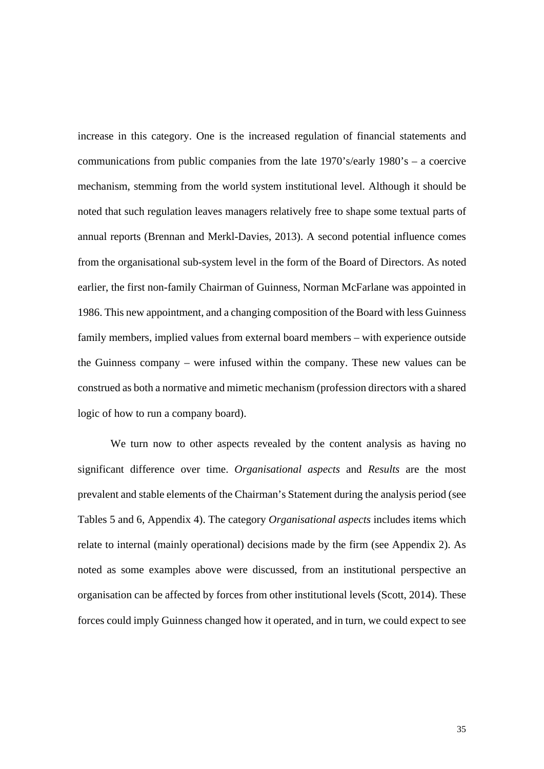increase in this category. One is the increased regulation of financial statements and communications from public companies from the late 1970's/early 1980's – a coercive mechanism, stemming from the world system institutional level. Although it should be noted that such regulation leaves managers relatively free to shape some textual parts of annual reports (Brennan and Merkl-Davies, 2013). A second potential influence comes from the organisational sub-system level in the form of the Board of Directors. As noted earlier, the first non-family Chairman of Guinness, Norman McFarlane was appointed in 1986. This new appointment, and a changing composition of the Board with less Guinness family members, implied values from external board members – with experience outside the Guinness company – were infused within the company. These new values can be construed as both a normative and mimetic mechanism (profession directors with a shared logic of how to run a company board).

We turn now to other aspects revealed by the content analysis as having no significant difference over time. *Organisational aspects* and *Results* are the most prevalent and stable elements of the Chairman's Statement during the analysis period (see Tables 5 and 6, Appendix 4). The category *Organisational aspects* includes items which relate to internal (mainly operational) decisions made by the firm (see Appendix 2). As noted as some examples above were discussed, from an institutional perspective an organisation can be affected by forces from other institutional levels (Scott, 2014). These forces could imply Guinness changed how it operated, and in turn, we could expect to see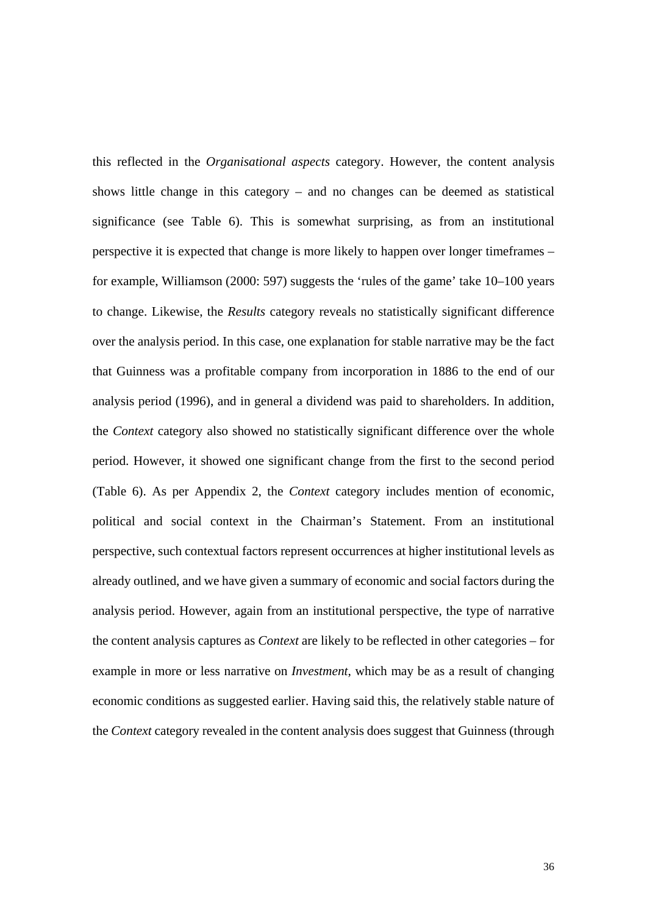this reflected in the *Organisational aspects* category. However, the content analysis shows little change in this category – and no changes can be deemed as statistical significance (see Table 6). This is somewhat surprising, as from an institutional perspective it is expected that change is more likely to happen over longer timeframes – for example, Williamson (2000: 597) suggests the 'rules of the game' take 10–100 years to change. Likewise, the *Results* category reveals no statistically significant difference over the analysis period. In this case, one explanation for stable narrative may be the fact that Guinness was a profitable company from incorporation in 1886 to the end of our analysis period (1996), and in general a dividend was paid to shareholders. In addition, the *Context* category also showed no statistically significant difference over the whole period. However, it showed one significant change from the first to the second period (Table 6). As per Appendix 2, the *Context* category includes mention of economic, political and social context in the Chairman's Statement. From an institutional perspective, such contextual factors represent occurrences at higher institutional levels as already outlined, and we have given a summary of economic and social factors during the analysis period. However, again from an institutional perspective, the type of narrative the content analysis captures as *Context* are likely to be reflected in other categories – for example in more or less narrative on *Investment*, which may be as a result of changing economic conditions as suggested earlier. Having said this, the relatively stable nature of the *Context* category revealed in the content analysis does suggest that Guinness (through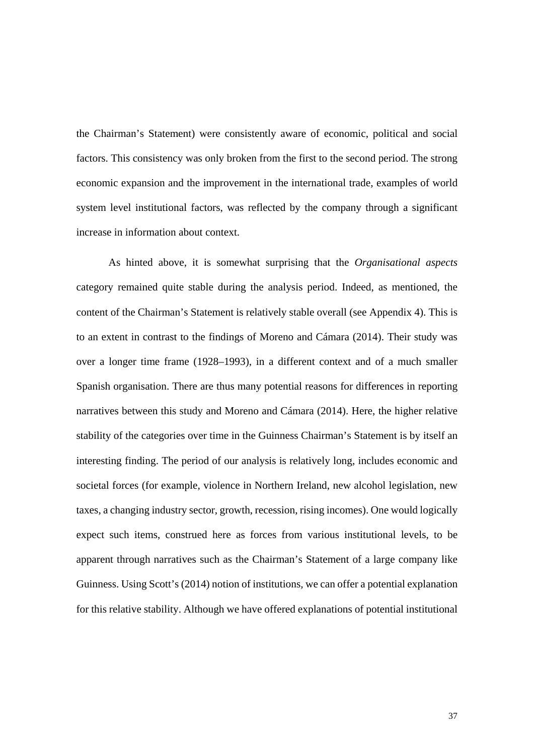the Chairman's Statement) were consistently aware of economic, political and social factors. This consistency was only broken from the first to the second period. The strong economic expansion and the improvement in the international trade, examples of world system level institutional factors, was reflected by the company through a significant increase in information about context.

As hinted above, it is somewhat surprising that the *Organisational aspects* category remained quite stable during the analysis period. Indeed, as mentioned, the content of the Chairman's Statement is relatively stable overall (see Appendix 4). This is to an extent in contrast to the findings of Moreno and Cámara (2014). Their study was over a longer time frame (1928–1993), in a different context and of a much smaller Spanish organisation. There are thus many potential reasons for differences in reporting narratives between this study and Moreno and Cámara (2014). Here, the higher relative stability of the categories over time in the Guinness Chairman's Statement is by itself an interesting finding. The period of our analysis is relatively long, includes economic and societal forces (for example, violence in Northern Ireland, new alcohol legislation, new taxes, a changing industry sector, growth, recession, rising incomes). One would logically expect such items, construed here as forces from various institutional levels, to be apparent through narratives such as the Chairman's Statement of a large company like Guinness. Using Scott's (2014) notion of institutions, we can offer a potential explanation for this relative stability. Although we have offered explanations of potential institutional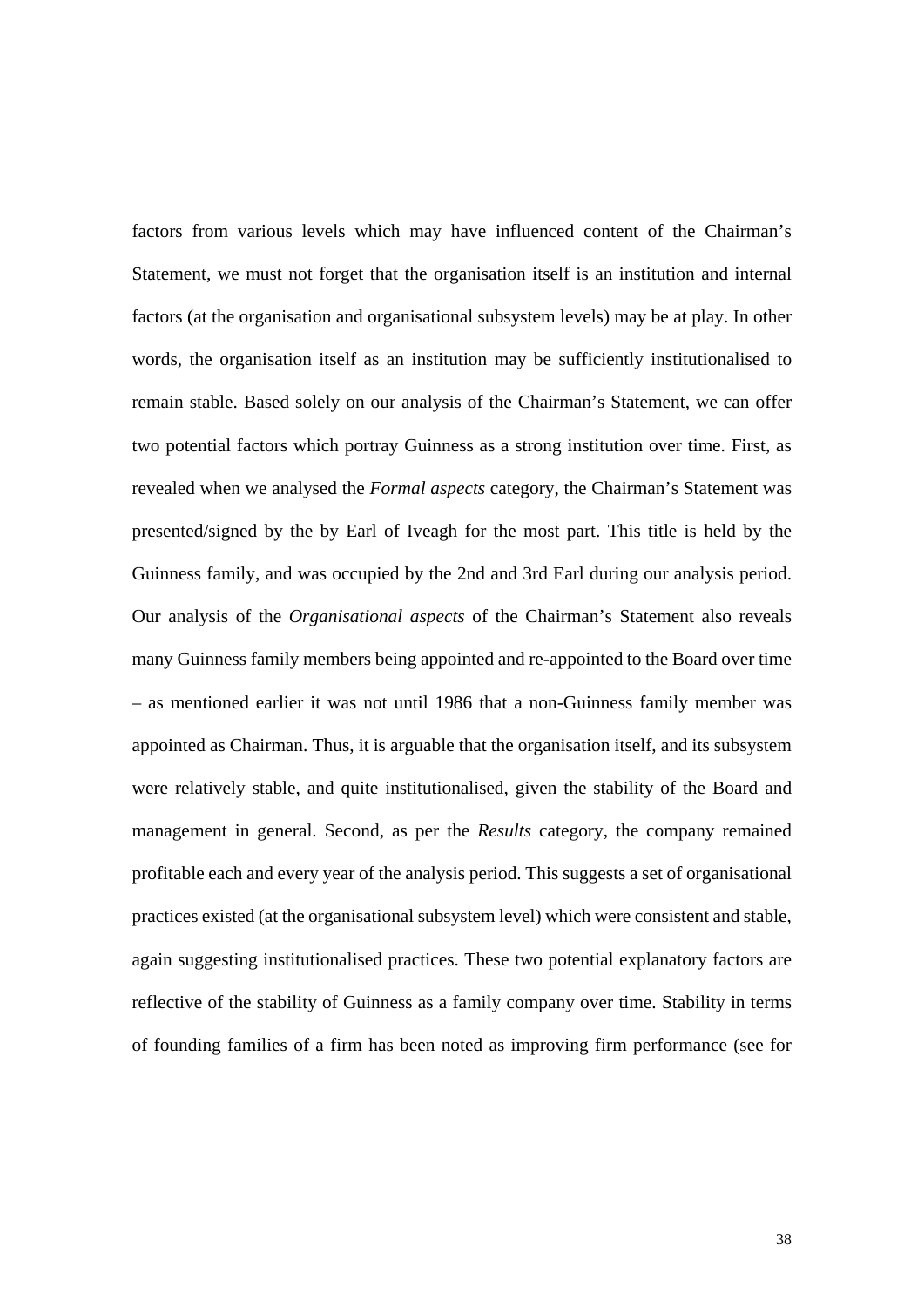factors from various levels which may have influenced content of the Chairman's Statement, we must not forget that the organisation itself is an institution and internal factors (at the organisation and organisational subsystem levels) may be at play. In other words, the organisation itself as an institution may be sufficiently institutionalised to remain stable. Based solely on our analysis of the Chairman's Statement, we can offer two potential factors which portray Guinness as a strong institution over time. First, as revealed when we analysed the *Formal aspects* category, the Chairman's Statement was presented/signed by the by Earl of Iveagh for the most part. This title is held by the Guinness family, and was occupied by the 2nd and 3rd Earl during our analysis period. Our analysis of the *Organisational aspects* of the Chairman's Statement also reveals many Guinness family members being appointed and re-appointed to the Board over time – as mentioned earlier it was not until 1986 that a non-Guinness family member was appointed as Chairman. Thus, it is arguable that the organisation itself, and its subsystem were relatively stable, and quite institutionalised, given the stability of the Board and management in general. Second, as per the *Results* category, the company remained profitable each and every year of the analysis period. This suggests a set of organisational practices existed (at the organisational subsystem level) which were consistent and stable, again suggesting institutionalised practices. These two potential explanatory factors are reflective of the stability of Guinness as a family company over time. Stability in terms of founding families of a firm has been noted as improving firm performance (see for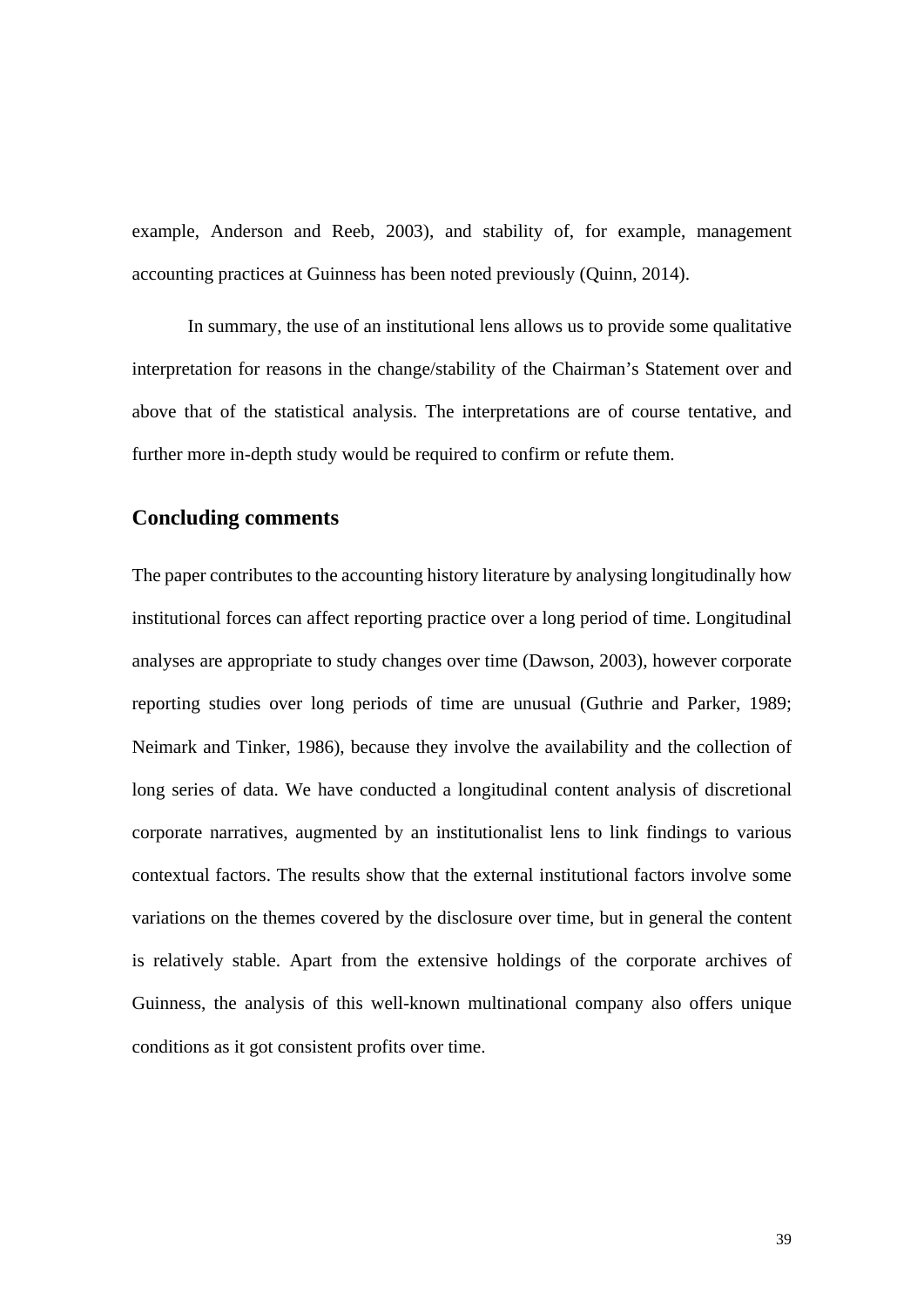example, Anderson and Reeb, 2003), and stability of, for example, management accounting practices at Guinness has been noted previously (Quinn, 2014).

In summary, the use of an institutional lens allows us to provide some qualitative interpretation for reasons in the change/stability of the Chairman's Statement over and above that of the statistical analysis. The interpretations are of course tentative, and further more in-depth study would be required to confirm or refute them.

## Concluding comments

The paper contributes to the accounting history literature by analysing longitudinally how institutional forces can affect reporting practice over a long period of time. Longitudinal analyses are appropriate to study changes over time (Dawson, 2003), however corporate reporting studies over long periods of time are unusual (Guthrie and Parker, 1989; Neimark and Tinker, 1986), because they involve the availability and the collection of long series of data. We have conducted a longitudinal content analysis of discretional corporate narratives, augmented by an institutionalist lens to link findings to various contextual factors. The results show that the external institutional factors involve some variations on the themes covered by the disclosure over time, but in general the content is relatively stable. Apart from the extensive holdings of the corporate archives of Guinness, the analysis of this well-known multinational company also offers unique conditions as it got consistent profits over time.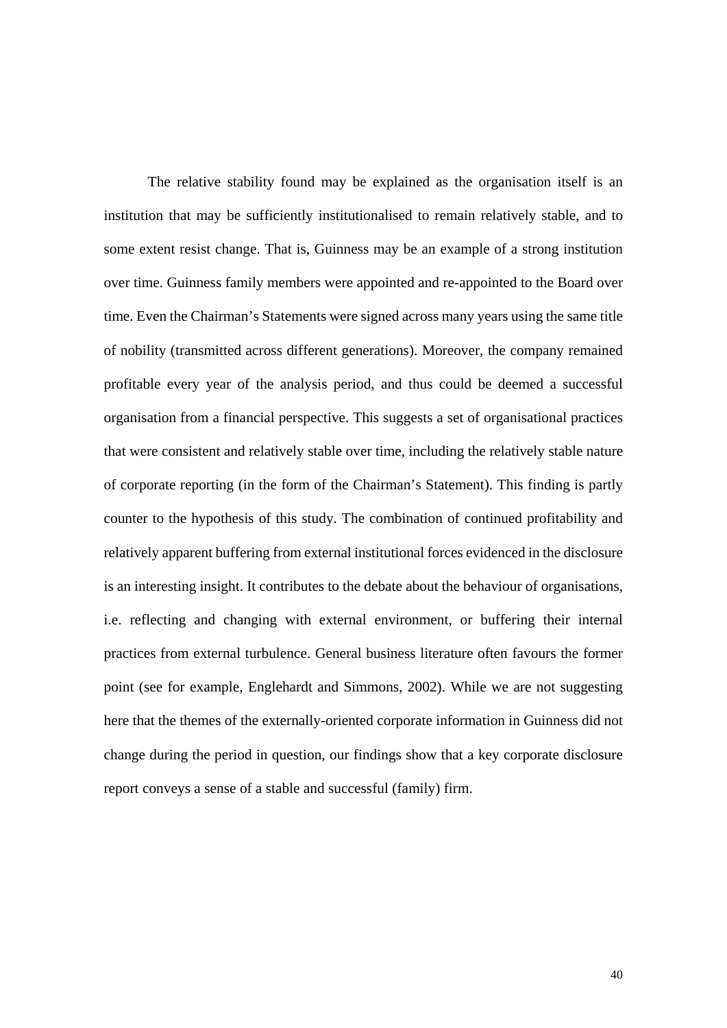The relative stability found may be explained as the organisation itself is an institution that may be sufficiently institutionalised to remain relatively stable, and to some extent resist change. That is, Guinness may be an example of a strong institution over time. Guinness family members were appointed and re-appointed to the Board over time. Even the Chairman's Statements were signed across many years using the same title of nobility (transmitted across different generations). Moreover, the company remained profitable every year of the analysis period, and thus could be deemed a successful organisation from a financial perspective. This suggests a set of organisational practices that were consistent and relatively stable over time, including the relatively stable nature of corporate reporting (in the form of the Chairman's Statement). This finding is partly counter to the hypothesis of this study. The combination of continued profitability and relatively apparent buffering from external institutional forces evidenced in the disclosure is an interesting insight. It contributes to the debate about the behaviour of organisations, i.e. reflecting and changing with external environment, or buffering their internal practices from external turbulence. General business literature often favours the former point (see for example, Englehardt and Simmons, 2002). While we are not suggesting here that the themes of the externally-oriented corporate information in Guinness did not change during the period in question, our findings show that a key corporate disclosure report conveys a sense of a stable and successful (family) firm.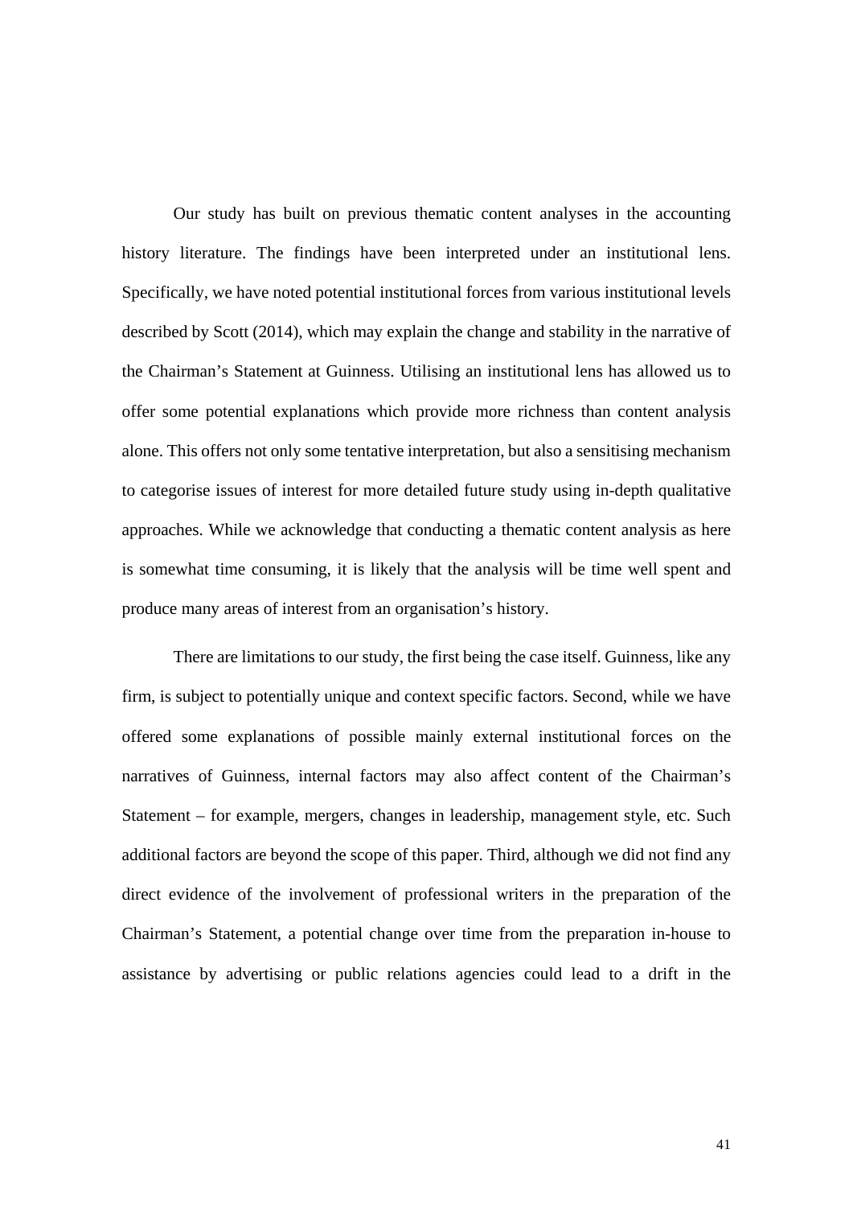Our study has built on previous thematic content analyses in the accounting history literature. The findings have been interpreted under an institutional lens. Specifically, we have noted potential institutional forces from various institutional levels described by Scott (2014), which may explain the change and stability in the narrative of the Chairman's Statement at Guinness. Utilising an institutional lens has allowed us to offer some potential explanations which provide more richness than content analysis alone. This offers not only some tentative interpretation, but also a sensitising mechanism to categorise issues of interest for more detailed future study using in-depth qualitative approaches. While we acknowledge that conducting a thematic content analysis as here is somewhat time consuming, it is likely that the analysis will be time well spent and produce many areas of interest from an organisation's history.

There are limitations to our study, the first being the case itself. Guinness, like any firm, is subject to potentially unique and context specific factors. Second, while we have offered some explanations of possible mainly external institutional forces on the narratives of Guinness, internal factors may also affect content of the Chairman's Statement – for example, mergers, changes in leadership, management style, etc. Such additional factors are beyond the scope of this paper. Third, although we did not find any direct evidence of the involvement of professional writers in the preparation of the Chairman's Statement, a potential change over time from the preparation in-house to assistance by advertising or public relations agencies could lead to a drift in the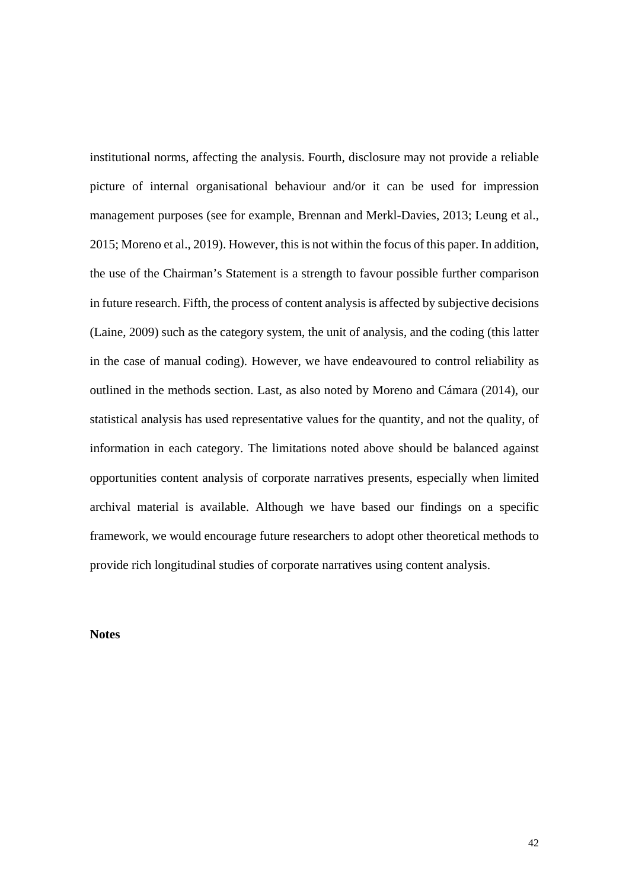institutional norms, affecting the analysis. Fourth, disclosure may not provide a reliable picture of internal organisational behaviour and/or it can be used for impression management purposes (see for example, Brennan and Merkl-Davies, 2013; Leung et al., 2015; Moreno et al., 2019). However, this is not within the focus of this paper. In addition, the use of the Chairman's Statement is a strength to favour possible further comparison in future research. Fifth, the process of content analysis is affected by subjective decisions (Laine, 2009) such as the category system, the unit of analysis, and the coding (this latter in the case of manual coding). However, we have endeavoured to control reliability as outlined in the methods section. Last, as also noted by Moreno and Cámara (2014), our statistical analysis has used representative values for the quantity, and not the quality, of information in each category. The limitations noted above should be balanced against opportunities content analysis of corporate narratives presents, especially when limited archival material is available. Although we have based our findings on a specific framework, we would encourage future researchers to adopt other theoretical methods to provide rich longitudinal studies of corporate narratives using content analysis.

**Notes**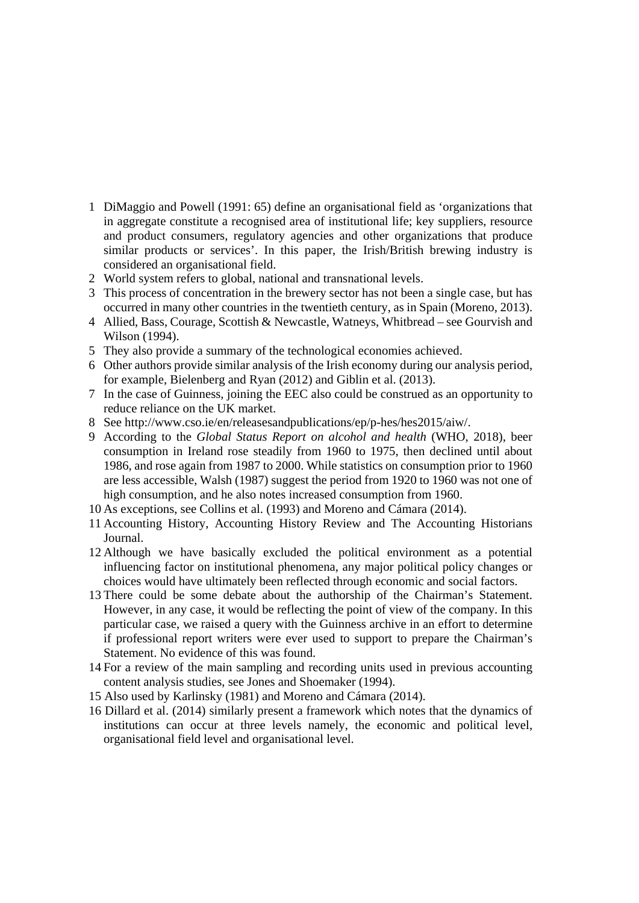1. DiMaggio and Powell (1991: 65) define an organisational field as 'organizations that in aggregate constitute a recognised area of institutional life; key suppliers, resource and product consumers, regulatory agencies and other organizations that produce similar products or services'. In this paper, the Irish/British brewing industry is considered an organisational field.
2. World system refers to global, national and transnational levels.
3. This process of concentration in the brewery sector has not been a single case, but has occurred in many other countries in the twentieth century, as in Spain (Moreno, 2013).
4. Allied, Bass, Courage, Scottish & Newcastle, Watneys, Whitbread – see Gourvish and Wilson (1994).
5. They also provide a summary of the technological economies achieved.
6. Other authors provide similar analysis of the Irish economy during our analysis period, for example, Bielenberg and Ryan (2012) and Giblin et al. (2013).
7. In the case of Guinness, joining the EEC also could be construed as an opportunity to reduce reliance on the UK market.
8. See http://www.cso.ie/en/releasesandpublications/ep/p-hes/hes2015/aiw/.
9. According to the *Global Status Report on alcohol and health* (WHO, 2018), beer consumption in Ireland rose steadily from 1960 to 1975, then declined until about 1986, and rose again from 1987 to 2000. While statistics on consumption prior to 1960 are less accessible, Walsh (1987) suggest the period from 1920 to 1960 was not one of high consumption, and he also notes increased consumption from 1960.
10. As exceptions, see Collins et al. (1993) and Moreno and Cámara (2014).
11. Accounting History, Accounting History Review and The Accounting Historians Journal.
12. Although we have basically excluded the political environment as a potential influencing factor on institutional phenomena, any major political policy changes or choices would have ultimately been reflected through economic and social factors.
13. There could be some debate about the authorship of the Chairman's Statement. However, in any case, it would be reflecting the point of view of the company. In this particular case, we raised a query with the Guinness archive in an effort to determine if professional report writers were ever used to support to prepare the Chairman's Statement. No evidence of this was found.
14. For a review of the main sampling and recording units used in previous accounting content analysis studies, see Jones and Shoemaker (1994).
15. Also used by Karlinsky (1981) and Moreno and Cámara (2014).
16. Dillard et al. (2014) similarly present a framework which notes that the dynamics of institutions can occur at three levels namely, the economic and political level, organisational field level and organisational level.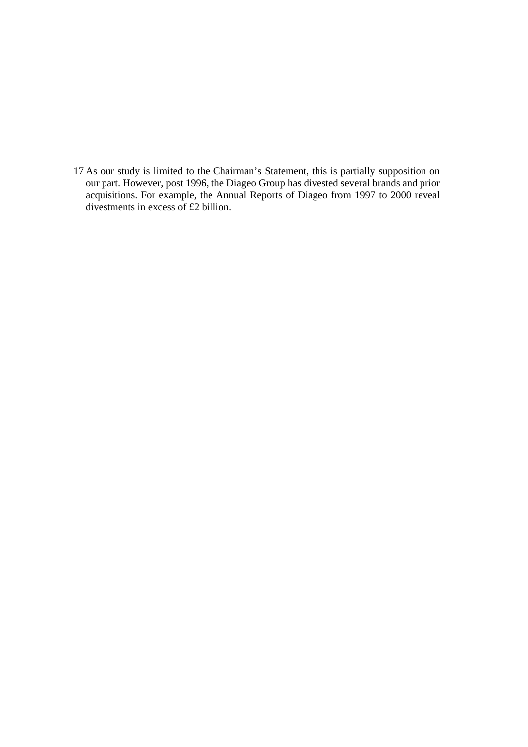17 As our study is limited to the Chairman's Statement, this is partially supposition on our part. However, post 1996, the Diageo Group has divested several brands and prior acquisitions. For example, the Annual Reports of Diageo from 1997 to 2000 reveal divestments in excess of £2 billion.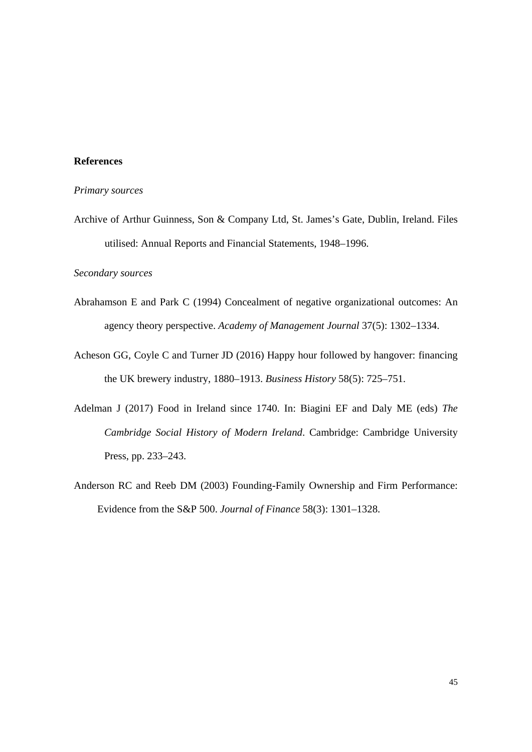**References**

*Primary sources*

Archive of Arthur Guinness, Son & Company Ltd, St. James's Gate, Dublin, Ireland. Files utilised: Annual Reports and Financial Statements, 1948–1996.

*Secondary sources*

Abrahamson E and Park C (1994) Concealment of negative organizational outcomes: An agency theory perspective. *Academy of Management Journal* 37(5): 1302–1334.

Acheson GG, Coyle C and Turner JD (2016) Happy hour followed by hangover: financing the UK brewery industry, 1880–1913. *Business History* 58(5): 725–751.

Adelman J (2017) Food in Ireland since 1740. In: Biagini EF and Daly ME (eds) *The Cambridge Social History of Modern Ireland*. Cambridge: Cambridge University Press, pp. 233–243.

Anderson RC and Reeb DM (2003) Founding-Family Ownership and Firm Performance: Evidence from the S&P 500. *Journal of Finance* 58(3): 1301–1328.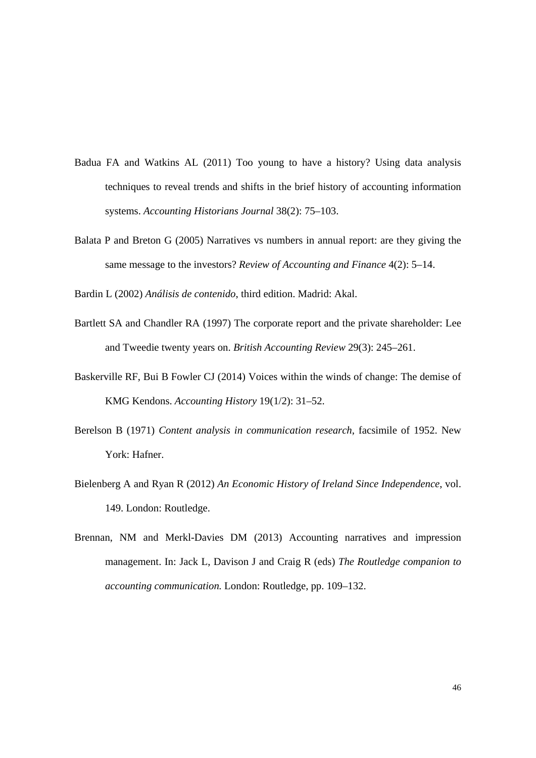Badua FA and Watkins AL (2011) Too young to have a history? Using data analysis techniques to reveal trends and shifts in the brief history of accounting information systems. *Accounting Historians Journal* 38(2): 75–103.

Balata P and Breton G (2005) Narratives vs numbers in annual report: are they giving the same message to the investors? *Review of Accounting and Finance* 4(2): 5–14.

Bardin L (2002) *Análisis de contenido*, third edition. Madrid: Akal.

Bartlett SA and Chandler RA (1997) The corporate report and the private shareholder: Lee and Tweedie twenty years on. *British Accounting Review* 29(3): 245–261.

Baskerville RF, Bui B Fowler CJ (2014) Voices within the winds of change: The demise of KMG Kendons. *Accounting History* 19(1/2): 31–52.

Berelson B (1971) *Content analysis in communication research*, facsimile of 1952. New York: Hafner.

Bielenberg A and Ryan R (2012) *An Economic History of Ireland Since Independence*, vol. 149. London: Routledge.

Brennan, NM and Merkl-Davies DM (2013) Accounting narratives and impression management. In: Jack L, Davison J and Craig R (eds) *The Routledge companion to accounting communication.* London: Routledge, pp. 109–132.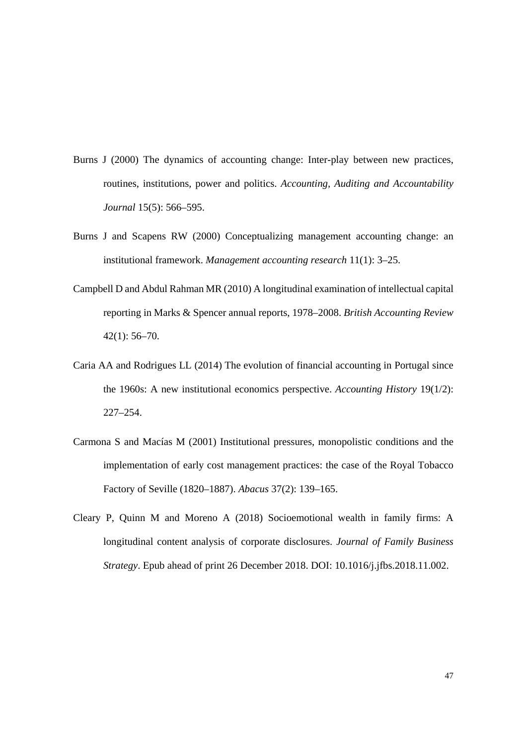Burns J (2000) The dynamics of accounting change: Inter-play between new practices, routines, institutions, power and politics. *Accounting, Auditing and Accountability Journal* 15(5): 566–595.

Burns J and Scapens RW (2000) Conceptualizing management accounting change: an institutional framework. *Management accounting research* 11(1): 3–25.

Campbell D and Abdul Rahman MR (2010) A longitudinal examination of intellectual capital reporting in Marks & Spencer annual reports, 1978–2008. *British Accounting Review* 42(1): 56–70.

Caria AA and Rodrigues LL (2014) The evolution of financial accounting in Portugal since the 1960s: A new institutional economics perspective. *Accounting History* 19(1/2): 227–254.

Carmona S and Macías M (2001) Institutional pressures, monopolistic conditions and the implementation of early cost management practices: the case of the Royal Tobacco Factory of Seville (1820–1887). *Abacus* 37(2): 139–165.

Cleary P, Quinn M and Moreno A (2018) Socioemotional wealth in family firms: A longitudinal content analysis of corporate disclosures. *Journal of Family Business Strategy*. Epub ahead of print 26 December 2018. DOI: 10.1016/j.jfbs.2018.11.002.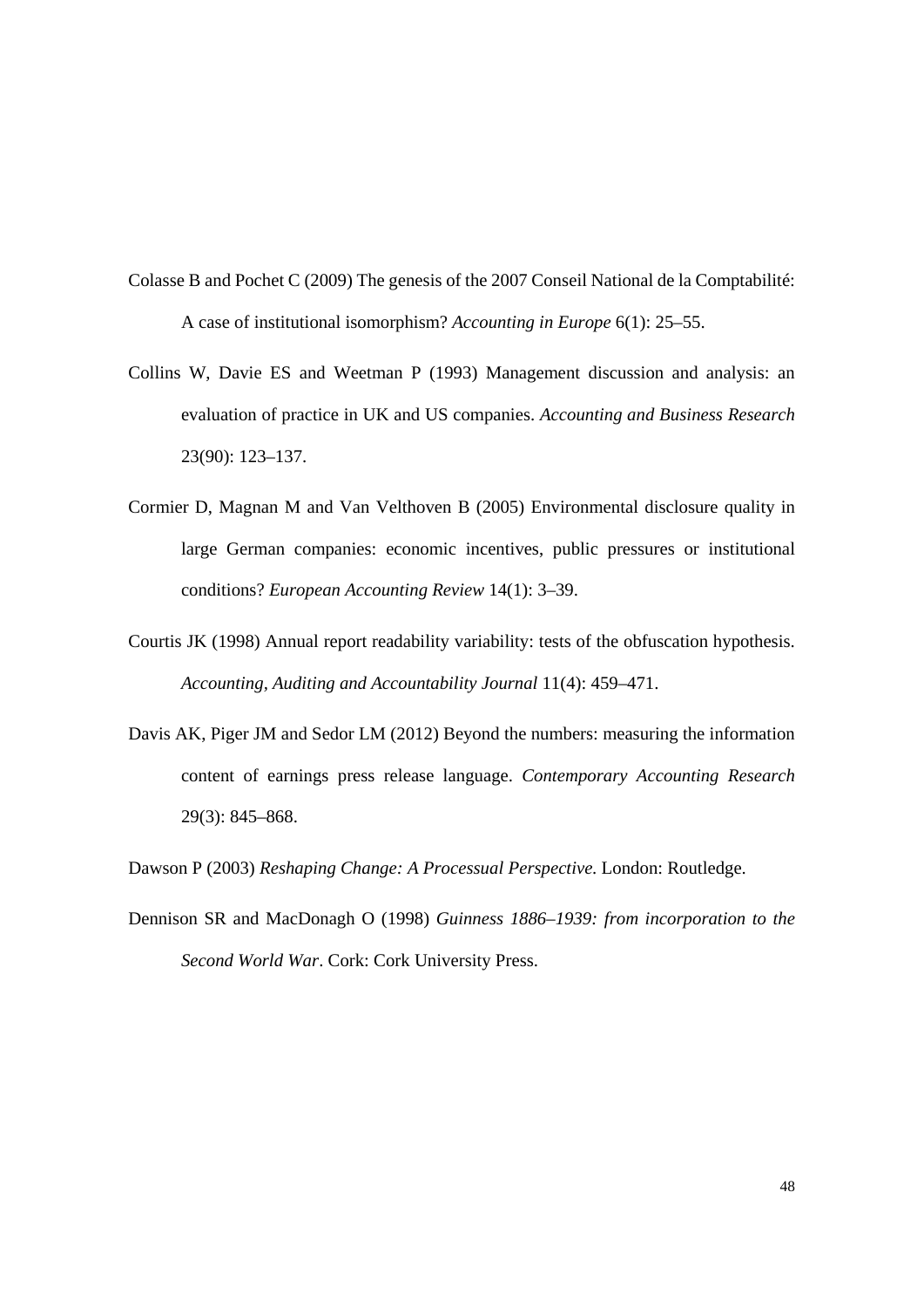Colasse B and Pochet C (2009) The genesis of the 2007 Conseil National de la Comptabilité: A case of institutional isomorphism? *Accounting in Europe* 6(1): 25–55.

Collins W, Davie ES and Weetman P (1993) Management discussion and analysis: an evaluation of practice in UK and US companies. *Accounting and Business Research* 23(90): 123–137.

Cormier D, Magnan M and Van Velthoven B (2005) Environmental disclosure quality in large German companies: economic incentives, public pressures or institutional conditions? *European Accounting Review* 14(1): 3–39.

Courtis JK (1998) Annual report readability variability: tests of the obfuscation hypothesis. *Accounting, Auditing and Accountability Journal* 11(4): 459–471.

Davis AK, Piger JM and Sedor LM (2012) Beyond the numbers: measuring the information content of earnings press release language. *Contemporary Accounting Research* 29(3): 845–868.

Dawson P (2003) *Reshaping Change: A Processual Perspective.* London: Routledge.

Dennison SR and MacDonagh O (1998) *Guinness 1886–1939: from incorporation to the Second World War*. Cork: Cork University Press.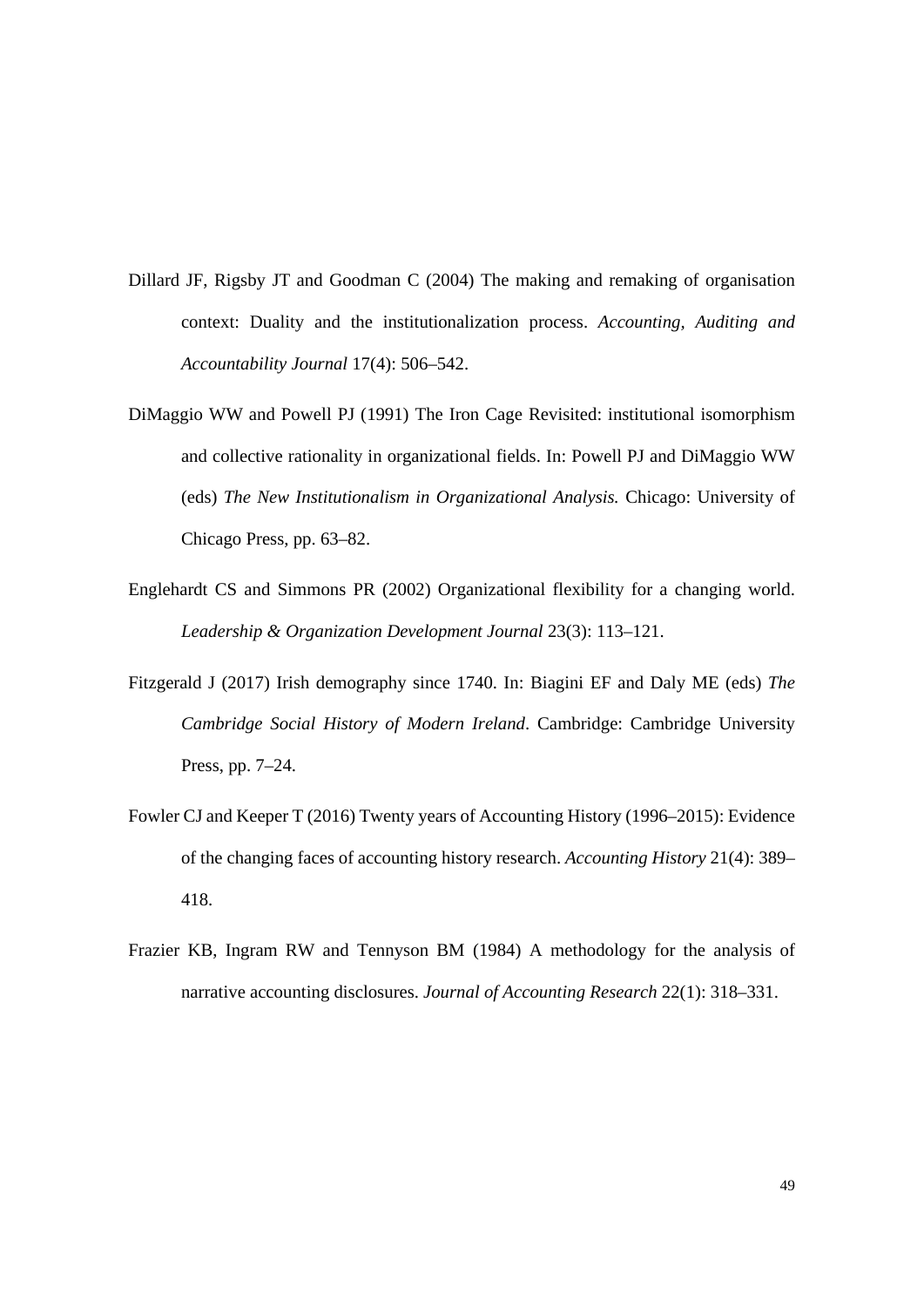Dillard JF, Rigsby JT and Goodman C (2004) The making and remaking of organisation context: Duality and the institutionalization process. *Accounting, Auditing and Accountability Journal* 17(4): 506–542.

DiMaggio WW and Powell PJ (1991) The Iron Cage Revisited: institutional isomorphism and collective rationality in organizational fields. In: Powell PJ and DiMaggio WW (eds) *The New Institutionalism in Organizational Analysis.* Chicago: University of Chicago Press, pp. 63–82.

Englehardt CS and Simmons PR (2002) Organizational flexibility for a changing world. *Leadership & Organization Development Journal* 23(3): 113–121.

Fitzgerald J (2017) Irish demography since 1740. In: Biagini EF and Daly ME (eds) *The Cambridge Social History of Modern Ireland*. Cambridge: Cambridge University Press, pp. 7–24.

Fowler CJ and Keeper T (2016) Twenty years of Accounting History (1996–2015): Evidence of the changing faces of accounting history research. *Accounting History* 21(4): 389–418.

Frazier KB, Ingram RW and Tennyson BM (1984) A methodology for the analysis of narrative accounting disclosures. *Journal of Accounting Research* 22(1): 318–331.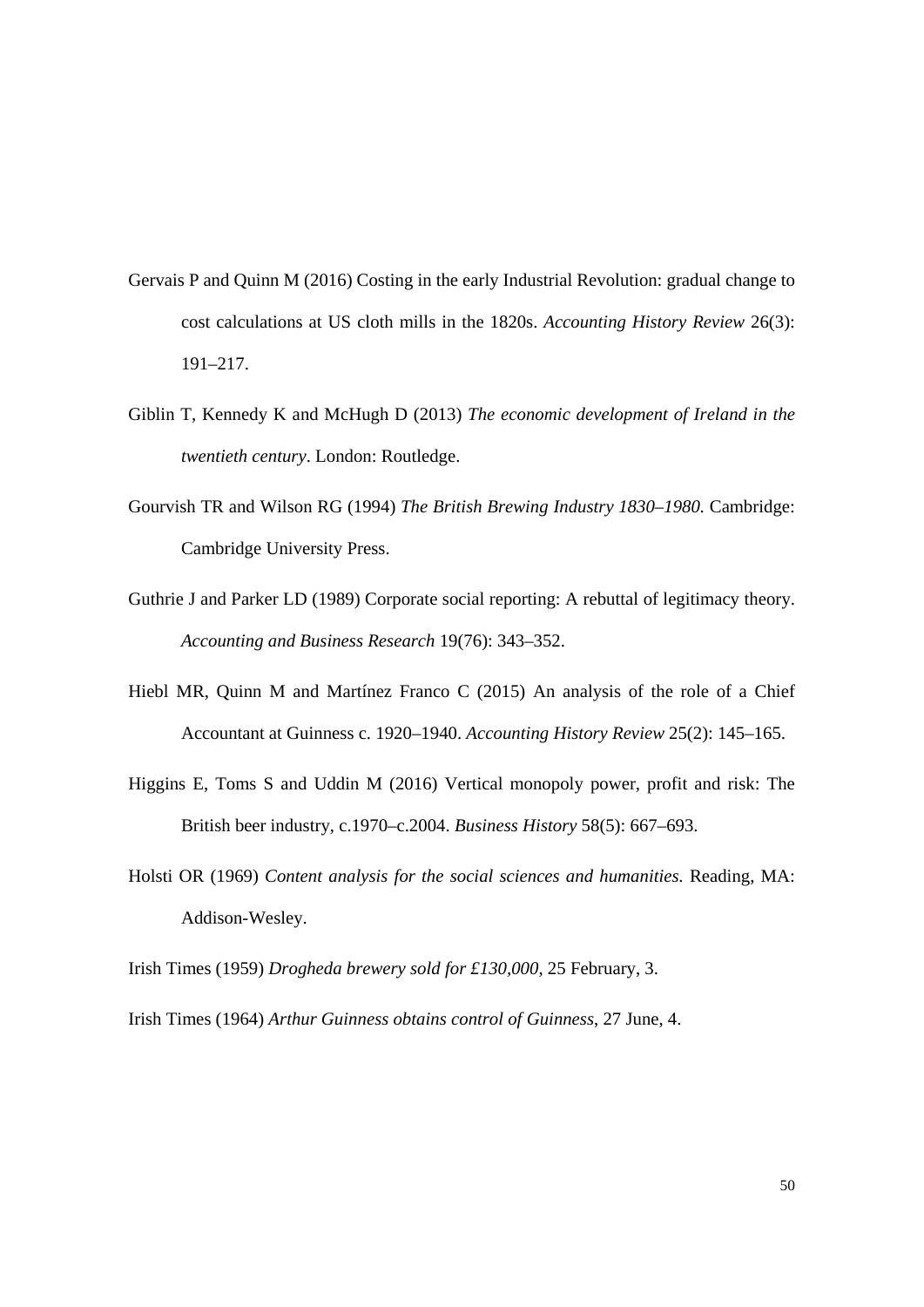Gervais P and Quinn M (2016) Costing in the early Industrial Revolution: gradual change to cost calculations at US cloth mills in the 1820s. *Accounting History Review* 26(3): 191–217.

Giblin T, Kennedy K and McHugh D (2013) *The economic development of Ireland in the twentieth century*. London: Routledge.

Gourvish TR and Wilson RG (1994) *The British Brewing Industry 1830–1980.* Cambridge: Cambridge University Press.

Guthrie J and Parker LD (1989) Corporate social reporting: A rebuttal of legitimacy theory. *Accounting and Business Research* 19(76): 343–352.

Hiebl MR, Quinn M and Martínez Franco C (2015) An analysis of the role of a Chief Accountant at Guinness c. 1920–1940. *Accounting History Review* 25(2): 145–165.

Higgins E, Toms S and Uddin M (2016) Vertical monopoly power, profit and risk: The British beer industry, c.1970–c.2004. *Business History* 58(5): 667–693.

Holsti OR (1969) *Content analysis for the social sciences and humanities.* Reading, MA: Addison-Wesley.

Irish Times (1959) *Drogheda brewery sold for £130,000*, 25 February, 3.

Irish Times (1964) *Arthur Guinness obtains control of Guinness*, 27 June, 4.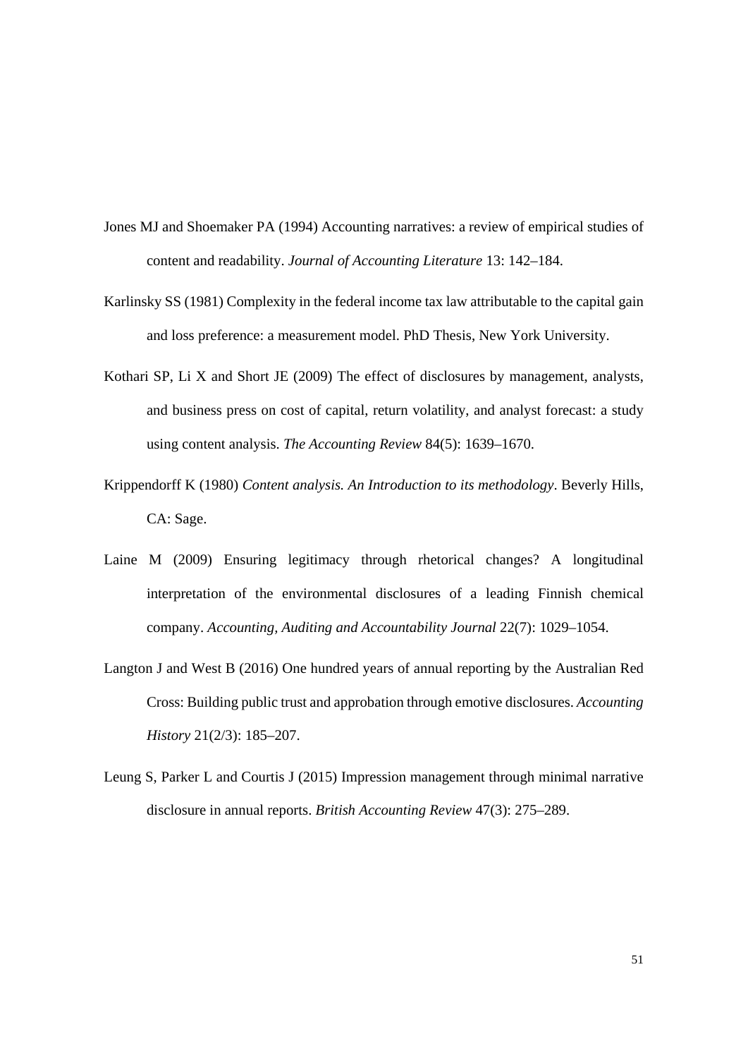Jones MJ and Shoemaker PA (1994) Accounting narratives: a review of empirical studies of content and readability. *Journal of Accounting Literature* 13: 142–184.

Karlinsky SS (1981) Complexity in the federal income tax law attributable to the capital gain and loss preference: a measurement model. PhD Thesis, New York University.

Kothari SP, Li X and Short JE (2009) The effect of disclosures by management, analysts, and business press on cost of capital, return volatility, and analyst forecast: a study using content analysis. *The Accounting Review* 84(5): 1639–1670.

Krippendorff K (1980) *Content analysis. An Introduction to its methodology*. Beverly Hills, CA: Sage.

Laine M (2009) Ensuring legitimacy through rhetorical changes? A longitudinal interpretation of the environmental disclosures of a leading Finnish chemical company. *Accounting, Auditing and Accountability Journal* 22(7): 1029–1054.

Langton J and West B (2016) One hundred years of annual reporting by the Australian Red Cross: Building public trust and approbation through emotive disclosures. *Accounting History* 21(2/3): 185–207.

Leung S, Parker L and Courtis J (2015) Impression management through minimal narrative disclosure in annual reports. *British Accounting Review* 47(3): 275–289.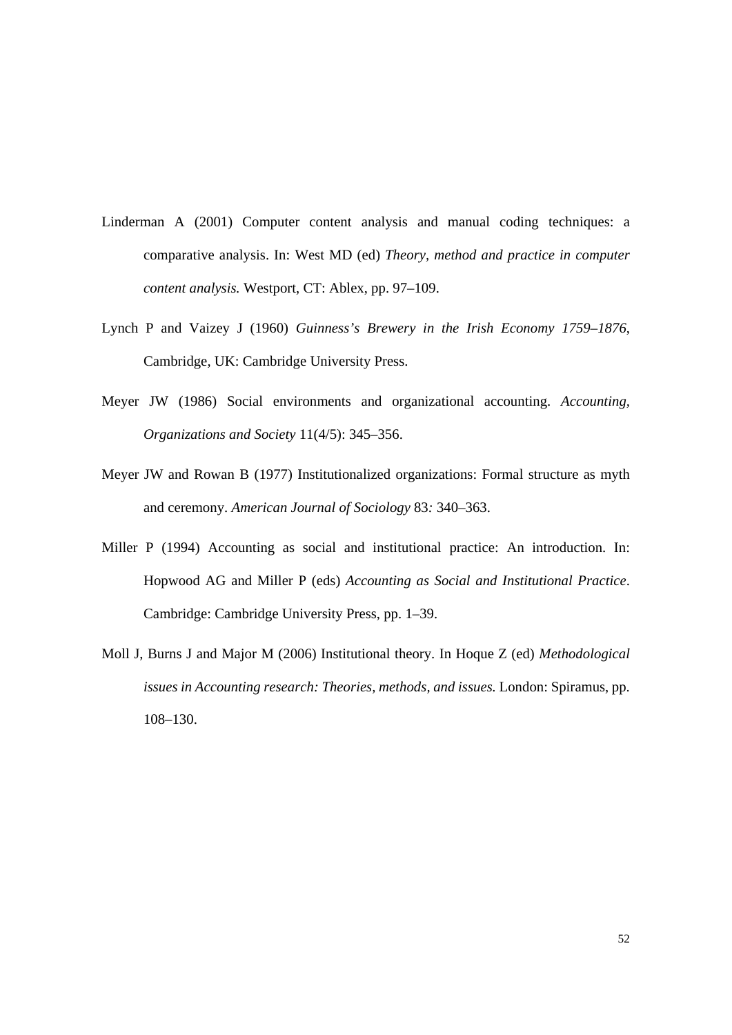Linderman A (2001) Computer content analysis and manual coding techniques: a comparative analysis. In: West MD (ed) *Theory, method and practice in computer content analysis.* Westport, CT: Ablex, pp. 97–109.

Lynch P and Vaizey J (1960) *Guinness's Brewery in the Irish Economy 1759–1876*, Cambridge, UK: Cambridge University Press.

Meyer JW (1986) Social environments and organizational accounting. *Accounting, Organizations and Society* 11(4/5): 345–356.

Meyer JW and Rowan B (1977) Institutionalized organizations: Formal structure as myth and ceremony. *American Journal of Sociology* 83*:* 340–363.

Miller P (1994) Accounting as social and institutional practice: An introduction. In: Hopwood AG and Miller P (eds) *Accounting as Social and Institutional Practice*. Cambridge: Cambridge University Press, pp. 1–39.

Moll J, Burns J and Major M (2006) Institutional theory. In Hoque Z (ed) *Methodological issues in Accounting research: Theories, methods, and issues.* London: Spiramus, pp. 108–130.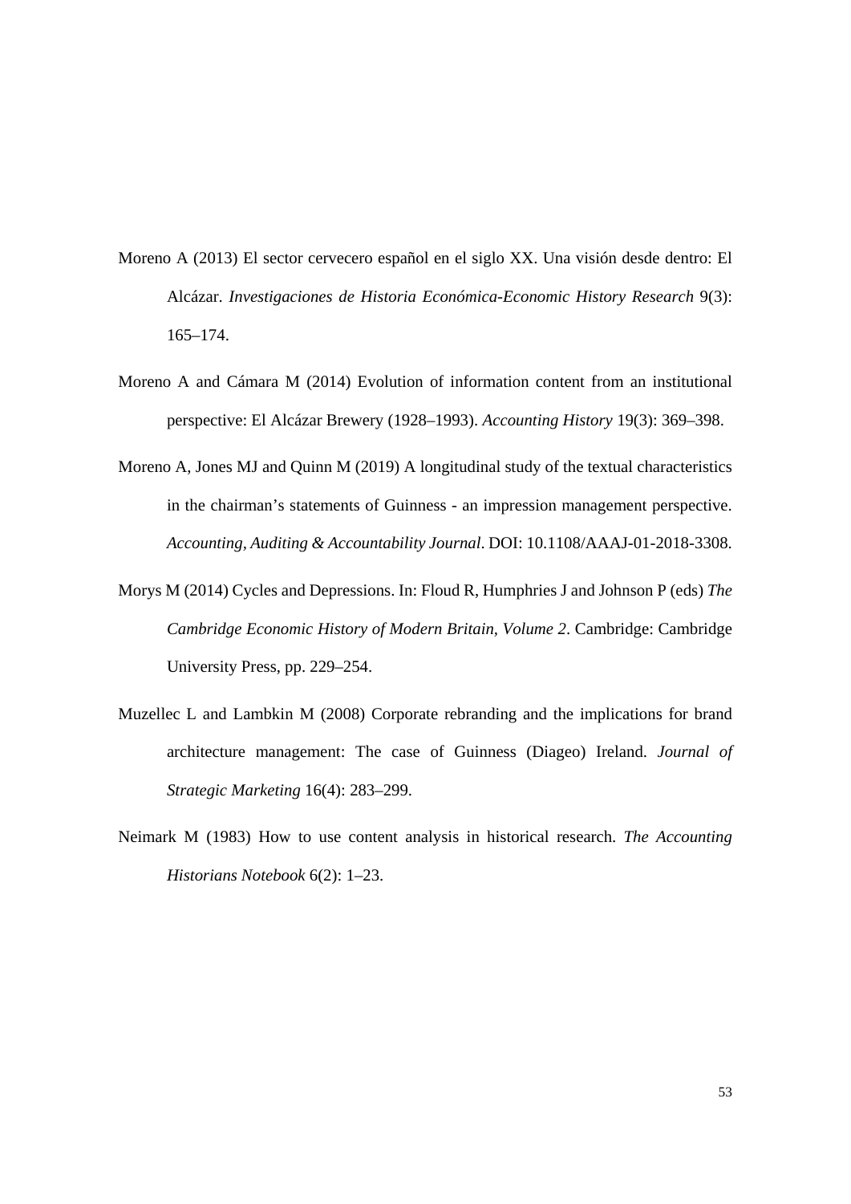Moreno A (2013) El sector cervecero español en el siglo XX. Una visión desde dentro: El Alcázar. *Investigaciones de Historia Económica-Economic History Research* 9(3): 165–174.

Moreno A and Cámara M (2014) Evolution of information content from an institutional perspective: El Alcázar Brewery (1928–1993). *Accounting History* 19(3): 369–398.

Moreno A, Jones MJ and Quinn M (2019) A longitudinal study of the textual characteristics in the chairman's statements of Guinness - an impression management perspective. *Accounting, Auditing & Accountability Journal*. DOI: 10.1108/AAAJ-01-2018-3308.

Morys M (2014) Cycles and Depressions. In: Floud R, Humphries J and Johnson P (eds) *The Cambridge Economic History of Modern Britain, Volume 2*. Cambridge: Cambridge University Press, pp. 229–254.

Muzellec L and Lambkin M (2008) Corporate rebranding and the implications for brand architecture management: The case of Guinness (Diageo) Ireland. *Journal of Strategic Marketing* 16(4): 283–299.

Neimark M (1983) How to use content analysis in historical research. *The Accounting Historians Notebook* 6(2): 1–23.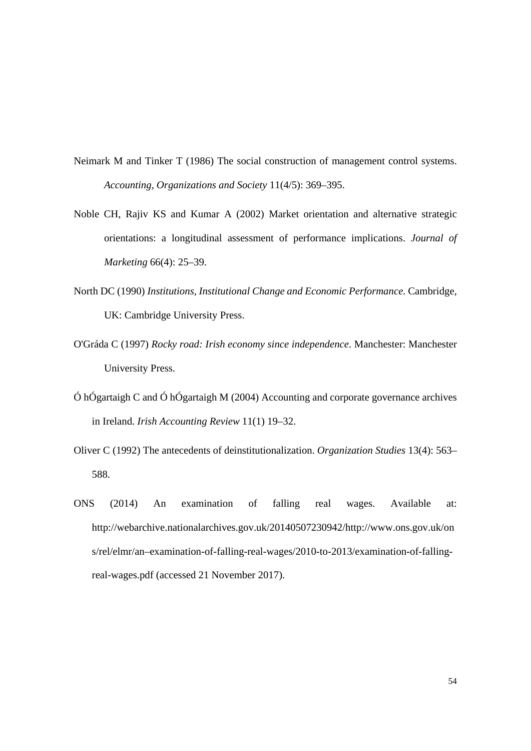Neimark M and Tinker T (1986) The social construction of management control systems. *Accounting, Organizations and Society* 11(4/5): 369–395.

Noble CH, Rajiv KS and Kumar A (2002) Market orientation and alternative strategic orientations: a longitudinal assessment of performance implications. *Journal of Marketing* 66(4): 25–39.

North DC (1990) *Institutions, Institutional Change and Economic Performance.* Cambridge, UK: Cambridge University Press.

O'Gráda C (1997) *Rocky road: Irish economy since independence*. Manchester: Manchester University Press.

Ó hÓgartaigh C and Ó hÓgartaigh M (2004) Accounting and corporate governance archives in Ireland. *Irish Accounting Review* 11(1) 19–32.

Oliver C (1992) The antecedents of deinstitutionalization. *Organization Studies* 13(4): 563–588.

ONS (2014) An examination of falling real wages. Available at: http://webarchive.nationalarchives.gov.uk/20140507230942/http://www.ons.gov.uk/ons/rel/elmr/an–examination-of-falling-real-wages/2010-to-2013/examination-of-falling-real-wages.pdf (accessed 21 November 2017).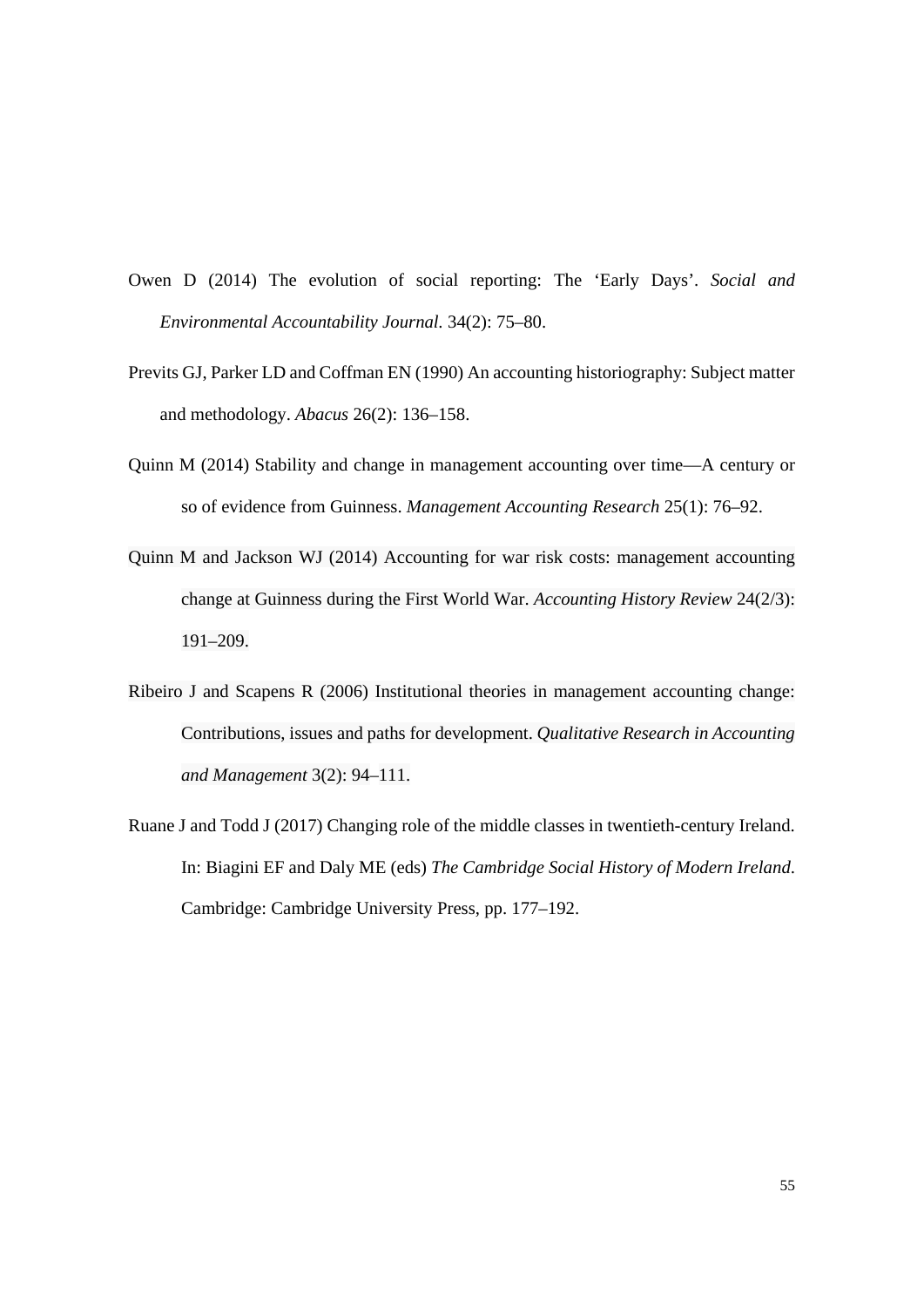Owen D (2014) The evolution of social reporting: The 'Early Days'. *Social and Environmental Accountability Journal.* 34(2): 75–80.

Previts GJ, Parker LD and Coffman EN (1990) An accounting historiography: Subject matter and methodology. *Abacus* 26(2): 136–158.

Quinn M (2014) Stability and change in management accounting over time—A century or so of evidence from Guinness. *Management Accounting Research* 25(1): 76–92.

Quinn M and Jackson WJ (2014) Accounting for war risk costs: management accounting change at Guinness during the First World War. *Accounting History Review* 24(2/3): 191–209.

Ribeiro J and Scapens R (2006) Institutional theories in management accounting change: Contributions, issues and paths for development. *Qualitative Research in Accounting and Management* 3(2): 94–111.

Ruane J and Todd J (2017) Changing role of the middle classes in twentieth-century Ireland. In: Biagini EF and Daly ME (eds) *The Cambridge Social History of Modern Ireland*. Cambridge: Cambridge University Press, pp. 177–192.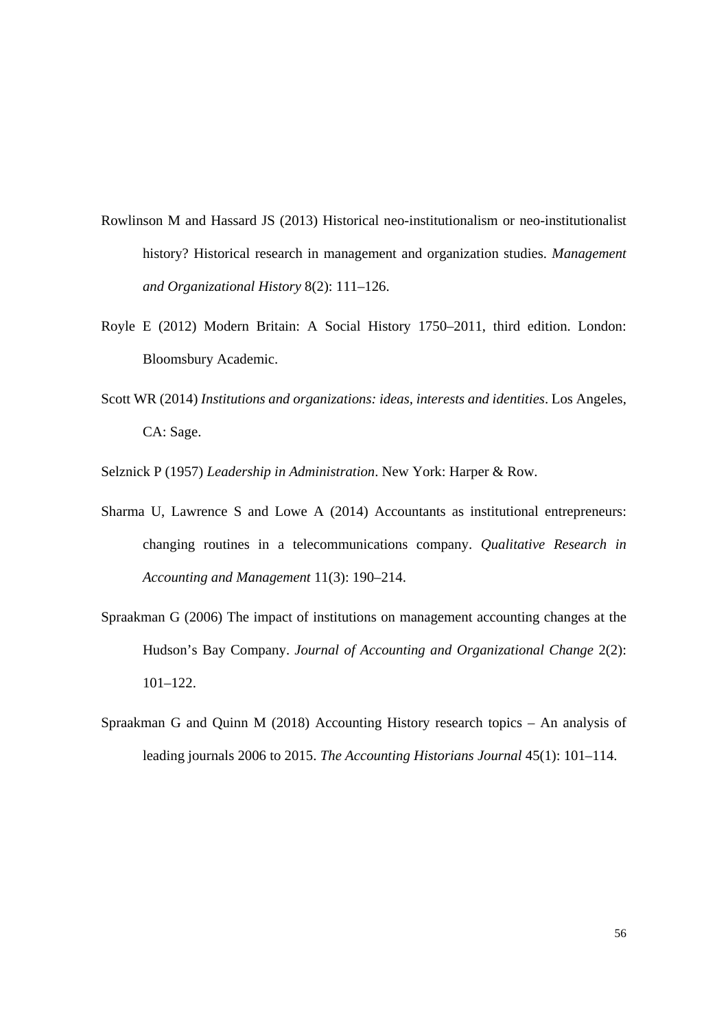Rowlinson M and Hassard JS (2013) Historical neo-institutionalism or neo-institutionalist history? Historical research in management and organization studies. *Management and Organizational History* 8(2): 111–126.

Royle E (2012) Modern Britain: A Social History 1750–2011, third edition. London: Bloomsbury Academic.

Scott WR (2014) *Institutions and organizations: ideas, interests and identities*. Los Angeles, CA: Sage.

Selznick P (1957) *Leadership in Administration*. New York: Harper & Row.

Sharma U, Lawrence S and Lowe A (2014) Accountants as institutional entrepreneurs: changing routines in a telecommunications company. *Qualitative Research in Accounting and Management* 11(3): 190–214.

Spraakman G (2006) The impact of institutions on management accounting changes at the Hudson's Bay Company. *Journal of Accounting and Organizational Change* 2(2): 101–122.

Spraakman G and Quinn M (2018) Accounting History research topics – An analysis of leading journals 2006 to 2015. *The Accounting Historians Journal* 45(1): 101–114.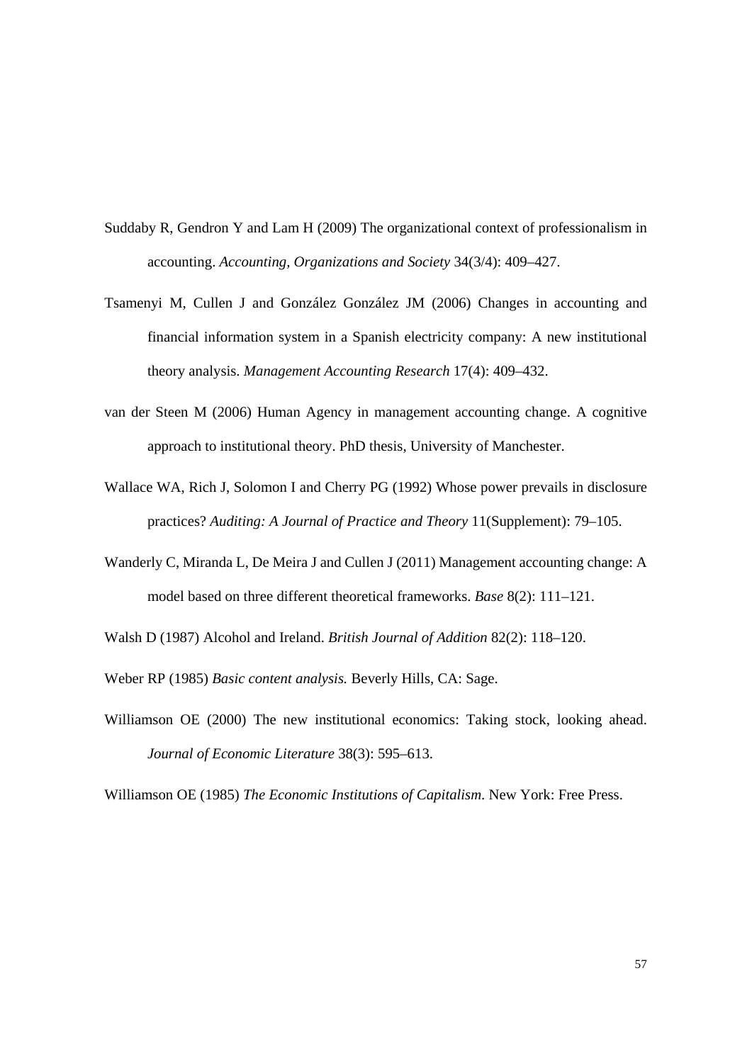Suddaby R, Gendron Y and Lam H (2009) The organizational context of professionalism in accounting. *Accounting, Organizations and Society* 34(3/4): 409–427.

Tsamenyi M, Cullen J and González González JM (2006) Changes in accounting and financial information system in a Spanish electricity company: A new institutional theory analysis. *Management Accounting Research* 17(4): 409–432.

van der Steen M (2006) Human Agency in management accounting change. A cognitive approach to institutional theory. PhD thesis, University of Manchester.

Wallace WA, Rich J, Solomon I and Cherry PG (1992) Whose power prevails in disclosure practices? *Auditing: A Journal of Practice and Theory* 11(Supplement): 79–105.

Wanderly C, Miranda L, De Meira J and Cullen J (2011) Management accounting change: A model based on three different theoretical frameworks. *Base* 8(2): 111–121.

Walsh D (1987) Alcohol and Ireland. *British Journal of Addition* 82(2): 118–120.

Weber RP (1985) *Basic content analysis.* Beverly Hills, CA: Sage.

Williamson OE (2000) The new institutional economics: Taking stock, looking ahead. *Journal of Economic Literature* 38(3): 595–613.

Williamson OE (1985) *The Economic Institutions of Capitalism*. New York: Free Press.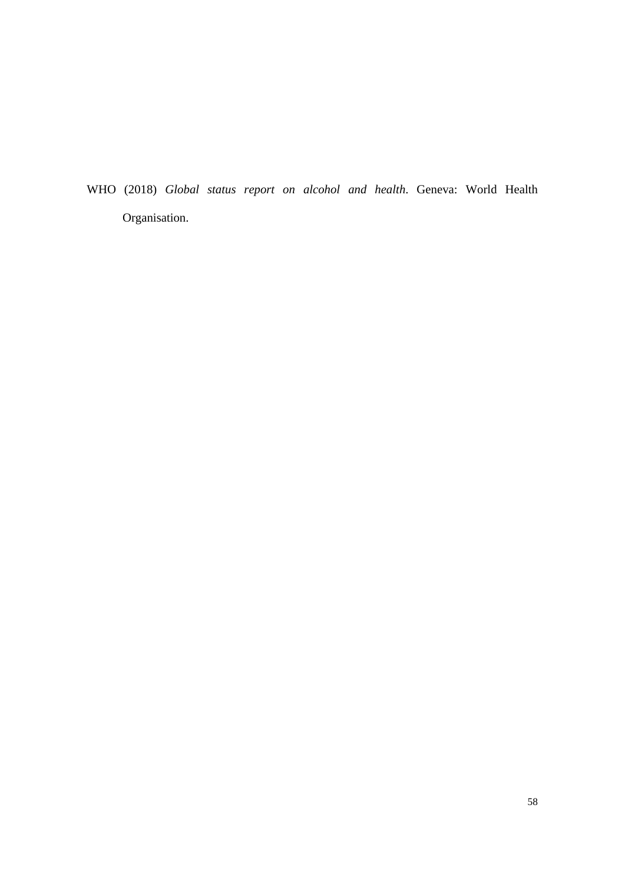WHO (2018) *Global status report on alcohol and health*. Geneva: World Health Organisation.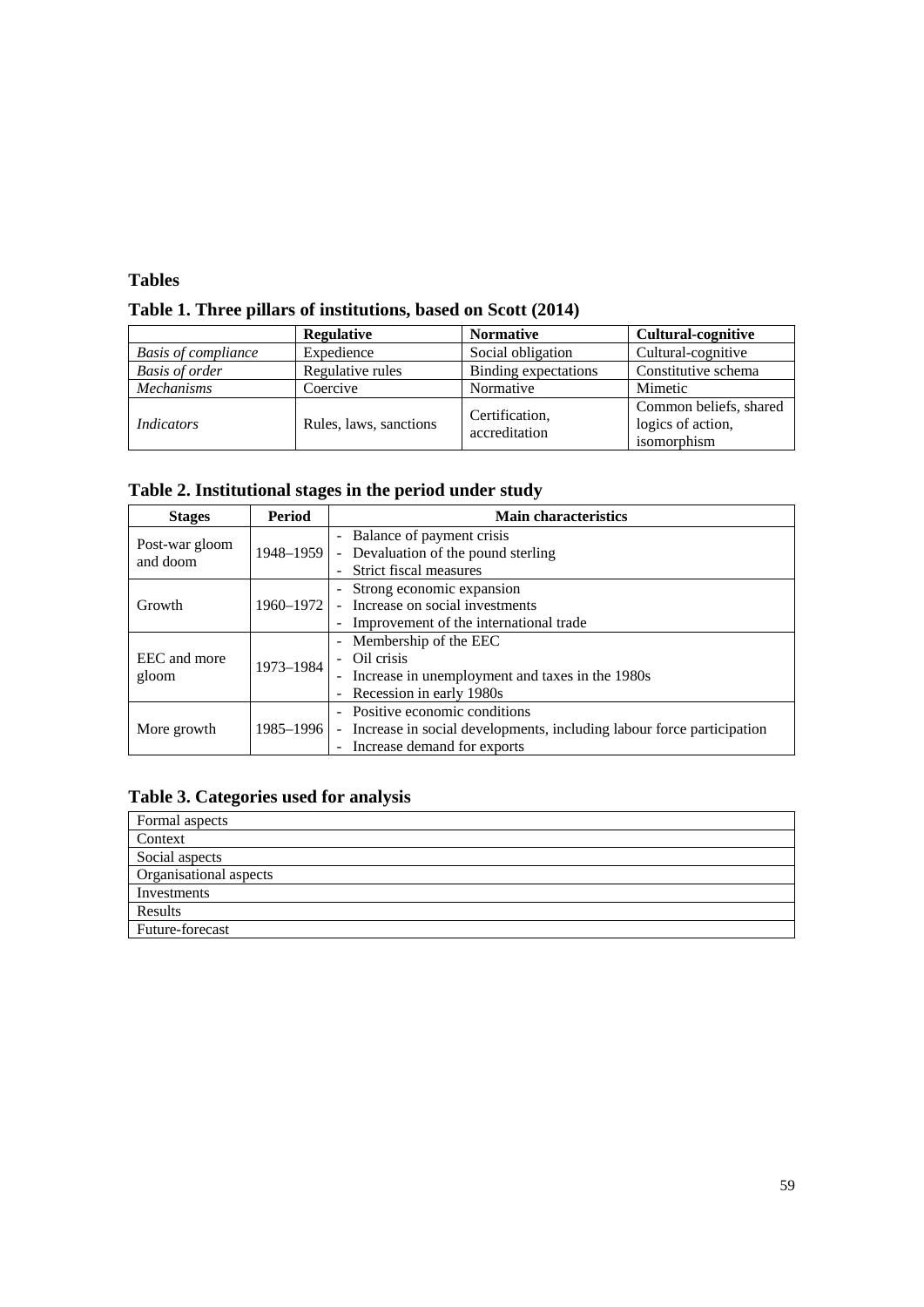## Tables

### Table 1. Three pillars of institutions, based on Scott (2014)

| | Regulative | Normative | Cultural-cognitive |
|---|---|---|---|
| *Basis of compliance* | Expedience | Social obligation | Cultural-cognitive |
| *Basis of order* | Regulative rules | Binding expectations | Constitutive schema |
| *Mechanisms* | Coercive | Normative | Mimetic |
| *Indicators* | Rules, laws, sanctions | Certification, accreditation | Common beliefs, shared logics of action, isomorphism |

### Table 2. Institutional stages in the period under study

| Stages | Period | Main characteristics |
|---|---|---|
| Post-war gloom and doom | 1948–1959 | - Balance of payment crisis<br>- Devaluation of the pound sterling<br>- Strict fiscal measures |
| Growth | 1960–1972 | - Strong economic expansion<br>- Increase on social investments<br>- Improvement of the international trade |
| EEC and more gloom | 1973–1984 | - Membership of the EEC<br>- Oil crisis<br>- Increase in unemployment and taxes in the 1980s<br>- Recession in early 1980s |
| More growth | 1985–1996 | - Positive economic conditions<br>- Increase in social developments, including labour force participation<br>- Increase demand for exports |

### Table 3. Categories used for analysis

| |
|---|
| Formal aspects |
| Context |
| Social aspects |
| Organisational aspects |
| Investments |
| Results |
| Future-forecast |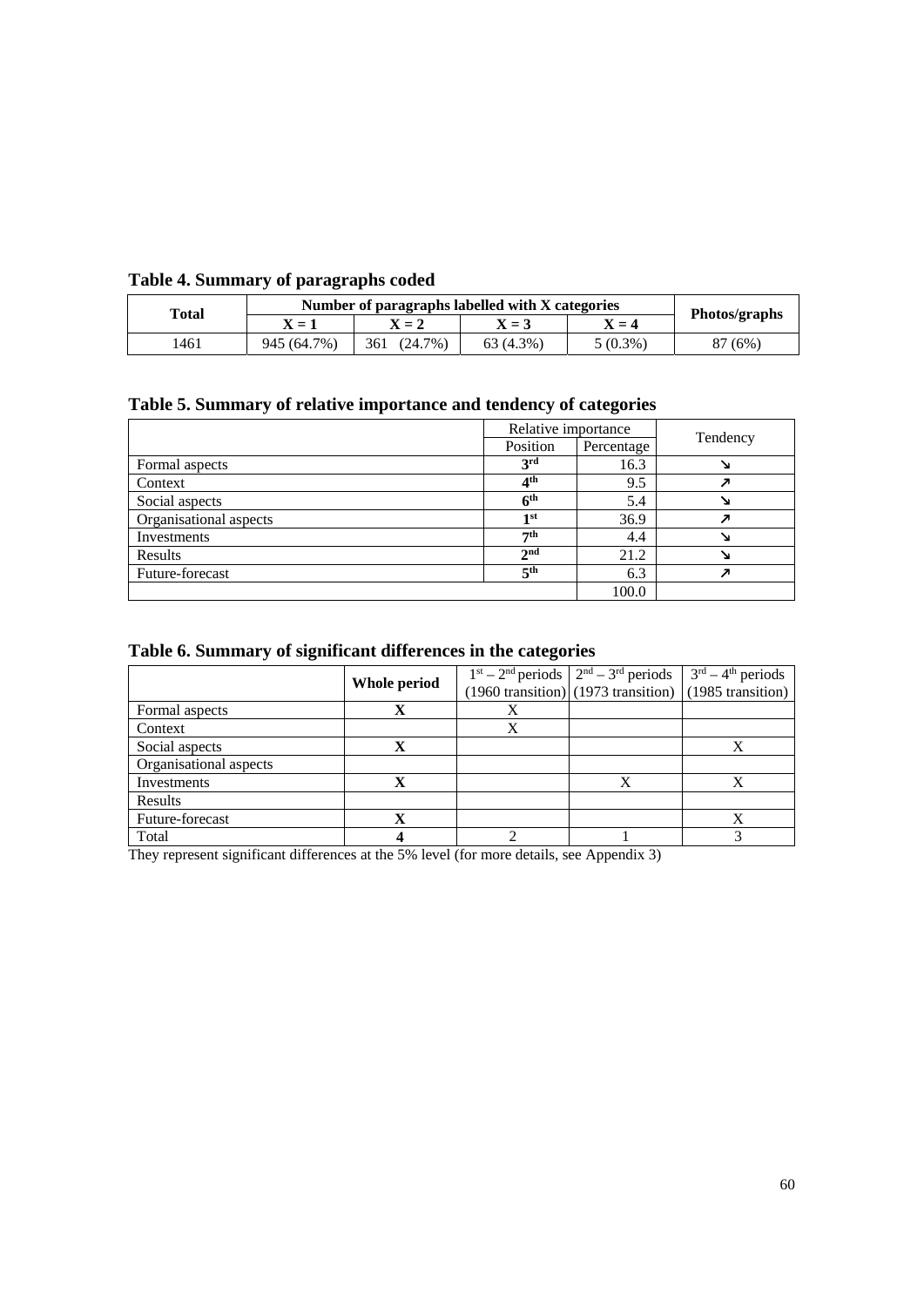**Table 4. Summary of paragraphs coded**

| Total | Number of paragraphs labelled with X categories | | | | Photos/graphs |
|---|---|---|---|---|---|
| | X = 1 | X = 2 | X = 3 | X = 4 | |
| 1461 | 945 (64.7%) | 361 (24.7%) | 63 (4.3%) | 5 (0.3%) | 87 (6%) |

**Table 5. Summary of relative importance and tendency of categories**

| | Relative importance | | Tendency |
|---|---|---|---|
| | Position | Percentage | |
| Formal aspects | **3rd** | 16.3 | ↘ |
| Context | **4th** | 9.5 | ↗ |
| Social aspects | **6th** | 5.4 | ↘ |
| Organisational aspects | **1st** | 36.9 | ↗ |
| Investments | **7th** | 4.4 | ↘ |
| Results | **2nd** | 21.2 | ↘ |
| Future-forecast | **5th** | 6.3 | ↗ |
| | | 100.0 | |

**Table 6. Summary of significant differences in the categories**

| | Whole period | 1st – 2nd periods (1960 transition) | 2nd – 3rd periods (1973 transition) | 3rd – 4th periods (1985 transition) |
|---|---|---|---|---|
| Formal aspects | **X** | X | | |
| Context | | X | | |
| Social aspects | **X** | | | X |
| Organisational aspects | | | | |
| Investments | **X** | | X | X |
| Results | | | | |
| Future-forecast | **X** | | | X |
| Total | **4** | 2 | 1 | 3 |

They represent significant differences at the 5% level (for more details, see Appendix 3)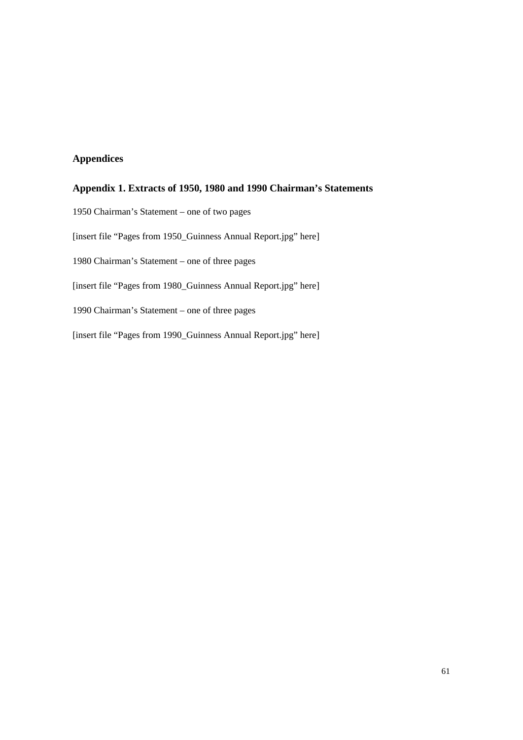## Appendices

### Appendix 1. Extracts of 1950, 1980 and 1990 Chairman's Statements

1950 Chairman's Statement – one of two pages

[insert file "Pages from 1950_Guinness Annual Report.jpg" here]

1980 Chairman's Statement – one of three pages

[insert file "Pages from 1980_Guinness Annual Report.jpg" here]

1990 Chairman's Statement – one of three pages

[insert file "Pages from 1990_Guinness Annual Report.jpg" here]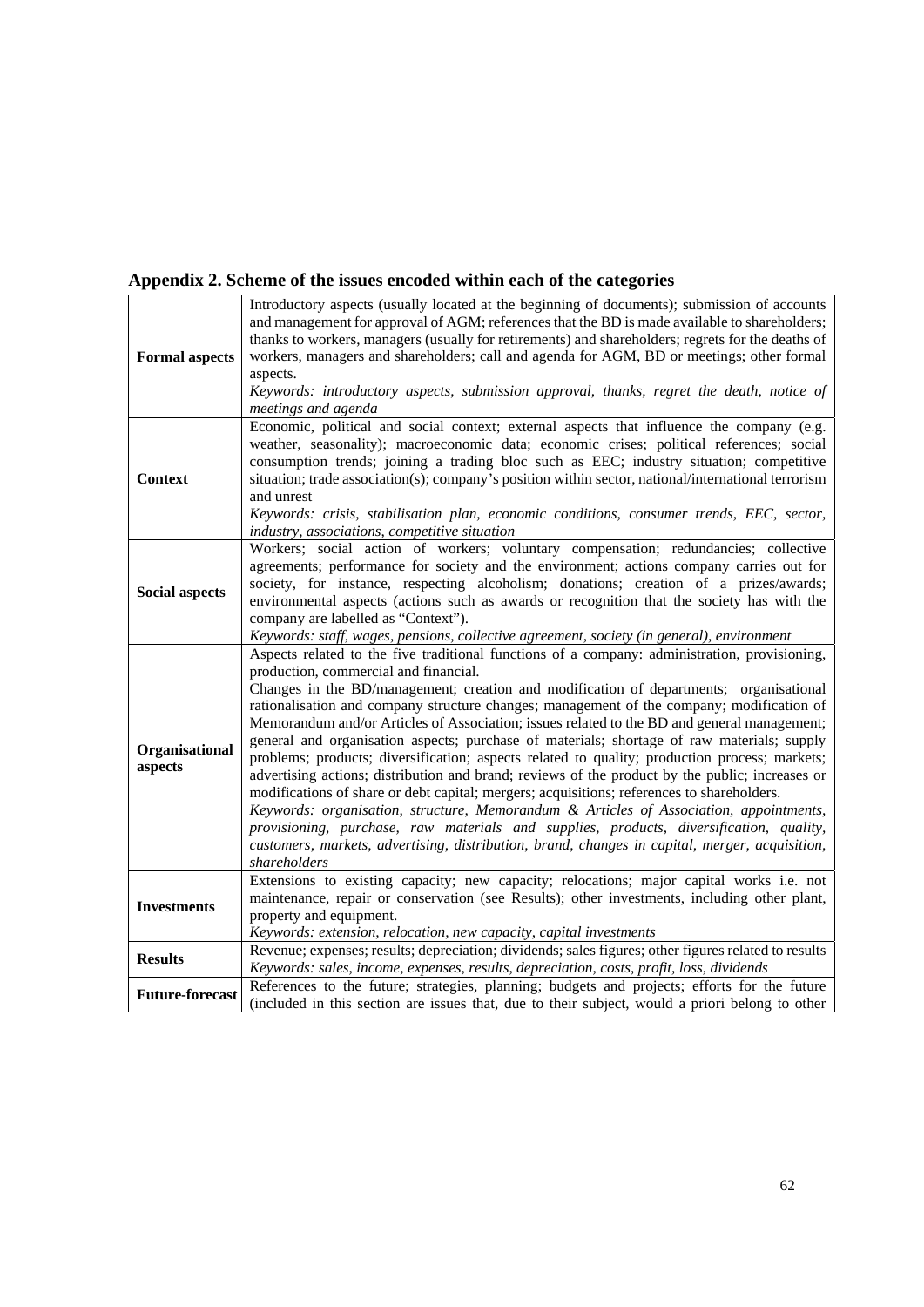## Appendix 2. Scheme of the issues encoded within each of the categories

| | |
|---|---|
| **Formal aspects** | Introductory aspects (usually located at the beginning of documents); submission of accounts and management for approval of AGM; references that the BD is made available to shareholders; thanks to workers, managers (usually for retirements) and shareholders; regrets for the deaths of workers, managers and shareholders; call and agenda for AGM, BD or meetings; other formal aspects. *Keywords: introductory aspects, submission approval, thanks, regret the death, notice of meetings and agenda* |
| **Context** | Economic, political and social context; external aspects that influence the company (e.g. weather, seasonality); macroeconomic data; economic crises; political references; social consumption trends; joining a trading bloc such as EEC; industry situation; competitive situation; trade association(s); company's position within sector, national/international terrorism and unrest *Keywords: crisis, stabilisation plan, economic conditions, consumer trends, EEC, sector, industry, associations, competitive situation* |
| **Social aspects** | Workers; social action of workers; voluntary compensation; redundancies; collective agreements; performance for society and the environment; actions company carries out for society, for instance, respecting alcoholism; donations; creation of a prizes/awards; environmental aspects (actions such as awards or recognition that the society has with the company are labelled as "Context"). *Keywords: staff, wages, pensions, collective agreement, society (in general), environment* |
| **Organisational aspects** | Aspects related to the five traditional functions of a company: administration, provisioning, production, commercial and financial. Changes in the BD/management; creation and modification of departments; organisational rationalisation and company structure changes; management of the company; modification of Memorandum and/or Articles of Association; issues related to the BD and general management; general and organisation aspects; purchase of materials; shortage of raw materials; supply problems; products; diversification; aspects related to quality; production process; markets; advertising actions; distribution and brand; reviews of the product by the public; increases or modifications of share or debt capital; mergers; acquisitions; references to shareholders. *Keywords: organisation, structure, Memorandum & Articles of Association, appointments, provisioning, purchase, raw materials and supplies, products, diversification, quality, customers, markets, advertising, distribution, brand, changes in capital, merger, acquisition, shareholders* |
| **Investments** | Extensions to existing capacity; new capacity; relocations; major capital works i.e. not maintenance, repair or conservation (see Results); other investments, including other plant, property and equipment. *Keywords: extension, relocation, new capacity, capital investments* |
| **Results** | Revenue; expenses; results; depreciation; dividends; sales figures; other figures related to results *Keywords: sales, income, expenses, results, depreciation, costs, profit, loss, dividends* |
| **Future-forecast** | References to the future; strategies, planning; budgets and projects; efforts for the future (included in this section are issues that, due to their subject, would a priori belong to other |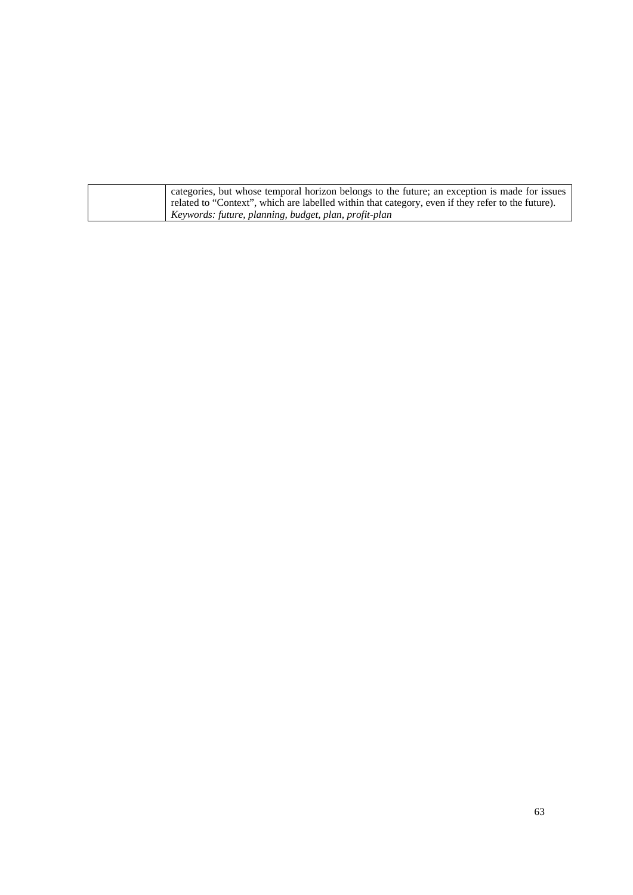| | |
|---|---|
| | categories, but whose temporal horizon belongs to the future; an exception is made for issues related to “Context”, which are labelled within that category, even if they refer to the future).<br>*Keywords: future, planning, budget, plan, profit-plan* |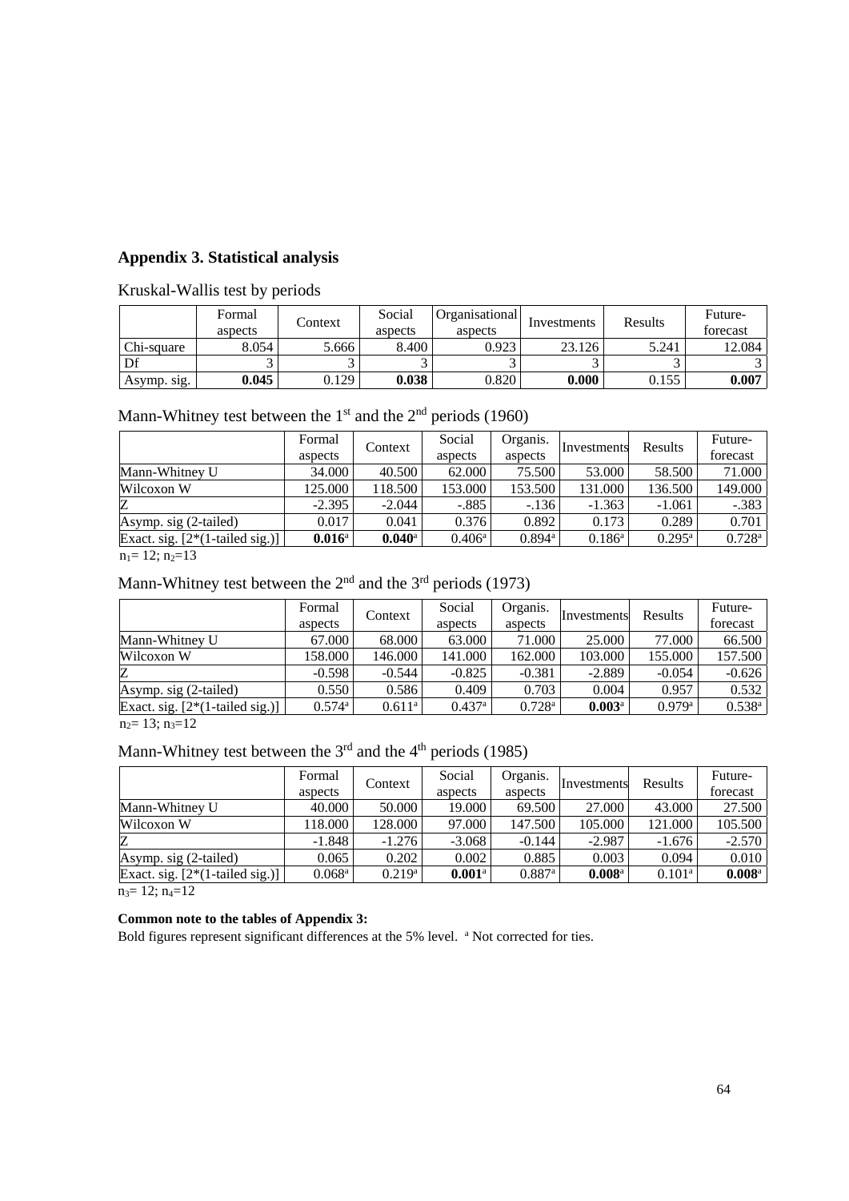## Appendix 3. Statistical analysis

Kruskal-Wallis test by periods

| | Formal aspects | Context | Social aspects | Organisational aspects | Investments | Results | Future-forecast |
|---|---|---|---|---|---|---|---|
| Chi-square | 8.054 | 5.666 | 8.400 | 0.923 | 23.126 | 5.241 | 12.084 |
| Df | 3 | 3 | 3 | 3 | 3 | 3 | 3 |
| Asymp. sig. | **0.045** | 0.129 | **0.038** | 0.820 | **0.000** | 0.155 | **0.007** |

Mann-Whitney test between the 1st and the 2nd periods (1960)

| | Formal aspects | Context | Social aspects | Organis. aspects | Investments | Results | Future-forecast |
|---|---|---|---|---|---|---|---|
| Mann-Whitney U | 34.000 | 40.500 | 62.000 | 75.500 | 53.000 | 58.500 | 71.000 |
| Wilcoxon W | 125.000 | 118.500 | 153.000 | 153.500 | 131.000 | 136.500 | 149.000 |
| Z | -2.395 | -2.044 | -.885 | -.136 | -1.363 | -1.061 | -.383 |
| Asymp. sig (2-tailed) | 0.017 | 0.041 | 0.376 | 0.892 | 0.173 | 0.289 | 0.701 |
| Exact. sig. [2*(1-tailed sig.)] | **0.016**[a] | **0.040**[a] | 0.406[a] | 0.894[a] | 0.186[a] | 0.295[a] | 0.728[a] |

$n_1 = 12$; $n_2 = 13$

Mann-Whitney test between the 2nd and the 3rd periods (1973)

| | Formal aspects | Context | Social aspects | Organis. aspects | Investments | Results | Future-forecast |
|---|---|---|---|---|---|---|---|
| Mann-Whitney U | 67.000 | 68.000 | 63.000 | 71.000 | 25.000 | 77.000 | 66.500 |
| Wilcoxon W | 158.000 | 146.000 | 141.000 | 162.000 | 103.000 | 155.000 | 157.500 |
| Z | -0.598 | -0.544 | -0.825 | -0.381 | -2.889 | -0.054 | -0.626 |
| Asymp. sig (2-tailed) | 0.550 | 0.586 | 0.409 | 0.703 | 0.004 | 0.957 | 0.532 |
| Exact. sig. [2*(1-tailed sig.)] | 0.574[a] | 0.611[a] | 0.437[a] | 0.728[a] | **0.003**[a] | 0.979[a] | 0.538[a] |

$n_2 = 13$; $n_3 = 12$

Mann-Whitney test between the 3rd and the 4th periods (1985)

| | Formal aspects | Context | Social aspects | Organis. aspects | Investments | Results | Future-forecast |
|---|---|---|---|---|---|---|---|
| Mann-Whitney U | 40.000 | 50.000 | 19.000 | 69.500 | 27.000 | 43.000 | 27.500 |
| Wilcoxon W | 118.000 | 128.000 | 97.000 | 147.500 | 105.000 | 121.000 | 105.500 |
| Z | -1.848 | -1.276 | -3.068 | -0.144 | -2.987 | -1.676 | -2.570 |
| Asymp. sig (2-tailed) | 0.065 | 0.202 | 0.002 | 0.885 | 0.003 | 0.094 | 0.010 |
| Exact. sig. [2*(1-tailed sig.)] | 0.068[a] | 0.219[a] | **0.001**[a] | 0.887[a] | **0.008**[a] | 0.101[a] | **0.008**[a] |

$n_3 = 12$; $n_4 = 12$

**Common note to the tables of Appendix 3:**

Bold figures represent significant differences at the 5% level. [a] Not corrected for ties.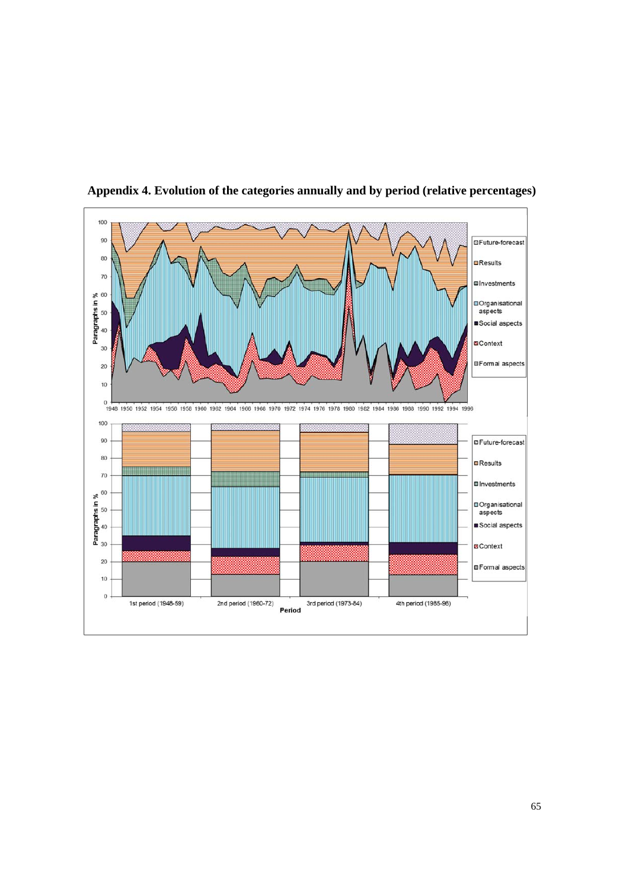**Appendix 4. Evolution of the categories annually and by period (relative percentages)**

100
90
80
70
60
50
40
30
20
10
0

Paragraphs in %

1948 1950 1952 1954 1956 1958 1960 1962 1964 1966 1968 1970 1972 1974 1976 1978 1980 1982 1984 1986 1988 1990 1992 1994 1996

Future-forecast
Results
Investments
Organisational aspects
Social aspects
Context
Formal aspects

100
90
80
70
60
50
40
30
20
10
0

Paragraphs in %

1st period (1948-59)
2nd period (1960-72)
3rd period (1973-84)
4th period (1985-96)

Period

Future-forecast
Results
Investments
Organisational aspects
Social aspects
Context
Formal aspects